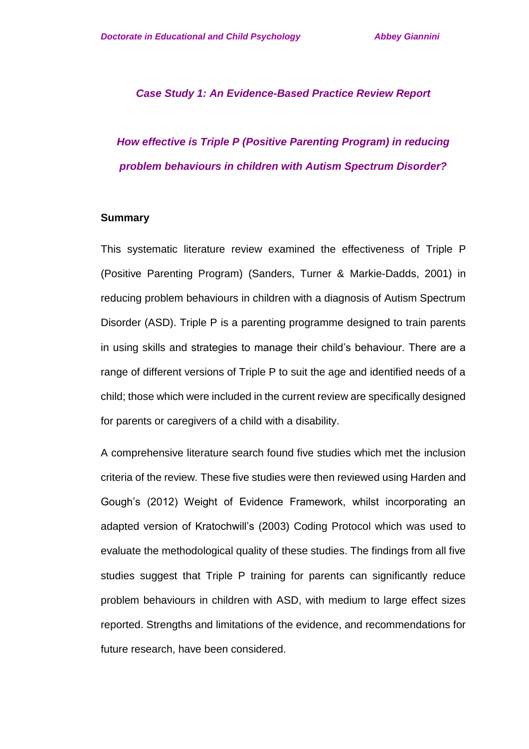*Case Study 1: An Evidence-Based Practice Review Report*

# *How effective is Triple P (Positive Parenting Program) in reducing problem behaviours in children with Autism Spectrum Disorder?*

## Summary

This systematic literature review examined the effectiveness of Triple P (Positive Parenting Program) (Sanders, Turner & Markie-Dadds, 2001) in reducing problem behaviours in children with a diagnosis of Autism Spectrum Disorder (ASD). Triple P is a parenting programme designed to train parents in using skills and strategies to manage their child's behaviour. There are a range of different versions of Triple P to suit the age and identified needs of a child; those which were included in the current review are specifically designed for parents or caregivers of a child with a disability.

A comprehensive literature search found five studies which met the inclusion criteria of the review. These five studies were then reviewed using Harden and Gough's (2012) Weight of Evidence Framework, whilst incorporating an adapted version of Kratochwill's (2003) Coding Protocol which was used to evaluate the methodological quality of these studies. The findings from all five studies suggest that Triple P training for parents can significantly reduce problem behaviours in children with ASD, with medium to large effect sizes reported. Strengths and limitations of the evidence, and recommendations for future research, have been considered.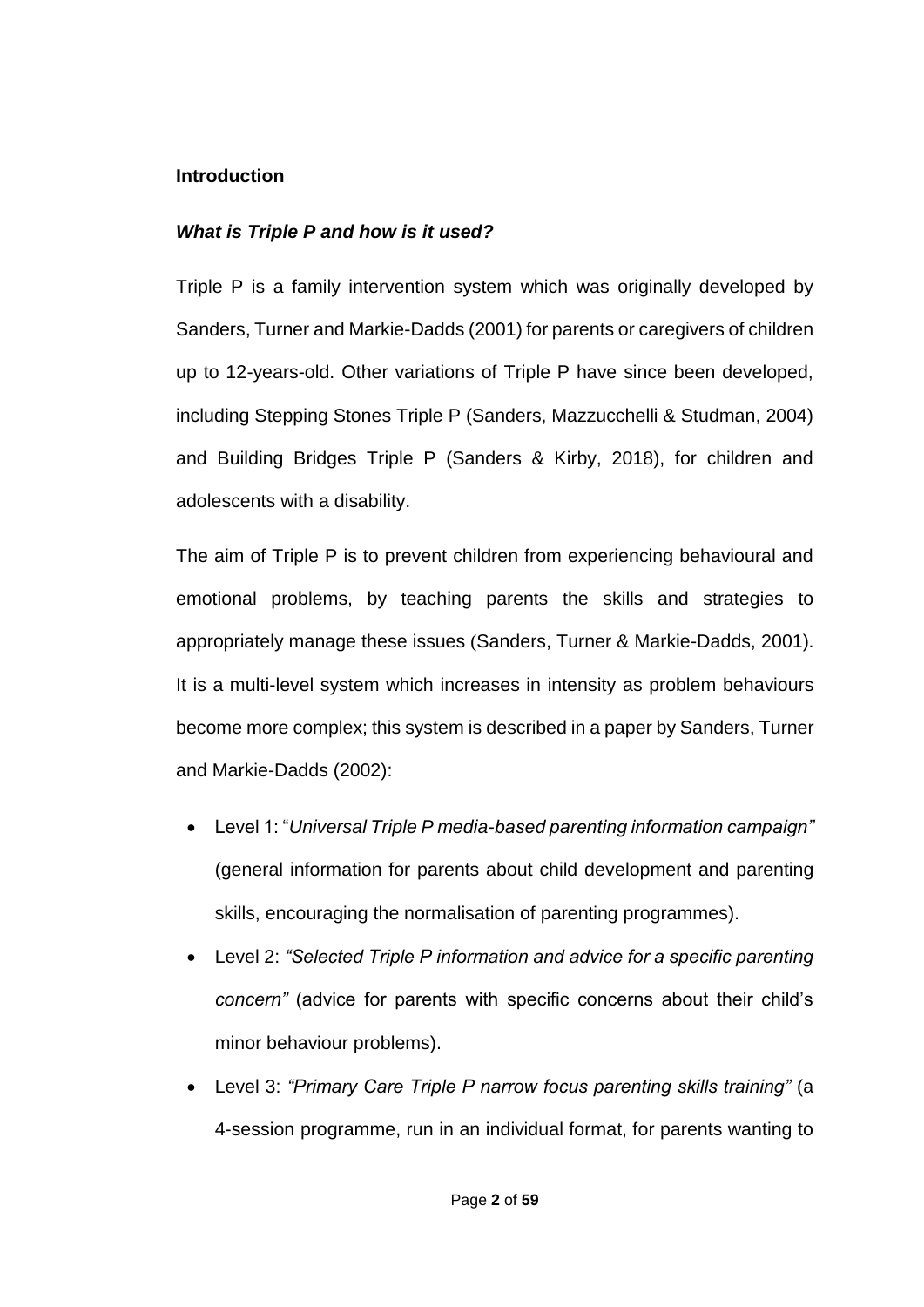## Introduction

### *What is Triple P and how is it used?*

Triple P is a family intervention system which was originally developed by Sanders, Turner and Markie-Dadds (2001) for parents or caregivers of children up to 12-years-old. Other variations of Triple P have since been developed, including Stepping Stones Triple P (Sanders, Mazzucchelli & Studman, 2004) and Building Bridges Triple P (Sanders & Kirby, 2018), for children and adolescents with a disability.

The aim of Triple P is to prevent children from experiencing behavioural and emotional problems, by teaching parents the skills and strategies to appropriately manage these issues (Sanders, Turner & Markie-Dadds, 2001). It is a multi-level system which increases in intensity as problem behaviours become more complex; this system is described in a paper by Sanders, Turner and Markie-Dadds (2002):

- Level 1: "*Universal Triple P media-based parenting information campaign"* (general information for parents about child development and parenting skills, encouraging the normalisation of parenting programmes).
- Level 2: *"Selected Triple P information and advice for a specific parenting concern"* (advice for parents with specific concerns about their child's minor behaviour problems).
- Level 3: *"Primary Care Triple P narrow focus parenting skills training"* (a 4-session programme, run in an individual format, for parents wanting to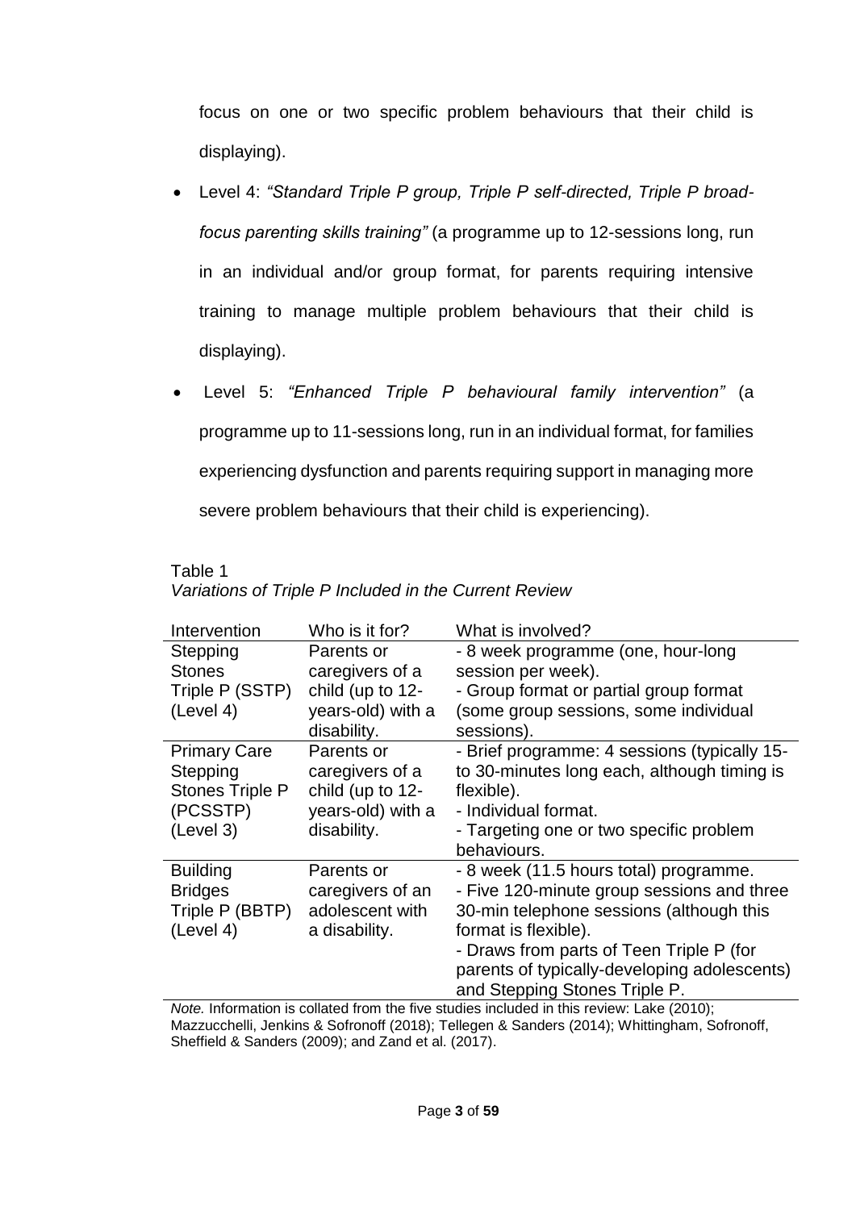focus on one or two specific problem behaviours that their child is displaying).

- Level 4: *"Standard Triple P group, Triple P self-directed, Triple P broad-focus parenting skills training"* (a programme up to 12-sessions long, run in an individual and/or group format, for parents requiring intensive training to manage multiple problem behaviours that their child is displaying).
- Level 5: *"Enhanced Triple P behavioural family intervention"* (a programme up to 11-sessions long, run in an individual format, for families experiencing dysfunction and parents requiring support in managing more severe problem behaviours that their child is experiencing).

Table 1
*Variations of Triple P Included in the Current Review*

| Intervention | Who is it for? | What is involved? |
|---|---|---|
| Stepping Stones Triple P (SSTP) (Level 4) | Parents or caregivers of a child (up to 12-years-old) with a disability. | - 8 week programme (one, hour-long session per week).<br>- Group format or partial group format (some group sessions, some individual sessions). |
| Primary Care Stepping Stones Triple P (PCSSTP) (Level 3) | Parents or caregivers of a child (up to 12-years-old) with a disability. | - Brief programme: 4 sessions (typically 15- to 30-minutes long each, although timing is flexible).<br>- Individual format.<br>- Targeting one or two specific problem behaviours. |
| Building Bridges Triple P (BBTP) (Level 4) | Parents or caregivers of an adolescent with a disability. | - 8 week (11.5 hours total) programme.<br>- Five 120-minute group sessions and three 30-min telephone sessions (although this format is flexible).<br>- Draws from parts of Teen Triple P (for parents of typically-developing adolescents) and Stepping Stones Triple P. |

*Note.* Information is collated from the five studies included in this review: Lake (2010); Mazzucchelli, Jenkins & Sofronoff (2018); Tellegen & Sanders (2014); Whittingham, Sofronoff, Sheffield & Sanders (2009); and Zand et al. (2017).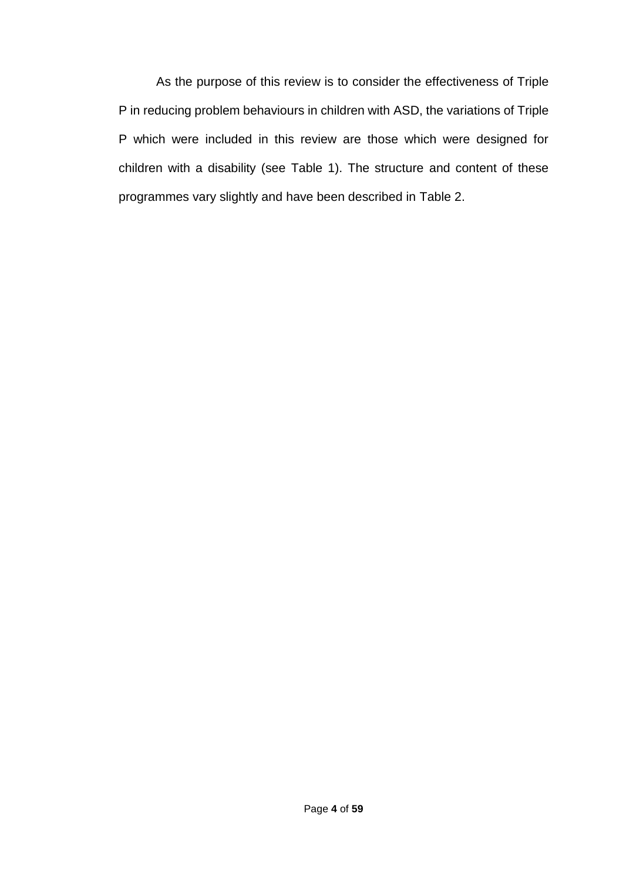As the purpose of this review is to consider the effectiveness of Triple P in reducing problem behaviours in children with ASD, the variations of Triple P which were included in this review are those which were designed for children with a disability (see Table 1). The structure and content of these programmes vary slightly and have been described in Table 2.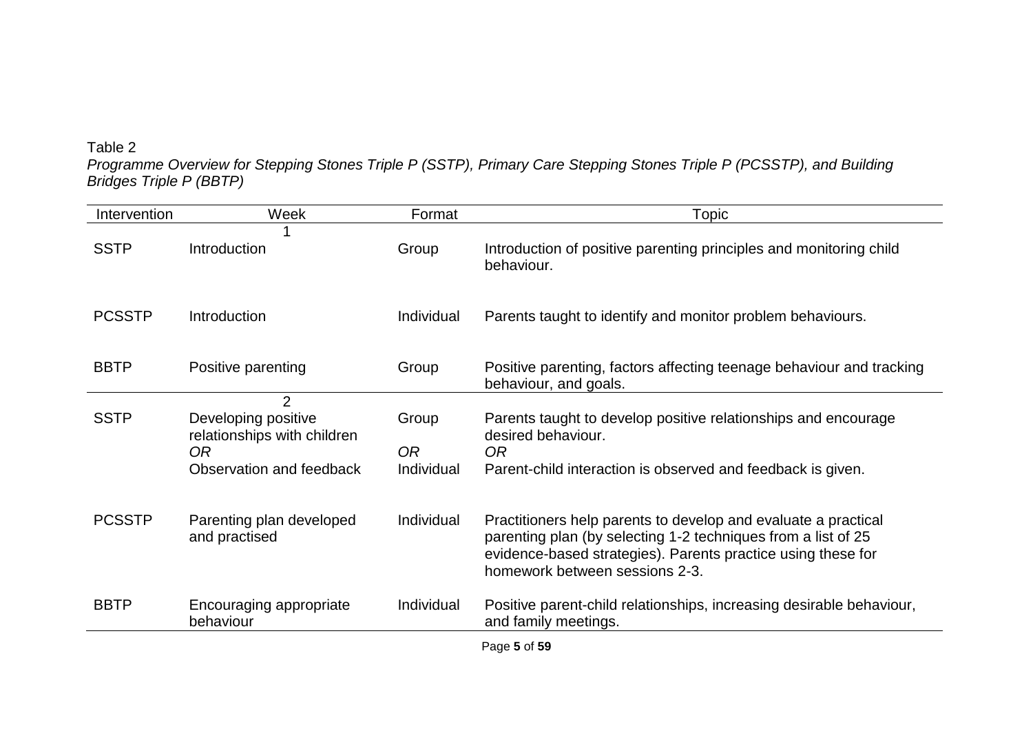Table 2

*Programme Overview for Stepping Stones Triple P (SSTP), Primary Care Stepping Stones Triple P (PCSSTP), and Building Bridges Triple P (BBTP)*

| Intervention | Week | Format | Topic |
|---|---|---|---|
| | 1 | | |
| SSTP | Introduction | Group | Introduction of positive parenting principles and monitoring child behaviour. |
| PCSSTP | Introduction | Individual | Parents taught to identify and monitor problem behaviours. |
| BBTP | Positive parenting | Group | Positive parenting, factors affecting teenage behaviour and tracking behaviour, and goals. |
| | 2 | | |
| SSTP | Developing positive relationships with children *OR* Observation and feedback | Group *OR* Individual | Parents taught to develop positive relationships and encourage desired behaviour. *OR* Parent-child interaction is observed and feedback is given. |
| PCSSTP | Parenting plan developed and practised | Individual | Practitioners help parents to develop and evaluate a practical parenting plan (by selecting 1-2 techniques from a list of 25 evidence-based strategies). Parents practice using these for homework between sessions 2-3. |
| BBTP | Encouraging appropriate behaviour | Individual | Positive parent-child relationships, increasing desirable behaviour, and family meetings. |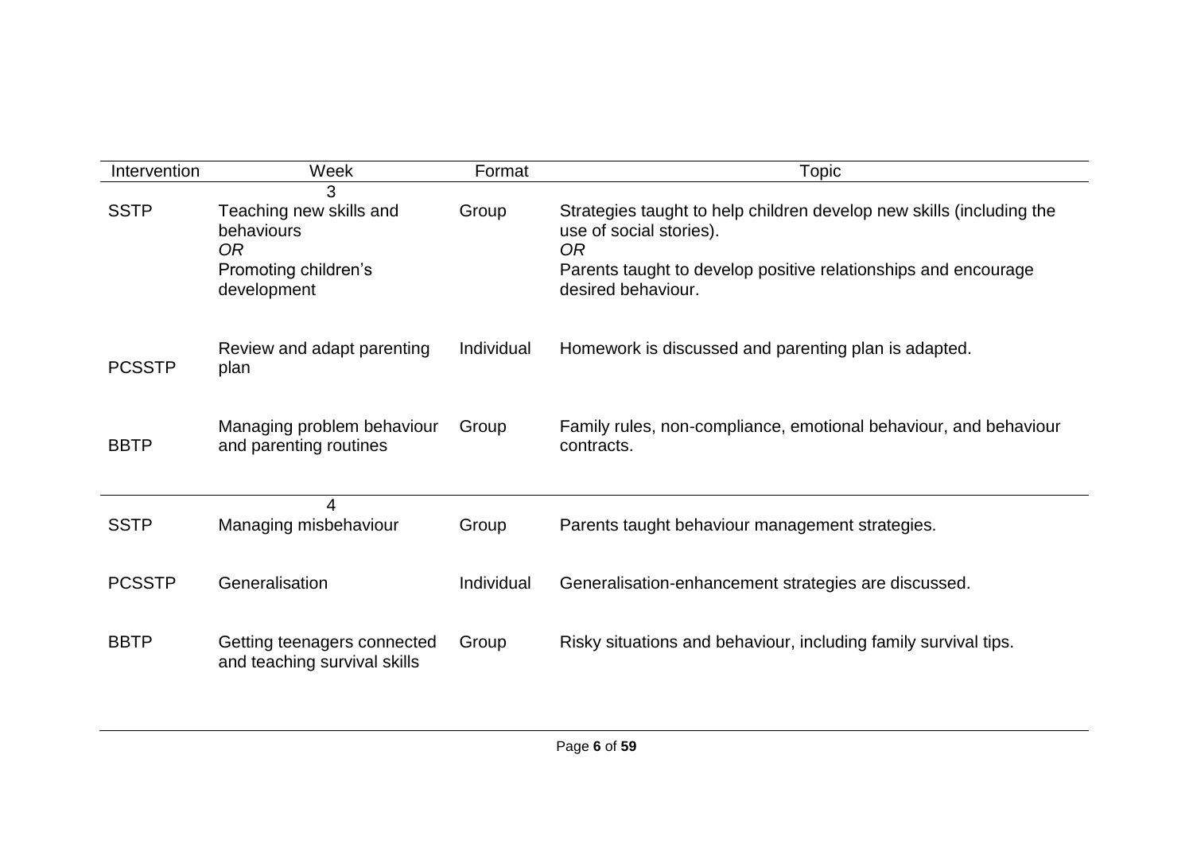| Intervention | Week | Format | Topic |
|---|---|---|---|
| | 3 | | |
| SSTP | Teaching new skills and behaviours<br>*OR*<br>Promoting children's development | Group | Strategies taught to help children develop new skills (including the use of social stories).<br>*OR*<br>Parents taught to develop positive relationships and encourage desired behaviour. |
| PCSSTP | Review and adapt parenting plan | Individual | Homework is discussed and parenting plan is adapted. |
| BBTP | Managing problem behaviour and parenting routines | Group | Family rules, non-compliance, emotional behaviour, and behaviour contracts. |
| | 4 | | |
| SSTP | Managing misbehaviour | Group | Parents taught behaviour management strategies. |
| PCSSTP | Generalisation | Individual | Generalisation-enhancement strategies are discussed. |
| BBTP | Getting teenagers connected and teaching survival skills | Group | Risky situations and behaviour, including family survival tips. |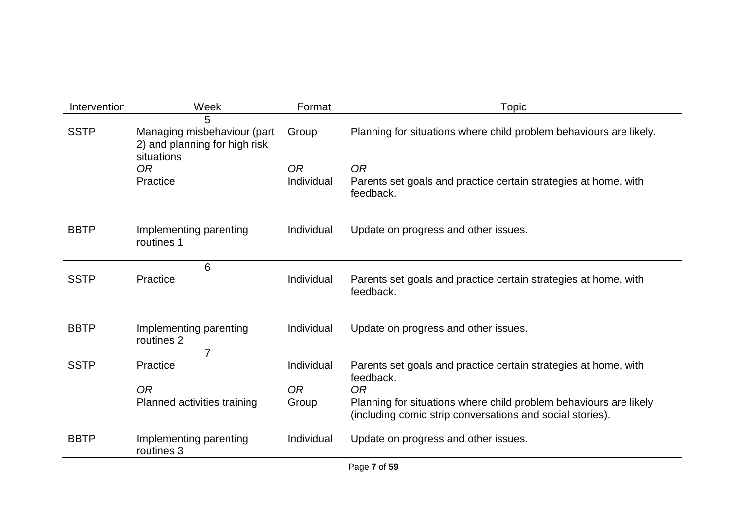| Intervention | Week | Format | Topic |
|---|---|---|---|
| | 5 | | |
| SSTP | Managing misbehaviour (part 2) and planning for high risk situations | Group | Planning for situations where child problem behaviours are likely. |
| | *OR* | *OR* | *OR* |
| | Practice | Individual | Parents set goals and practice certain strategies at home, with feedback. |
| BBTP | Implementing parenting routines 1 | Individual | Update on progress and other issues. |
| | 6 | | |
| SSTP | Practice | Individual | Parents set goals and practice certain strategies at home, with feedback. |
| BBTP | Implementing parenting routines 2 | Individual | Update on progress and other issues. |
| | 7 | | |
| SSTP | Practice | Individual | Parents set goals and practice certain strategies at home, with feedback. |
| | *OR* | *OR* | *OR* |
| | Planned activities training | Group | Planning for situations where child problem behaviours are likely (including comic strip conversations and social stories). |
| BBTP | Implementing parenting routines 3 | Individual | Update on progress and other issues. |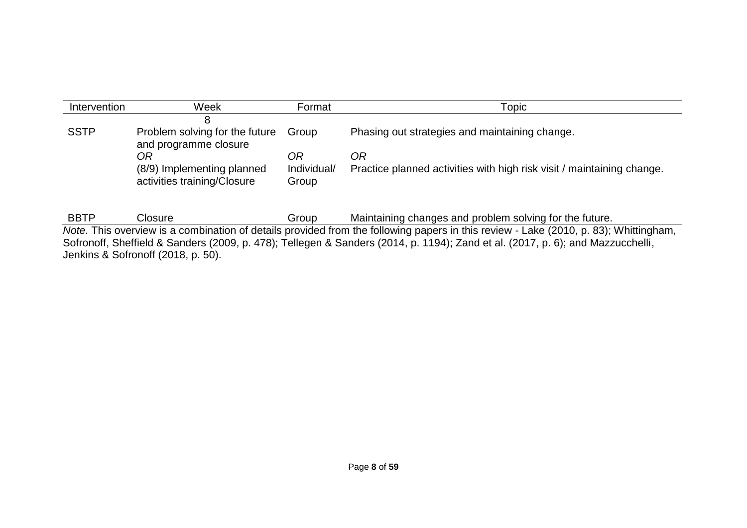| Intervention | Week | Format | Topic |
|---|---|---|---|
| | 8 | | |
| SSTP | Problem solving for the future and programme closure | Group | Phasing out strategies and maintaining change. |
| | *OR* | *OR* | *OR* |
| | (8/9) Implementing planned activities training/Closure | Individual/ Group | Practice planned activities with high risk visit / maintaining change. |
| BBTP | Closure | Group | Maintaining changes and problem solving for the future. |

*Note.* This overview is a combination of details provided from the following papers in this review - Lake (2010, p. 83); Whittingham, Sofronoff, Sheffield & Sanders (2009, p. 478); Tellegen & Sanders (2014, p. 1194); Zand et al. (2017, p. 6); and Mazzucchelli, Jenkins & Sofronoff (2018, p. 50).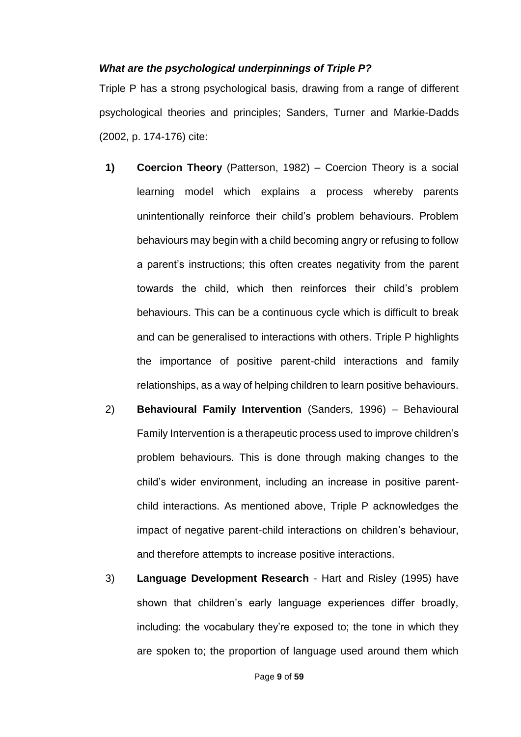***What are the psychological underpinnings of Triple P?***

Triple P has a strong psychological basis, drawing from a range of different psychological theories and principles; Sanders, Turner and Markie-Dadds (2002, p. 174-176) cite:

1) **Coercion Theory** (Patterson, 1982) – Coercion Theory is a social learning model which explains a process whereby parents unintentionally reinforce their child's problem behaviours. Problem behaviours may begin with a child becoming angry or refusing to follow a parent's instructions; this often creates negativity from the parent towards the child, which then reinforces their child's problem behaviours. This can be a continuous cycle which is difficult to break and can be generalised to interactions with others. Triple P highlights the importance of positive parent-child interactions and family relationships, as a way of helping children to learn positive behaviours.

2) **Behavioural Family Intervention** (Sanders, 1996) – Behavioural Family Intervention is a therapeutic process used to improve children's problem behaviours. This is done through making changes to the child's wider environment, including an increase in positive parent-child interactions. As mentioned above, Triple P acknowledges the impact of negative parent-child interactions on children's behaviour, and therefore attempts to increase positive interactions.

3) **Language Development Research** - Hart and Risley (1995) have shown that children's early language experiences differ broadly, including: the vocabulary they're exposed to; the tone in which they are spoken to; the proportion of language used around them which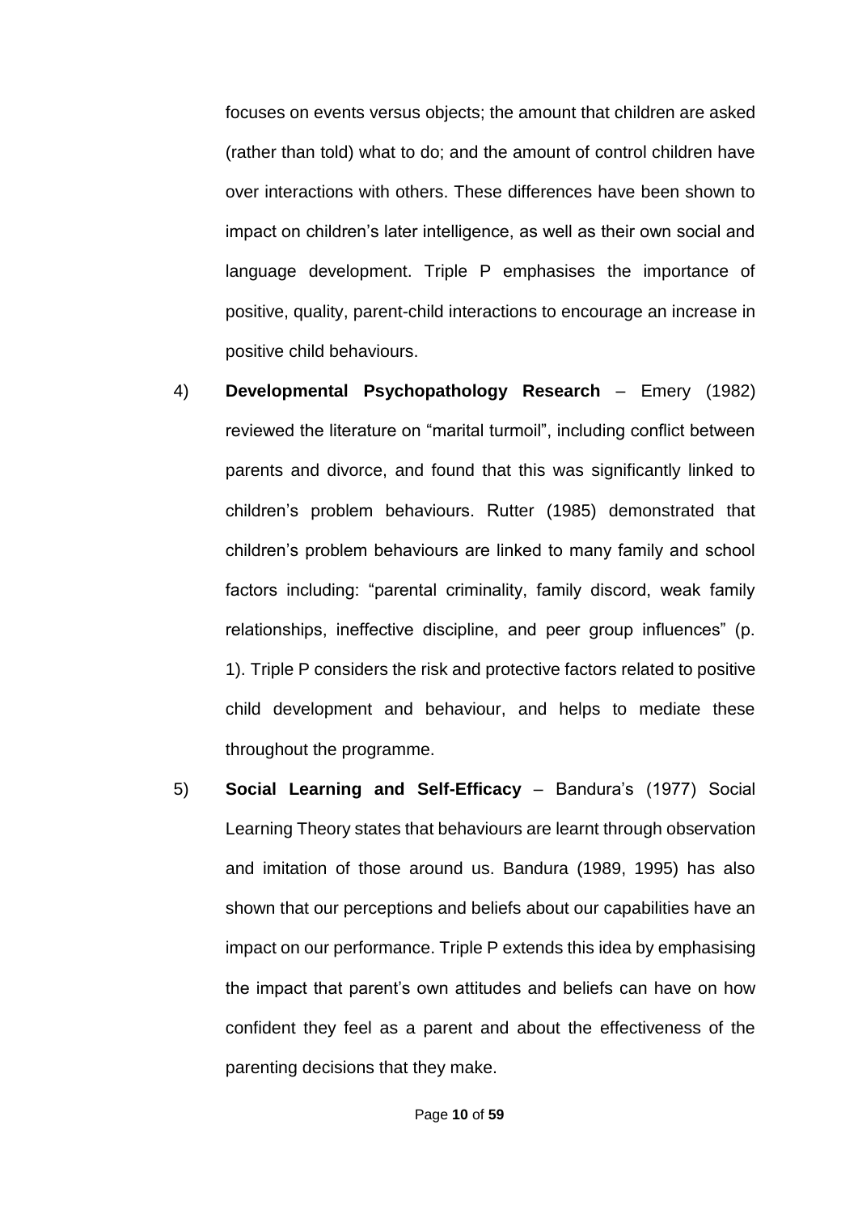focuses on events versus objects; the amount that children are asked (rather than told) what to do; and the amount of control children have over interactions with others. These differences have been shown to impact on children's later intelligence, as well as their own social and language development. Triple P emphasises the importance of positive, quality, parent-child interactions to encourage an increase in positive child behaviours.

4) **Developmental Psychopathology Research** – Emery (1982) reviewed the literature on "marital turmoil", including conflict between parents and divorce, and found that this was significantly linked to children's problem behaviours. Rutter (1985) demonstrated that children's problem behaviours are linked to many family and school factors including: "parental criminality, family discord, weak family relationships, ineffective discipline, and peer group influences" (p. 1). Triple P considers the risk and protective factors related to positive child development and behaviour, and helps to mediate these throughout the programme.

5) **Social Learning and Self-Efficacy** – Bandura's (1977) Social Learning Theory states that behaviours are learnt through observation and imitation of those around us. Bandura (1989, 1995) has also shown that our perceptions and beliefs about our capabilities have an impact on our performance. Triple P extends this idea by emphasising the impact that parent's own attitudes and beliefs can have on how confident they feel as a parent and about the effectiveness of the parenting decisions that they make.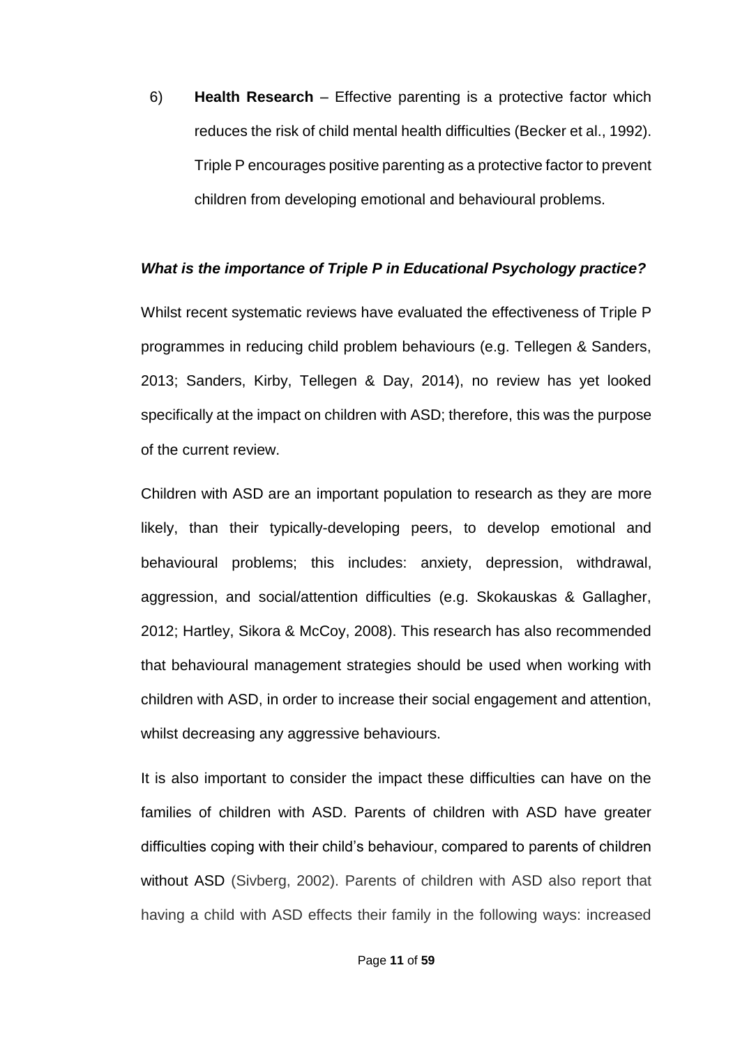6) **Health Research** – Effective parenting is a protective factor which reduces the risk of child mental health difficulties (Becker et al., 1992). Triple P encourages positive parenting as a protective factor to prevent children from developing emotional and behavioural problems.

***What is the importance of Triple P in Educational Psychology practice?***

Whilst recent systematic reviews have evaluated the effectiveness of Triple P programmes in reducing child problem behaviours (e.g. Tellegen & Sanders, 2013; Sanders, Kirby, Tellegen & Day, 2014), no review has yet looked specifically at the impact on children with ASD; therefore, this was the purpose of the current review.

Children with ASD are an important population to research as they are more likely, than their typically-developing peers, to develop emotional and behavioural problems; this includes: anxiety, depression, withdrawal, aggression, and social/attention difficulties (e.g. Skokauskas & Gallagher, 2012; Hartley, Sikora & McCoy, 2008). This research has also recommended that behavioural management strategies should be used when working with children with ASD, in order to increase their social engagement and attention, whilst decreasing any aggressive behaviours.

It is also important to consider the impact these difficulties can have on the families of children with ASD. Parents of children with ASD have greater difficulties coping with their child's behaviour, compared to parents of children without ASD (Sivberg, 2002). Parents of children with ASD also report that having a child with ASD effects their family in the following ways: increased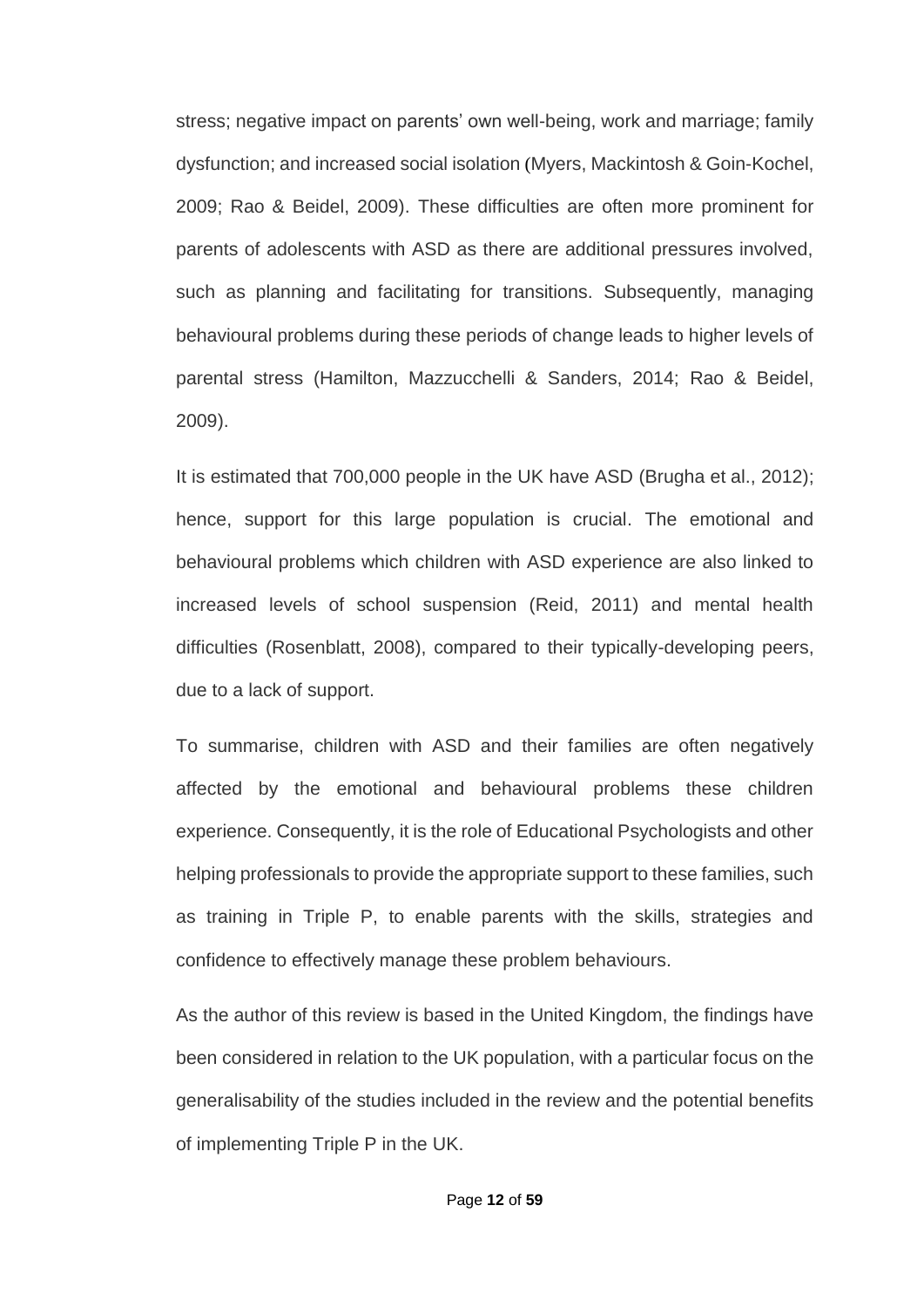stress; negative impact on parents' own well-being, work and marriage; family dysfunction; and increased social isolation (Myers, Mackintosh & Goin-Kochel, 2009; Rao & Beidel, 2009). These difficulties are often more prominent for parents of adolescents with ASD as there are additional pressures involved, such as planning and facilitating for transitions. Subsequently, managing behavioural problems during these periods of change leads to higher levels of parental stress (Hamilton, Mazzucchelli & Sanders, 2014; Rao & Beidel, 2009).

It is estimated that 700,000 people in the UK have ASD (Brugha et al., 2012); hence, support for this large population is crucial. The emotional and behavioural problems which children with ASD experience are also linked to increased levels of school suspension (Reid, 2011) and mental health difficulties (Rosenblatt, 2008), compared to their typically-developing peers, due to a lack of support.

To summarise, children with ASD and their families are often negatively affected by the emotional and behavioural problems these children experience. Consequently, it is the role of Educational Psychologists and other helping professionals to provide the appropriate support to these families, such as training in Triple P, to enable parents with the skills, strategies and confidence to effectively manage these problem behaviours.

As the author of this review is based in the United Kingdom, the findings have been considered in relation to the UK population, with a particular focus on the generalisability of the studies included in the review and the potential benefits of implementing Triple P in the UK.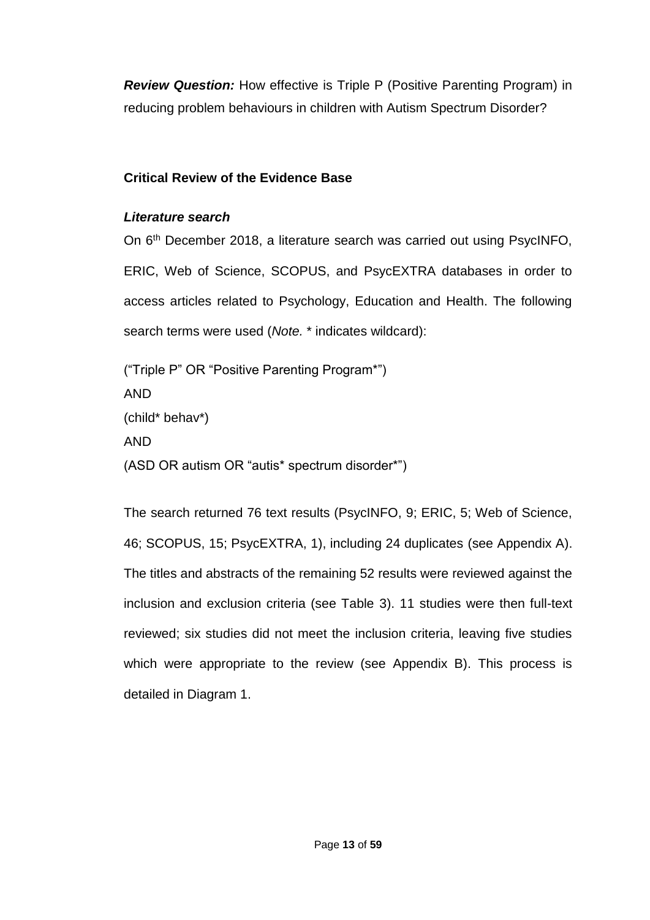***Review Question:*** How effective is Triple P (Positive Parenting Program) in reducing problem behaviours in children with Autism Spectrum Disorder?

## Critical Review of the Evidence Base

### *Literature search*

On 6th December 2018, a literature search was carried out using PsycINFO, ERIC, Web of Science, SCOPUS, and PsycEXTRA databases in order to access articles related to Psychology, Education and Health. The following search terms were used (*Note.* * indicates wildcard):

("Triple P" OR "Positive Parenting Program*")
AND
(child* behav*)
AND
(ASD OR autism OR "autis* spectrum disorder*")

The search returned 76 text results (PsycINFO, 9; ERIC, 5; Web of Science, 46; SCOPUS, 15; PsycEXTRA, 1), including 24 duplicates (see Appendix A). The titles and abstracts of the remaining 52 results were reviewed against the inclusion and exclusion criteria (see Table 3). 11 studies were then full-text reviewed; six studies did not meet the inclusion criteria, leaving five studies which were appropriate to the review (see Appendix B). This process is detailed in Diagram 1.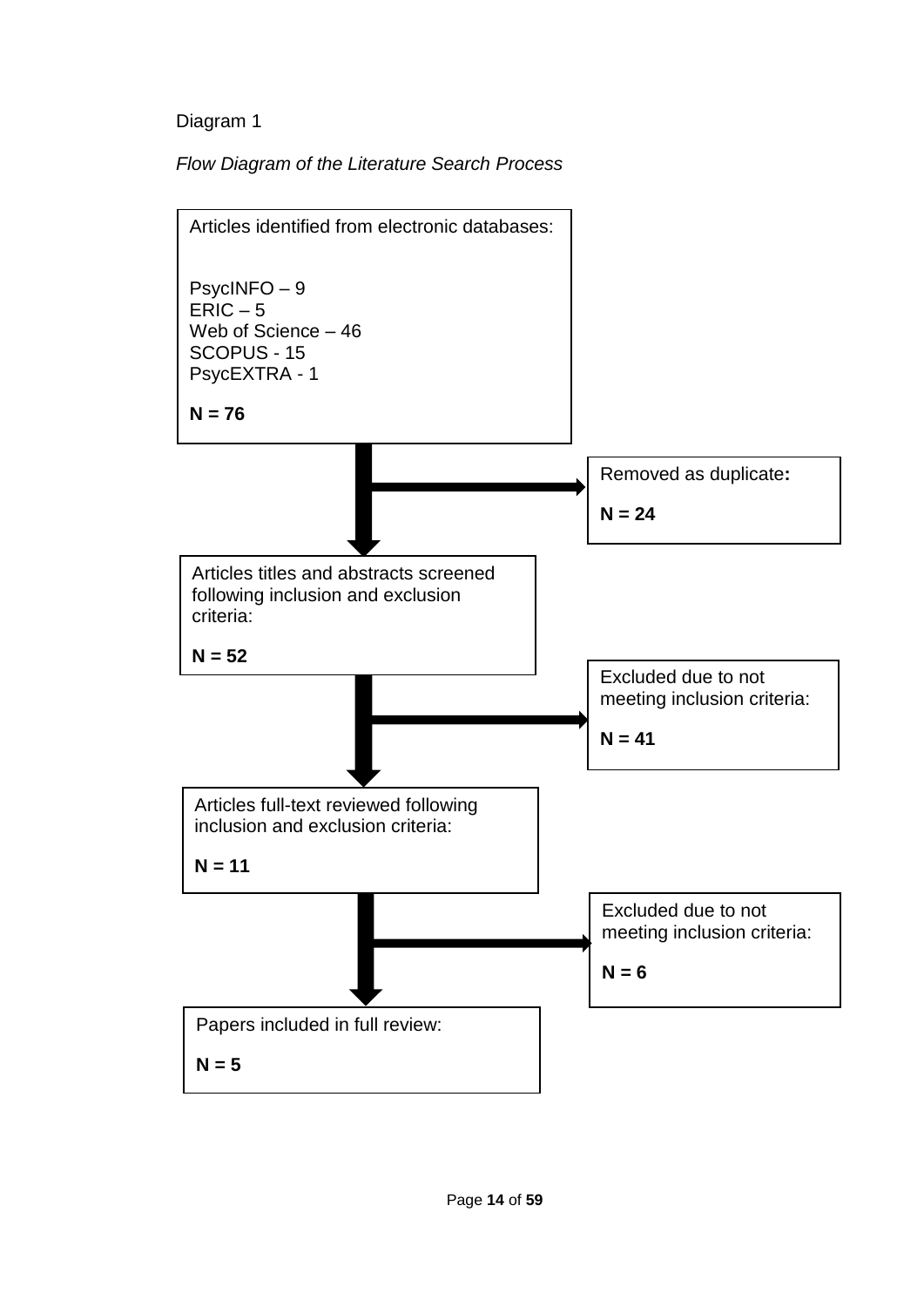Diagram 1

*Flow Diagram of the Literature Search Process*

Articles identified from electronic databases:

PsycINFO – 9
ERIC – 5
Web of Science – 46
SCOPUS - 15
PsycEXTRA - 1

**N = 76**

Removed as duplicate**:**

**N = 24**

Articles titles and abstracts screened following inclusion and exclusion criteria:

**N = 52**

Excluded due to not meeting inclusion criteria:

**N = 41**

Articles full-text reviewed following inclusion and exclusion criteria:

**N = 11**

Excluded due to not meeting inclusion criteria:

**N = 6**

Papers included in full review:

**N = 5**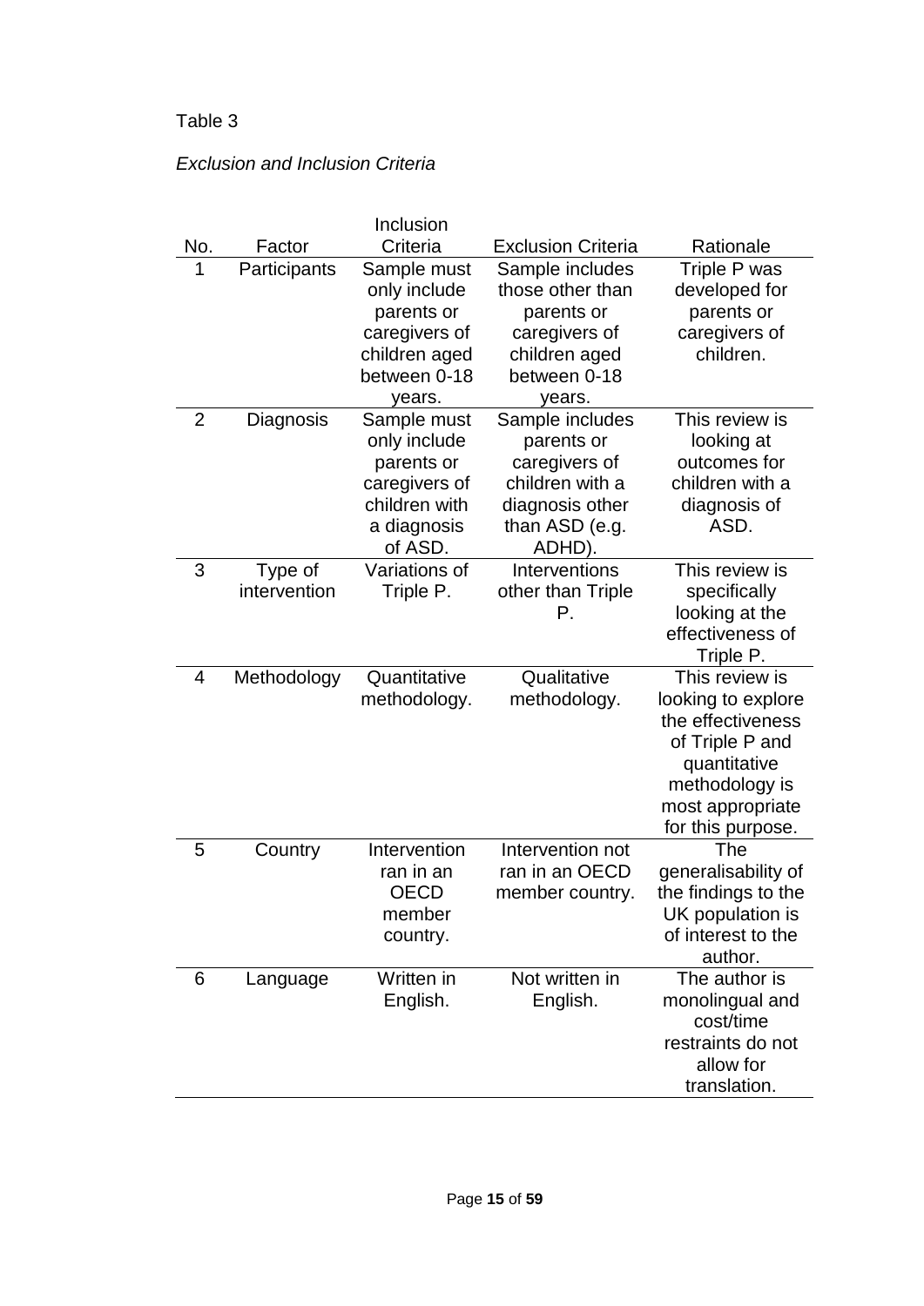Table 3

*Exclusion and Inclusion Criteria*

| No. | Factor | Inclusion Criteria | Exclusion Criteria | Rationale |
|---|---|---|---|---|
| 1 | Participants | Sample must only include parents or caregivers of children aged between 0-18 years. | Sample includes those other than parents or caregivers of children aged between 0-18 years. | Triple P was developed for parents or caregivers of children. |
| 2 | Diagnosis | Sample must only include parents or caregivers of children with a diagnosis of ASD. | Sample includes parents or caregivers of children with a diagnosis other than ASD (e.g. ADHD). | This review is looking at outcomes for children with a diagnosis of ASD. |
| 3 | Type of intervention | Variations of Triple P. | Interventions other than Triple P. | This review is specifically looking at the effectiveness of Triple P. |
| 4 | Methodology | Quantitative methodology. | Qualitative methodology. | This review is looking to explore the effectiveness of Triple P and quantitative methodology is most appropriate for this purpose. |
| 5 | Country | Intervention ran in an OECD member country. | Intervention not ran in an OECD member country. | The generalisability of the findings to the UK population is of interest to the author. |
| 6 | Language | Written in English. | Not written in English. | The author is monolingual and cost/time restraints do not allow for translation. |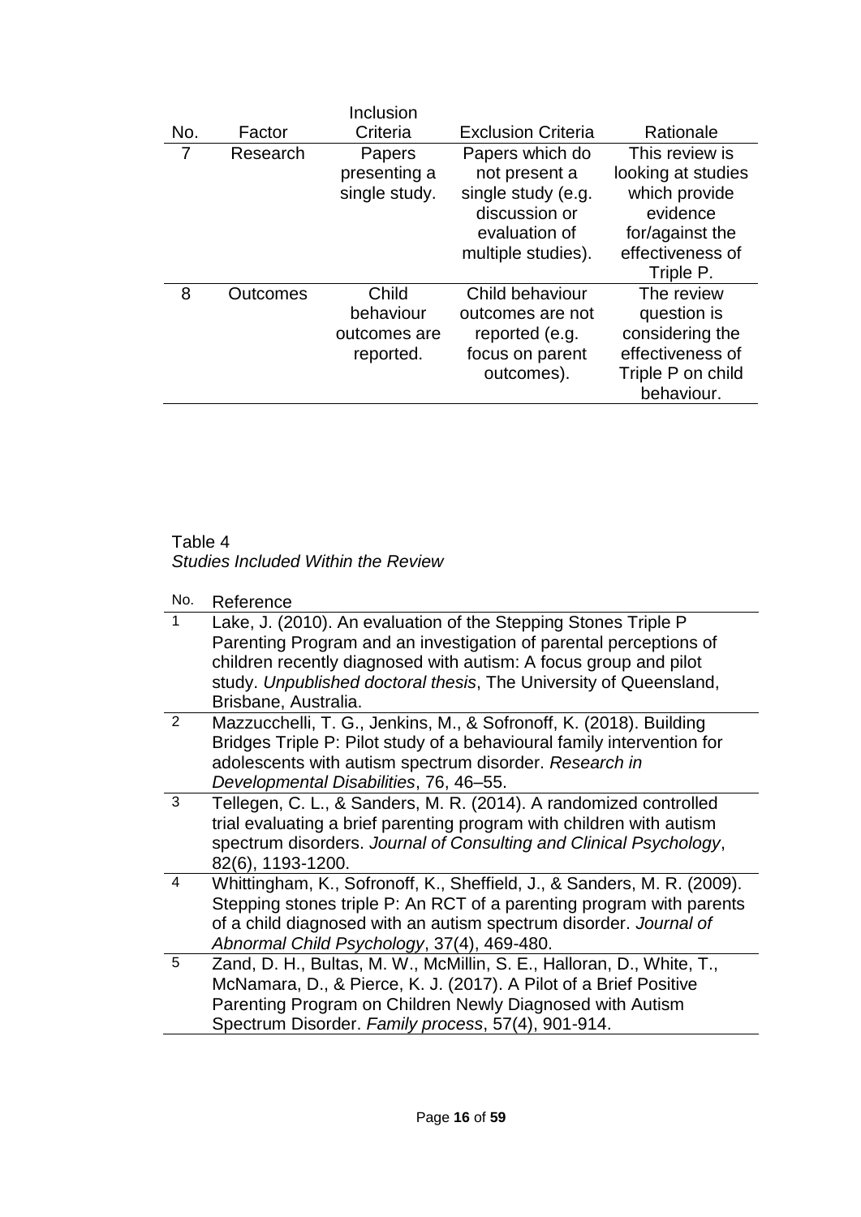| No. | Factor | Inclusion Criteria | Exclusion Criteria | Rationale |
|---|---|---|---|---|
| 7 | Research | Papers presenting a single study. | Papers which do not present a single study (e.g. discussion or evaluation of multiple studies). | This review is looking at studies which provide evidence for/against the effectiveness of Triple P. |
| 8 | Outcomes | Child behaviour outcomes are reported. | Child behaviour outcomes are not reported (e.g. focus on parent outcomes). | The review question is considering the effectiveness of Triple P on child behaviour. |

Table 4
*Studies Included Within the Review*

| No. | Reference |
|---|---|
| 1 | Lake, J. (2010). An evaluation of the Stepping Stones Triple P Parenting Program and an investigation of parental perceptions of children recently diagnosed with autism: A focus group and pilot study. *Unpublished doctoral thesis*, The University of Queensland, Brisbane, Australia. |
| 2 | Mazzucchelli, T. G., Jenkins, M., & Sofronoff, K. (2018). Building Bridges Triple P: Pilot study of a behavioural family intervention for adolescents with autism spectrum disorder. *Research in Developmental Disabilities*, 76, 46–55. |
| 3 | Tellegen, C. L., & Sanders, M. R. (2014). A randomized controlled trial evaluating a brief parenting program with children with autism spectrum disorders. *Journal of Consulting and Clinical Psychology*, 82(6), 1193-1200. |
| 4 | Whittingham, K., Sofronoff, K., Sheffield, J., & Sanders, M. R. (2009). Stepping stones triple P: An RCT of a parenting program with parents of a child diagnosed with an autism spectrum disorder. *Journal of Abnormal Child Psychology*, 37(4), 469-480. |
| 5 | Zand, D. H., Bultas, M. W., McMillin, S. E., Halloran, D., White, T., McNamara, D., & Pierce, K. J. (2017). A Pilot of a Brief Positive Parenting Program on Children Newly Diagnosed with Autism Spectrum Disorder. *Family process*, 57(4), 901-914. |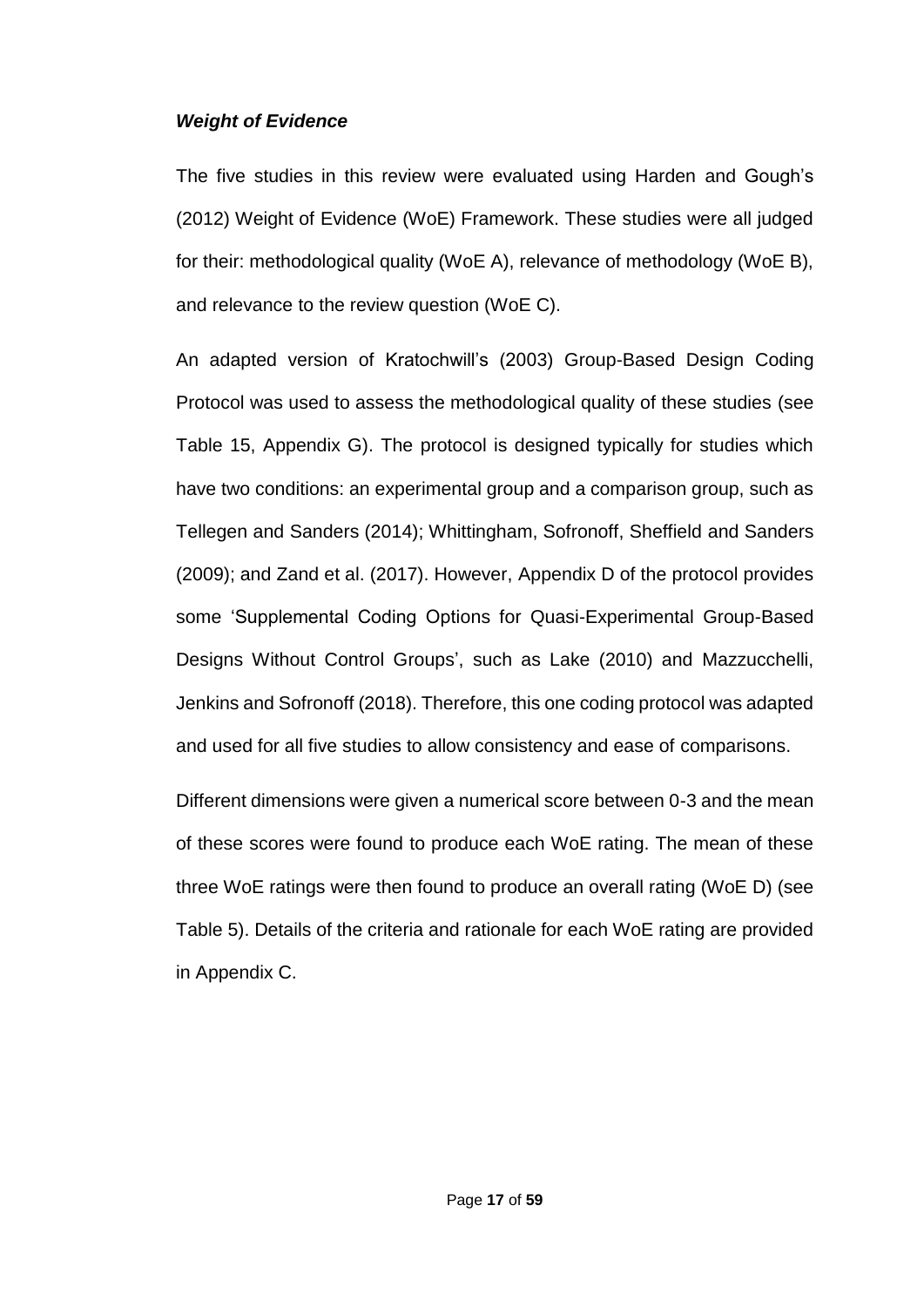### *Weight of Evidence*

The five studies in this review were evaluated using Harden and Gough's (2012) Weight of Evidence (WoE) Framework. These studies were all judged for their: methodological quality (WoE A), relevance of methodology (WoE B), and relevance to the review question (WoE C).

An adapted version of Kratochwill's (2003) Group-Based Design Coding Protocol was used to assess the methodological quality of these studies (see Table 15, Appendix G). The protocol is designed typically for studies which have two conditions: an experimental group and a comparison group, such as Tellegen and Sanders (2014); Whittingham, Sofronoff, Sheffield and Sanders (2009); and Zand et al. (2017). However, Appendix D of the protocol provides some 'Supplemental Coding Options for Quasi-Experimental Group-Based Designs Without Control Groups', such as Lake (2010) and Mazzucchelli, Jenkins and Sofronoff (2018). Therefore, this one coding protocol was adapted and used for all five studies to allow consistency and ease of comparisons.

Different dimensions were given a numerical score between 0-3 and the mean of these scores were found to produce each WoE rating. The mean of these three WoE ratings were then found to produce an overall rating (WoE D) (see Table 5). Details of the criteria and rationale for each WoE rating are provided in Appendix C.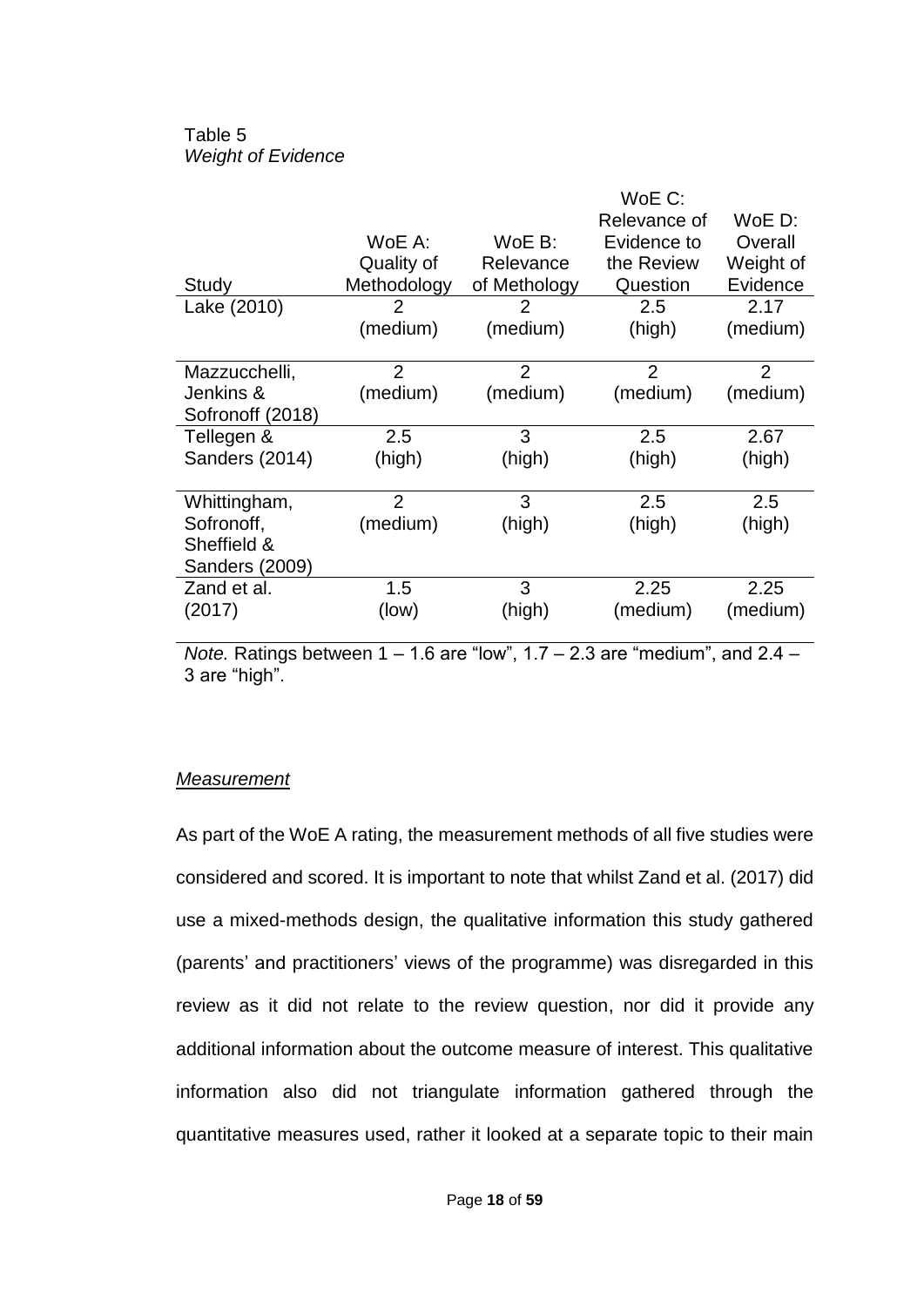Table 5
*Weight of Evidence*

| Study | WoE A: Quality of Methodology | WoE B: Relevance of Methodology | WoE C: Relevance of Evidence to the Review Question | WoE D: Overall Weight of Evidence |
|---|---|---|---|---|
| Lake (2010) | 2 (medium) | 2 (medium) | 2.5 (high) | 2.17 (medium) |
| Mazzucchelli, Jenkins & Sofronoff (2018) | 2 (medium) | 2 (medium) | 2 (medium) | 2 (medium) |
| Tellegen & Sanders (2014) | 2.5 (high) | 3 (high) | 2.5 (high) | 2.67 (high) |
| Whittingham, Sofronoff, Sheffield & Sanders (2009) | 2 (medium) | 3 (high) | 2.5 (high) | 2.5 (high) |
| Zand et al. (2017) | 1.5 (low) | 3 (high) | 2.25 (medium) | 2.25 (medium) |

*Note.* Ratings between 1 – 1.6 are "low", 1.7 – 2.3 are "medium", and 2.4 – 3 are "high".

*Measurement*

As part of the WoE A rating, the measurement methods of all five studies were considered and scored. It is important to note that whilst Zand et al. (2017) did use a mixed-methods design, the qualitative information this study gathered (parents' and practitioners' views of the programme) was disregarded in this review as it did not relate to the review question, nor did it provide any additional information about the outcome measure of interest. This qualitative information also did not triangulate information gathered through the quantitative measures used, rather it looked at a separate topic to their main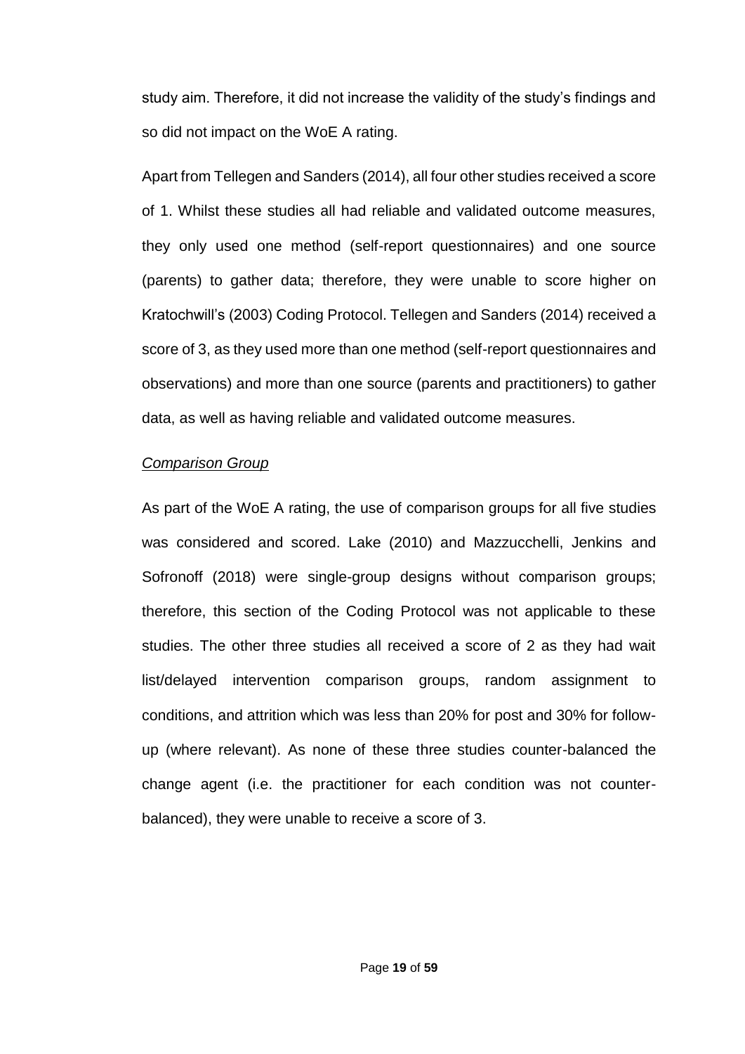study aim. Therefore, it did not increase the validity of the study's findings and so did not impact on the WoE A rating.

Apart from Tellegen and Sanders (2014), all four other studies received a score of 1. Whilst these studies all had reliable and validated outcome measures, they only used one method (self-report questionnaires) and one source (parents) to gather data; therefore, they were unable to score higher on Kratochwill's (2003) Coding Protocol. Tellegen and Sanders (2014) received a score of 3, as they used more than one method (self-report questionnaires and observations) and more than one source (parents and practitioners) to gather data, as well as having reliable and validated outcome measures.

*<u>Comparison Group</u>*

As part of the WoE A rating, the use of comparison groups for all five studies was considered and scored. Lake (2010) and Mazzucchelli, Jenkins and Sofronoff (2018) were single-group designs without comparison groups; therefore, this section of the Coding Protocol was not applicable to these studies. The other three studies all received a score of 2 as they had wait list/delayed intervention comparison groups, random assignment to conditions, and attrition which was less than 20% for post and 30% for follow-up (where relevant). As none of these three studies counter-balanced the change agent (i.e. the practitioner for each condition was not counter-balanced), they were unable to receive a score of 3.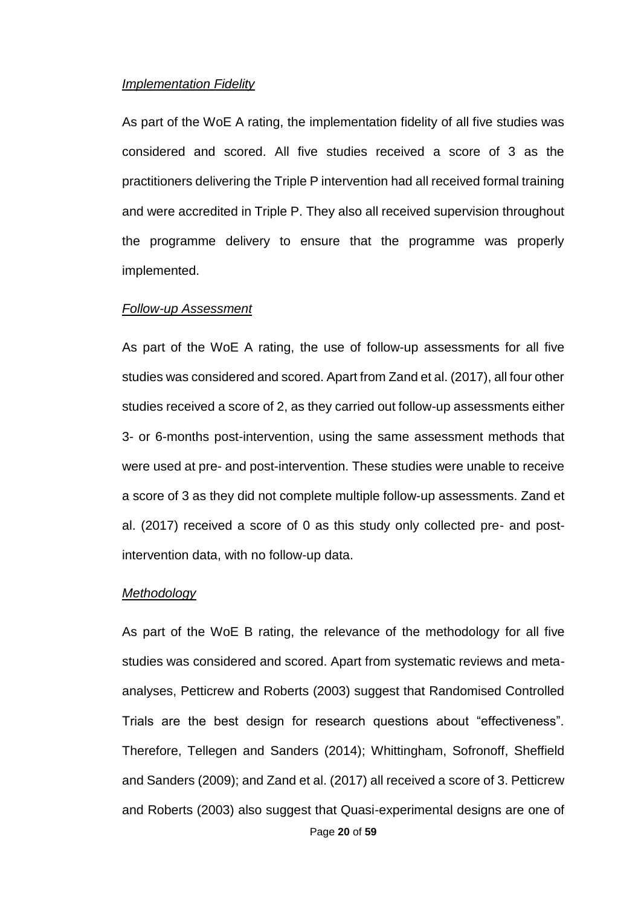*Implementation Fidelity*

As part of the WoE A rating, the implementation fidelity of all five studies was considered and scored. All five studies received a score of 3 as the practitioners delivering the Triple P intervention had all received formal training and were accredited in Triple P. They also all received supervision throughout the programme delivery to ensure that the programme was properly implemented.

*Follow-up Assessment*

As part of the WoE A rating, the use of follow-up assessments for all five studies was considered and scored. Apart from Zand et al. (2017), all four other studies received a score of 2, as they carried out follow-up assessments either 3- or 6-months post-intervention, using the same assessment methods that were used at pre- and post-intervention. These studies were unable to receive a score of 3 as they did not complete multiple follow-up assessments. Zand et al. (2017) received a score of 0 as this study only collected pre- and post-intervention data, with no follow-up data.

*Methodology*

As part of the WoE B rating, the relevance of the methodology for all five studies was considered and scored. Apart from systematic reviews and meta-analyses, Petticrew and Roberts (2003) suggest that Randomised Controlled Trials are the best design for research questions about "effectiveness". Therefore, Tellegen and Sanders (2014); Whittingham, Sofronoff, Sheffield and Sanders (2009); and Zand et al. (2017) all received a score of 3. Petticrew and Roberts (2003) also suggest that Quasi-experimental designs are one of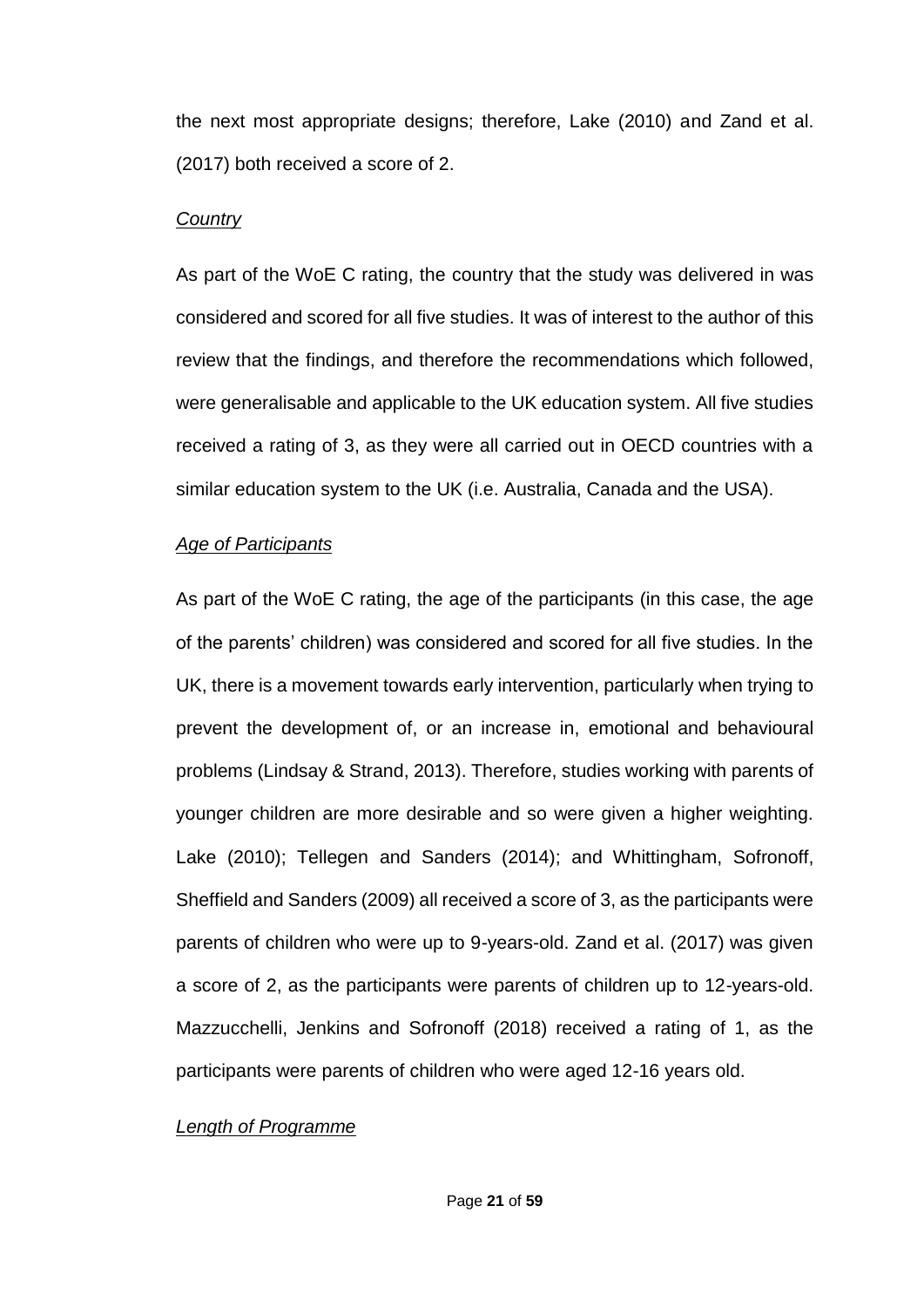the next most appropriate designs; therefore, Lake (2010) and Zand et al. (2017) both received a score of 2.

*Country*

As part of the WoE C rating, the country that the study was delivered in was considered and scored for all five studies. It was of interest to the author of this review that the findings, and therefore the recommendations which followed, were generalisable and applicable to the UK education system. All five studies received a rating of 3, as they were all carried out in OECD countries with a similar education system to the UK (i.e. Australia, Canada and the USA).

*Age of Participants*

As part of the WoE C rating, the age of the participants (in this case, the age of the parents' children) was considered and scored for all five studies. In the UK, there is a movement towards early intervention, particularly when trying to prevent the development of, or an increase in, emotional and behavioural problems (Lindsay & Strand, 2013). Therefore, studies working with parents of younger children are more desirable and so were given a higher weighting. Lake (2010); Tellegen and Sanders (2014); and Whittingham, Sofronoff, Sheffield and Sanders (2009) all received a score of 3, as the participants were parents of children who were up to 9-years-old. Zand et al. (2017) was given a score of 2, as the participants were parents of children up to 12-years-old. Mazzucchelli, Jenkins and Sofronoff (2018) received a rating of 1, as the participants were parents of children who were aged 12-16 years old.

*Length of Programme*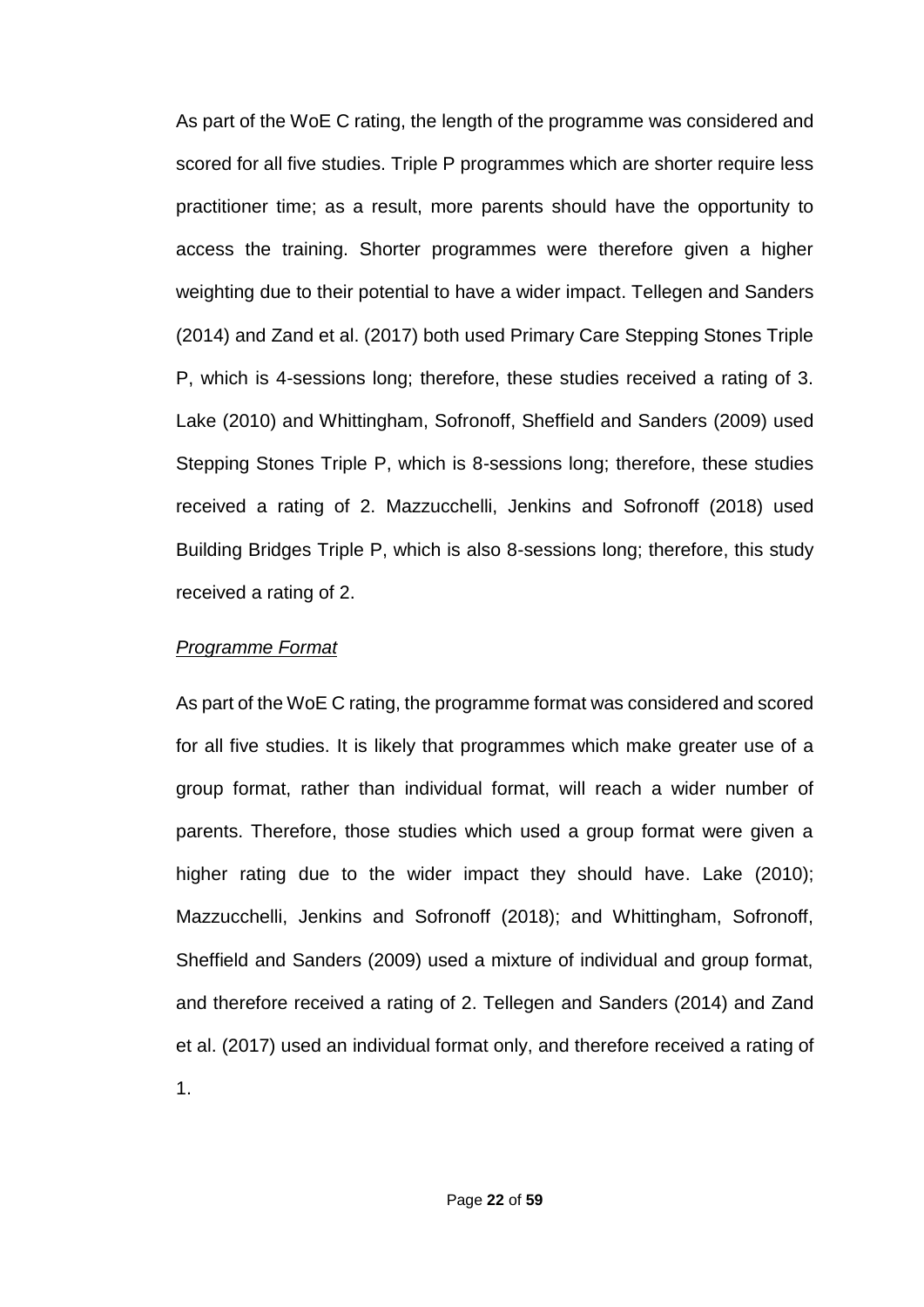As part of the WoE C rating, the length of the programme was considered and scored for all five studies. Triple P programmes which are shorter require less practitioner time; as a result, more parents should have the opportunity to access the training. Shorter programmes were therefore given a higher weighting due to their potential to have a wider impact. Tellegen and Sanders (2014) and Zand et al. (2017) both used Primary Care Stepping Stones Triple P, which is 4-sessions long; therefore, these studies received a rating of 3. Lake (2010) and Whittingham, Sofronoff, Sheffield and Sanders (2009) used Stepping Stones Triple P, which is 8-sessions long; therefore, these studies received a rating of 2. Mazzucchelli, Jenkins and Sofronoff (2018) used Building Bridges Triple P, which is also 8-sessions long; therefore, this study received a rating of 2.

*Programme Format*

As part of the WoE C rating, the programme format was considered and scored for all five studies. It is likely that programmes which make greater use of a group format, rather than individual format, will reach a wider number of parents. Therefore, those studies which used a group format were given a higher rating due to the wider impact they should have. Lake (2010); Mazzucchelli, Jenkins and Sofronoff (2018); and Whittingham, Sofronoff, Sheffield and Sanders (2009) used a mixture of individual and group format, and therefore received a rating of 2. Tellegen and Sanders (2014) and Zand et al. (2017) used an individual format only, and therefore received a rating of 1.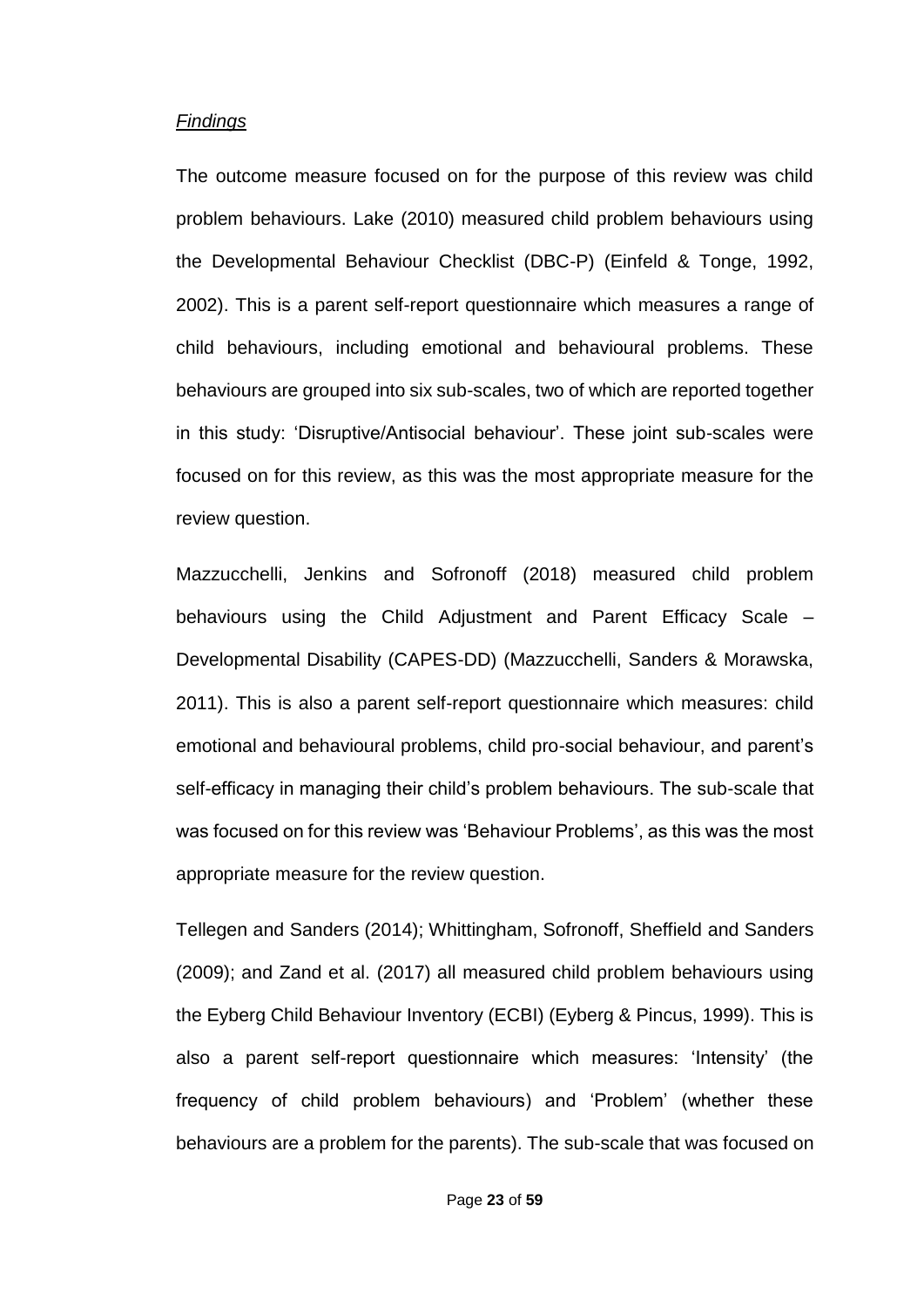*Findings*

The outcome measure focused on for the purpose of this review was child problem behaviours. Lake (2010) measured child problem behaviours using the Developmental Behaviour Checklist (DBC-P) (Einfeld & Tonge, 1992, 2002). This is a parent self-report questionnaire which measures a range of child behaviours, including emotional and behavioural problems. These behaviours are grouped into six sub-scales, two of which are reported together in this study: 'Disruptive/Antisocial behaviour'. These joint sub-scales were focused on for this review, as this was the most appropriate measure for the review question.

Mazzucchelli, Jenkins and Sofronoff (2018) measured child problem behaviours using the Child Adjustment and Parent Efficacy Scale – Developmental Disability (CAPES-DD) (Mazzucchelli, Sanders & Morawska, 2011). This is also a parent self-report questionnaire which measures: child emotional and behavioural problems, child pro-social behaviour, and parent's self-efficacy in managing their child's problem behaviours. The sub-scale that was focused on for this review was 'Behaviour Problems', as this was the most appropriate measure for the review question.

Tellegen and Sanders (2014); Whittingham, Sofronoff, Sheffield and Sanders (2009); and Zand et al. (2017) all measured child problem behaviours using the Eyberg Child Behaviour Inventory (ECBI) (Eyberg & Pincus, 1999). This is also a parent self-report questionnaire which measures: 'Intensity' (the frequency of child problem behaviours) and 'Problem' (whether these behaviours are a problem for the parents). The sub-scale that was focused on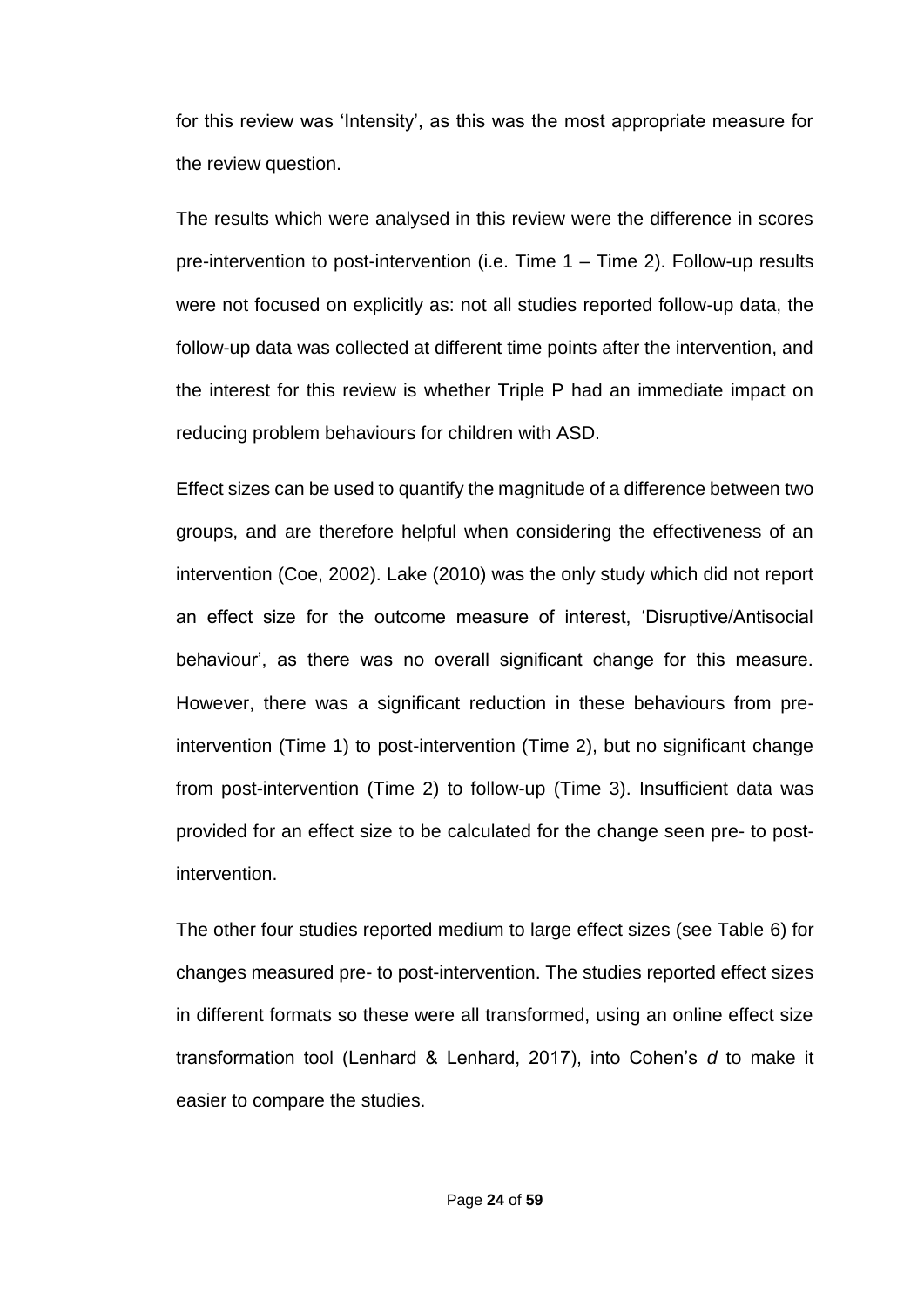for this review was 'Intensity', as this was the most appropriate measure for the review question.

The results which were analysed in this review were the difference in scores pre-intervention to post-intervention (i.e. Time 1 – Time 2). Follow-up results were not focused on explicitly as: not all studies reported follow-up data, the follow-up data was collected at different time points after the intervention, and the interest for this review is whether Triple P had an immediate impact on reducing problem behaviours for children with ASD.

Effect sizes can be used to quantify the magnitude of a difference between two groups, and are therefore helpful when considering the effectiveness of an intervention (Coe, 2002). Lake (2010) was the only study which did not report an effect size for the outcome measure of interest, 'Disruptive/Antisocial behaviour', as there was no overall significant change for this measure. However, there was a significant reduction in these behaviours from pre-intervention (Time 1) to post-intervention (Time 2), but no significant change from post-intervention (Time 2) to follow-up (Time 3). Insufficient data was provided for an effect size to be calculated for the change seen pre- to post-intervention.

The other four studies reported medium to large effect sizes (see Table 6) for changes measured pre- to post-intervention. The studies reported effect sizes in different formats so these were all transformed, using an online effect size transformation tool (Lenhard & Lenhard, 2017), into Cohen's *d* to make it easier to compare the studies.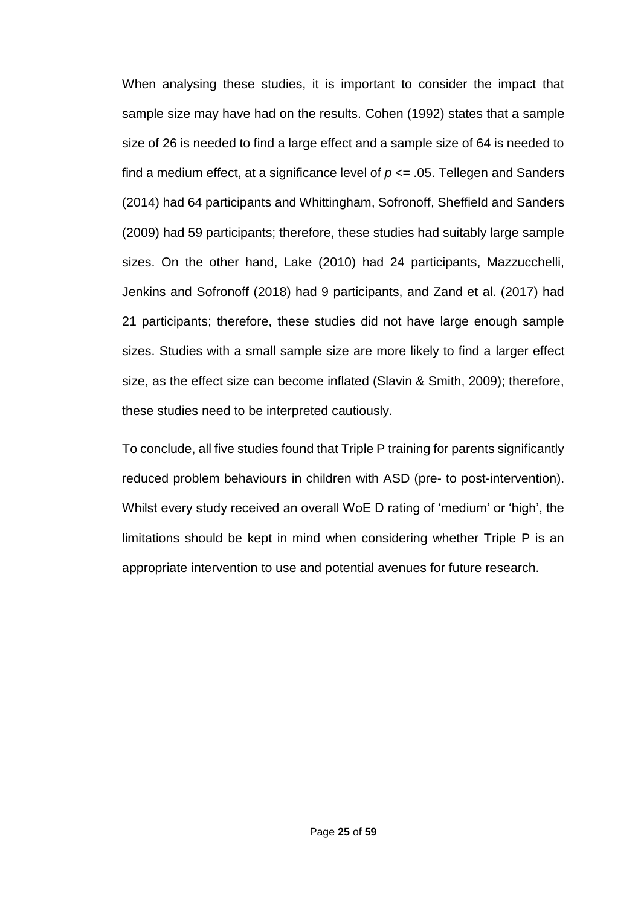When analysing these studies, it is important to consider the impact that sample size may have had on the results. Cohen (1992) states that a sample size of 26 is needed to find a large effect and a sample size of 64 is needed to find a medium effect, at a significance level of $p <= .05$. Tellegen and Sanders (2014) had 64 participants and Whittingham, Sofronoff, Sheffield and Sanders (2009) had 59 participants; therefore, these studies had suitably large sample sizes. On the other hand, Lake (2010) had 24 participants, Mazzucchelli, Jenkins and Sofronoff (2018) had 9 participants, and Zand et al. (2017) had 21 participants; therefore, these studies did not have large enough sample sizes. Studies with a small sample size are more likely to find a larger effect size, as the effect size can become inflated (Slavin & Smith, 2009); therefore, these studies need to be interpreted cautiously.

To conclude, all five studies found that Triple P training for parents significantly reduced problem behaviours in children with ASD (pre- to post-intervention). Whilst every study received an overall WoE D rating of 'medium' or 'high', the limitations should be kept in mind when considering whether Triple P is an appropriate intervention to use and potential avenues for future research.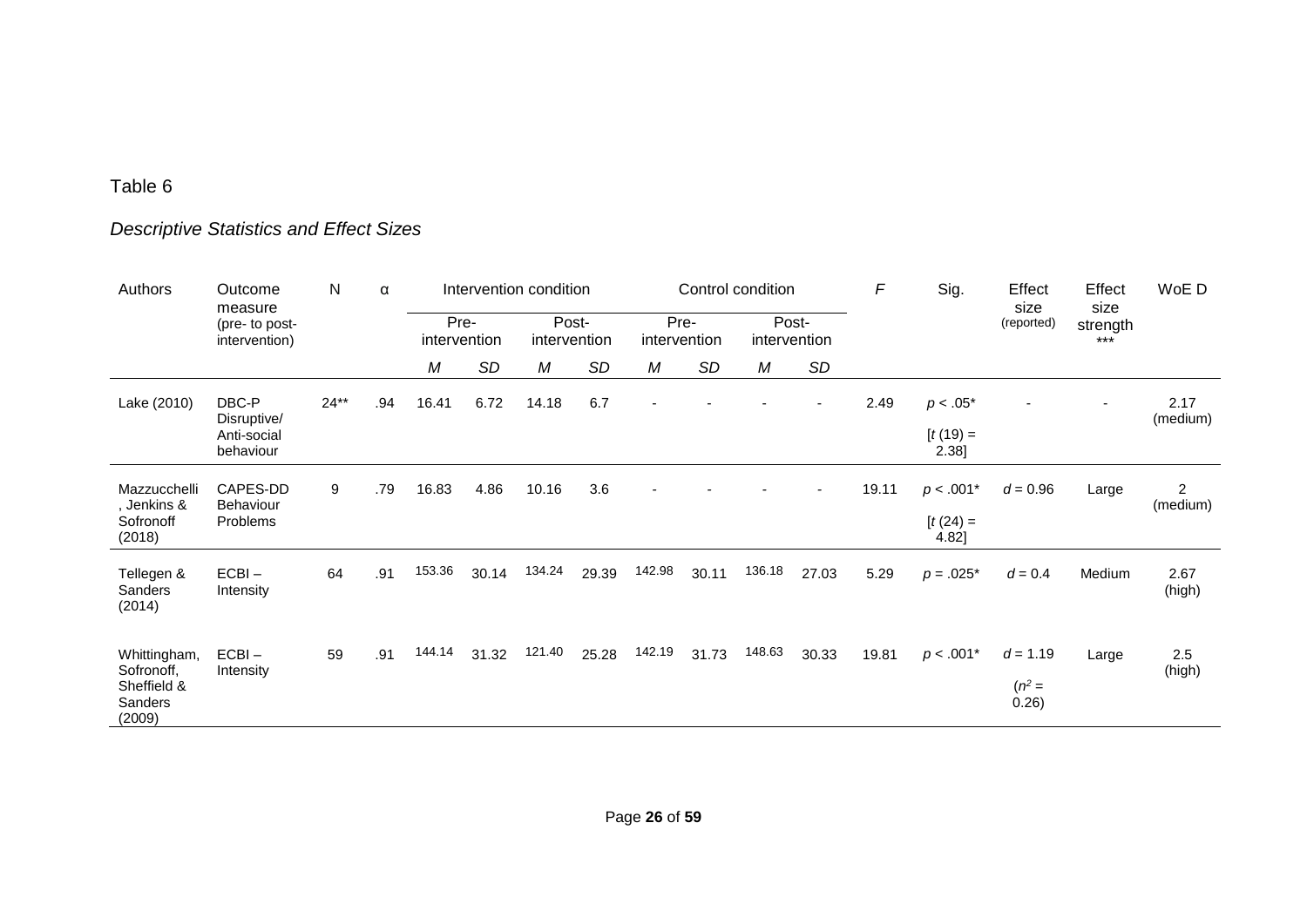Table 6

*Descriptive Statistics and Effect Sizes*

| Authors | Outcome measure (pre- to post-intervention) | N | α | Intervention condition | | | | Control condition | | | | *F* | Sig. | Effect size (reported) | Effect size strength *** | WoE D |
|---|---|---|---|---|---|---|---|---|---|---|---|---|---|---|---|---|
| | | | | Pre-intervention | | Post-intervention | | Pre-intervention | | Post-intervention | | | | | | |
| | | | | *M* | *SD* | *M* | *SD* | *M* | *SD* | *M* | *SD* | | | | | |
| Lake (2010) | DBC-P Disruptive/ Anti-social behaviour | 24** | .94 | 16.41 | 6.72 | 14.18 | 6.7 | - | - | - | - | 2.49 | $p < .05$* [$t\ (19) = 2.38$] | - | - | 2.17 (medium) |
| Mazzucchelli, Jenkins & Sofronoff (2018) | CAPES-DD Behaviour Problems | 9 | .79 | 16.83 | 4.86 | 10.16 | 3.6 | - | - | - | - | 19.11 | $p < .001$* [$t\ (24) = 4.82$] | $d = 0.96$ | Large | 2 (medium) |
| Tellegen & Sanders (2014) | ECBI – Intensity | 64 | .91 | 153.36 | 30.14 | 134.24 | 29.39 | 142.98 | 30.11 | 136.18 | 27.03 | 5.29 | $p = .025$* | $d = 0.4$ | Medium | 2.67 (high) |
| Whittingham, Sofronoff, Sheffield & Sanders (2009) | ECBI – Intensity | 59 | .91 | 144.14 | 31.32 | 121.40 | 25.28 | 142.19 | 31.73 | 148.63 | 30.33 | 19.81 | $p < .001$* | $d = 1.19$ ($n^2 = 0.26$) | Large | 2.5 (high) |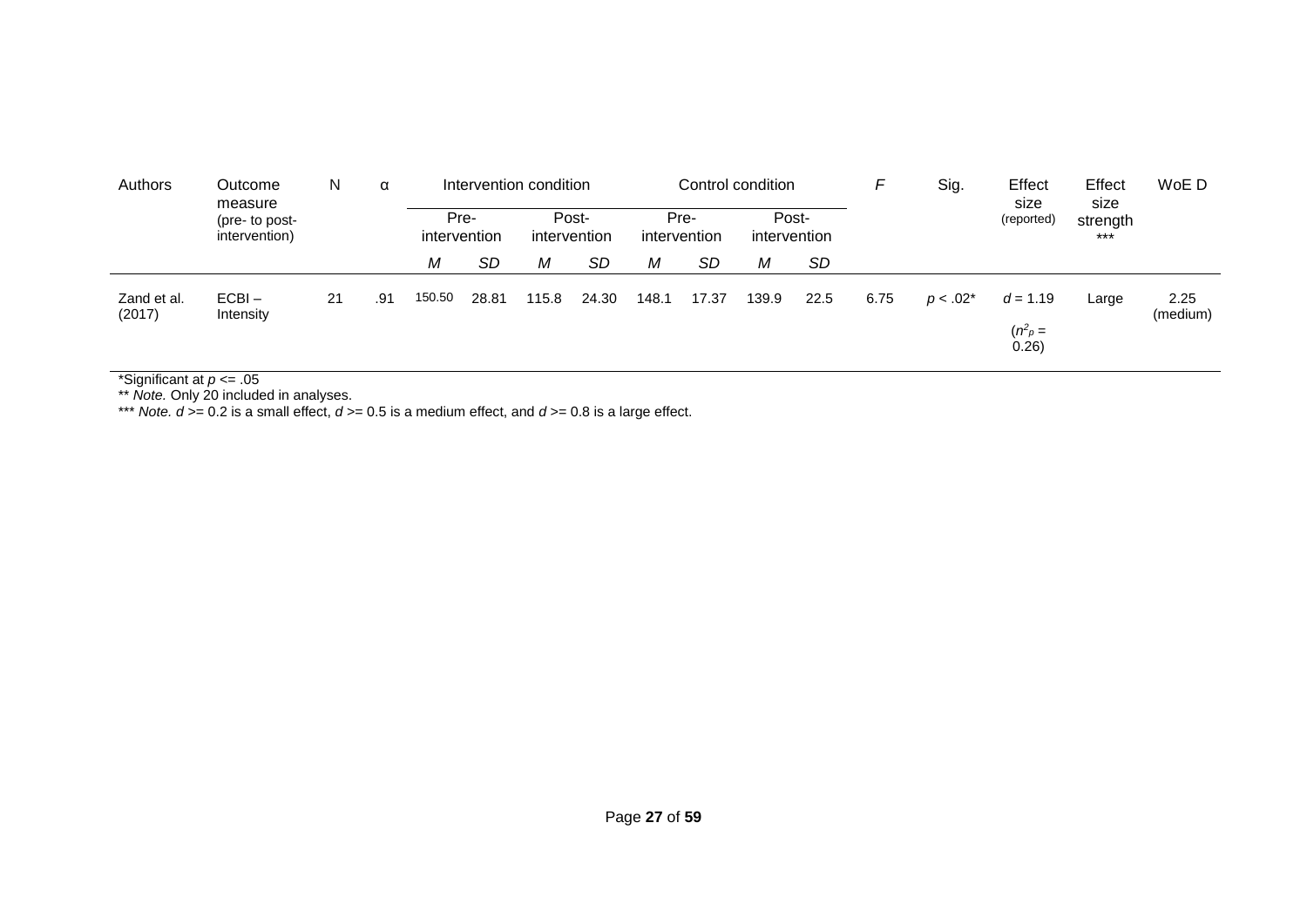| Authors | Outcome measure (pre- to post-intervention) | N | α | Intervention condition | | | | Control condition | | | | *F* | Sig. | Effect size (reported) | Effect size strength *** | WoE D |
|---|---|---|---|---|---|---|---|---|---|---|---|---|---|---|---|---|
| | | | | Pre-intervention | | Post-intervention | | Pre-intervention | | Post-intervention | | | | | | |
| | | | | *M* | *SD* | *M* | *SD* | *M* | *SD* | *M* | *SD* | | | | | |
| Zand et al. (2017) | ECBI – Intensity | 21 | .91 | 150.50 | 28.81 | 115.8 | 24.30 | 148.1 | 17.37 | 139.9 | 22.5 | 6.75 | $p < .02$* | $d = 1.19$ ($n^2_p = 0.26$) | Large | 2.25 (medium) |

*Significant at $p <= .05$

** *Note.* Only 20 included in analyses.

*** *Note.* $d >= 0.2$ is a small effect, $d >= 0.5$ is a medium effect, and $d >= 0.8$ is a large effect.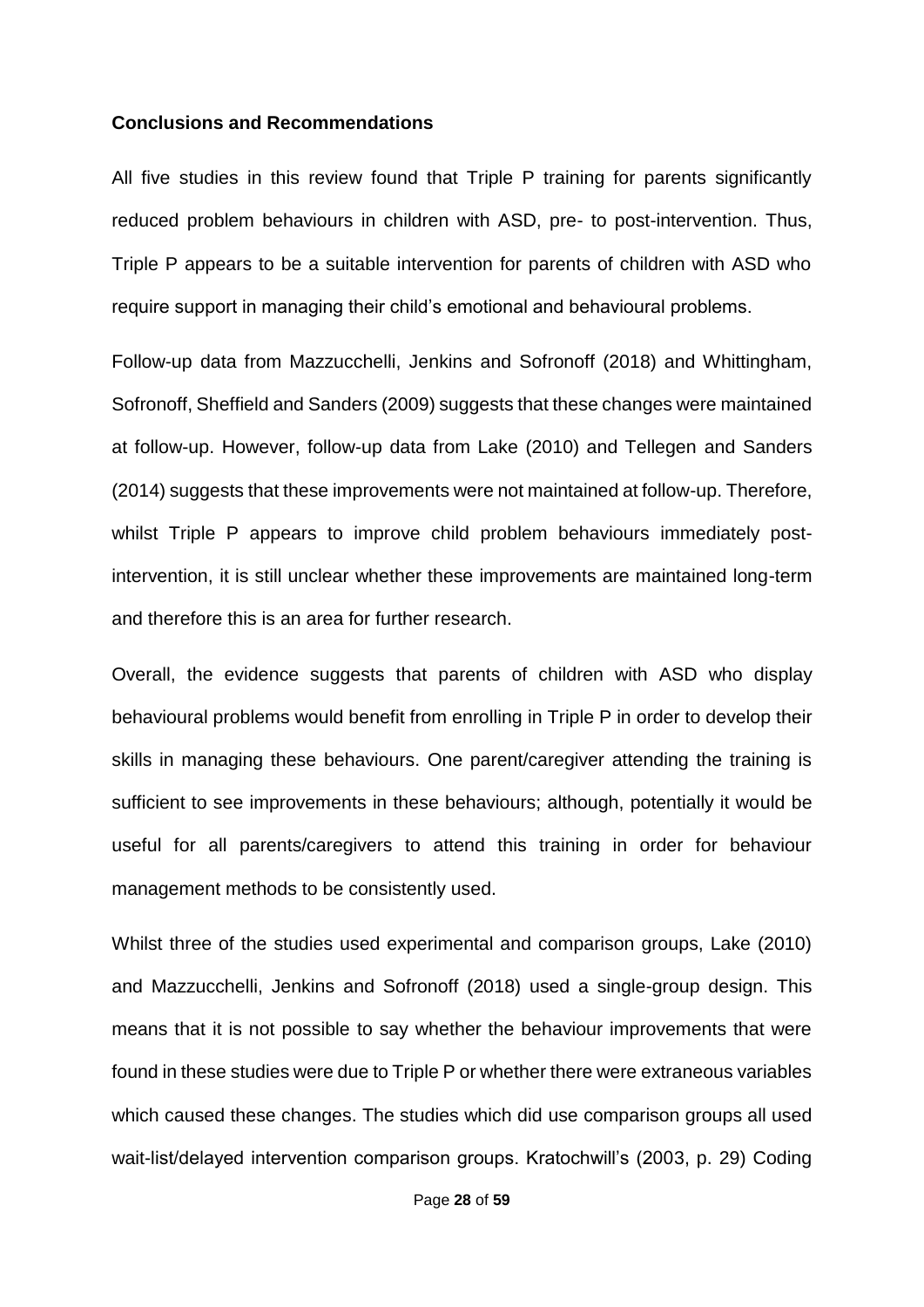**Conclusions and Recommendations**

All five studies in this review found that Triple P training for parents significantly reduced problem behaviours in children with ASD, pre- to post-intervention. Thus, Triple P appears to be a suitable intervention for parents of children with ASD who require support in managing their child's emotional and behavioural problems.

Follow-up data from Mazzucchelli, Jenkins and Sofronoff (2018) and Whittingham, Sofronoff, Sheffield and Sanders (2009) suggests that these changes were maintained at follow-up. However, follow-up data from Lake (2010) and Tellegen and Sanders (2014) suggests that these improvements were not maintained at follow-up. Therefore, whilst Triple P appears to improve child problem behaviours immediately post-intervention, it is still unclear whether these improvements are maintained long-term and therefore this is an area for further research.

Overall, the evidence suggests that parents of children with ASD who display behavioural problems would benefit from enrolling in Triple P in order to develop their skills in managing these behaviours. One parent/caregiver attending the training is sufficient to see improvements in these behaviours; although, potentially it would be useful for all parents/caregivers to attend this training in order for behaviour management methods to be consistently used.

Whilst three of the studies used experimental and comparison groups, Lake (2010) and Mazzucchelli, Jenkins and Sofronoff (2018) used a single-group design. This means that it is not possible to say whether the behaviour improvements that were found in these studies were due to Triple P or whether there were extraneous variables which caused these changes. The studies which did use comparison groups all used wait-list/delayed intervention comparison groups. Kratochwill's (2003, p. 29) Coding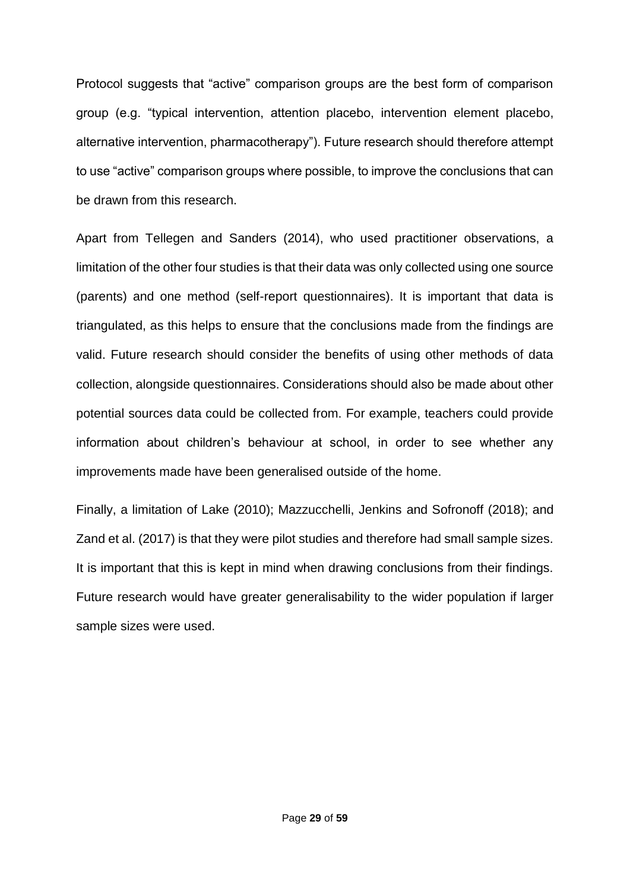Protocol suggests that “active” comparison groups are the best form of comparison group (e.g. “typical intervention, attention placebo, intervention element placebo, alternative intervention, pharmacotherapy”). Future research should therefore attempt to use “active” comparison groups where possible, to improve the conclusions that can be drawn from this research.

Apart from Tellegen and Sanders (2014), who used practitioner observations, a limitation of the other four studies is that their data was only collected using one source (parents) and one method (self-report questionnaires). It is important that data is triangulated, as this helps to ensure that the conclusions made from the findings are valid. Future research should consider the benefits of using other methods of data collection, alongside questionnaires. Considerations should also be made about other potential sources data could be collected from. For example, teachers could provide information about children’s behaviour at school, in order to see whether any improvements made have been generalised outside of the home.

Finally, a limitation of Lake (2010); Mazzucchelli, Jenkins and Sofronoff (2018); and Zand et al. (2017) is that they were pilot studies and therefore had small sample sizes. It is important that this is kept in mind when drawing conclusions from their findings. Future research would have greater generalisability to the wider population if larger sample sizes were used.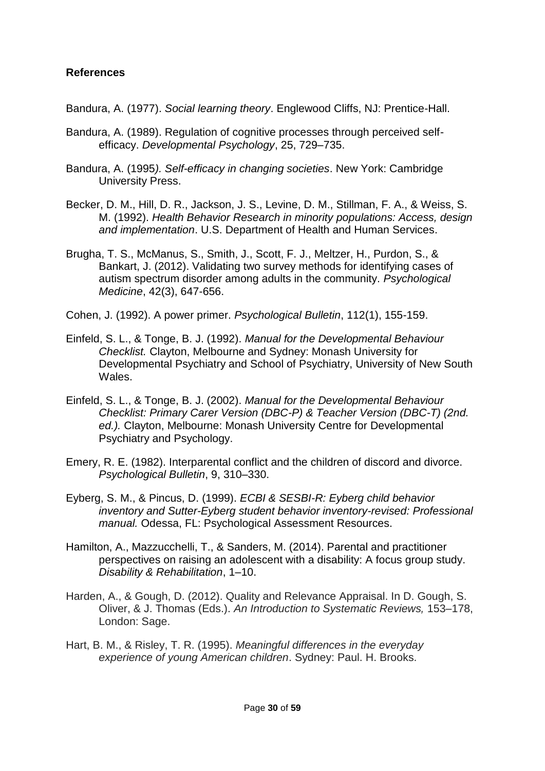**References**

Bandura, A. (1977). *Social learning theory*. Englewood Cliffs, NJ: Prentice-Hall.

Bandura, A. (1989). Regulation of cognitive processes through perceived self-efficacy. *Developmental Psychology*, 25, 729–735.

Bandura, A. (1995*). Self-efficacy in changing societies*. New York: Cambridge University Press.

Becker, D. M., Hill, D. R., Jackson, J. S., Levine, D. M., Stillman, F. A., & Weiss, S. M. (1992). *Health Behavior Research in minority populations: Access, design and implementation*. U.S. Department of Health and Human Services.

Brugha, T. S., McManus, S., Smith, J., Scott, F. J., Meltzer, H., Purdon, S., & Bankart, J. (2012). Validating two survey methods for identifying cases of autism spectrum disorder among adults in the community. *Psychological Medicine*, 42(3), 647-656.

Cohen, J. (1992). A power primer. *Psychological Bulletin*, 112(1), 155-159.

Einfeld, S. L., & Tonge, B. J. (1992). *Manual for the Developmental Behaviour Checklist.* Clayton, Melbourne and Sydney: Monash University for Developmental Psychiatry and School of Psychiatry, University of New South Wales.

Einfeld, S. L., & Tonge, B. J. (2002). *Manual for the Developmental Behaviour Checklist: Primary Carer Version (DBC-P) & Teacher Version (DBC-T) (2nd. ed.).* Clayton, Melbourne: Monash University Centre for Developmental Psychiatry and Psychology.

Emery, R. E. (1982). Interparental conflict and the children of discord and divorce. *Psychological Bulletin*, 9, 310–330.

Eyberg, S. M., & Pincus, D. (1999). *ECBI & SESBI-R: Eyberg child behavior inventory and Sutter-Eyberg student behavior inventory-revised: Professional manual.* Odessa, FL: Psychological Assessment Resources.

Hamilton, A., Mazzucchelli, T., & Sanders, M. (2014). Parental and practitioner perspectives on raising an adolescent with a disability: A focus group study. *Disability & Rehabilitation*, 1–10.

Harden, A., & Gough, D. (2012). Quality and Relevance Appraisal. In D. Gough, S. Oliver, & J. Thomas (Eds.). *An Introduction to Systematic Reviews,* 153–178, London: Sage.

Hart, B. M., & Risley, T. R. (1995). *Meaningful differences in the everyday experience of young American children*. Sydney: Paul. H. Brooks.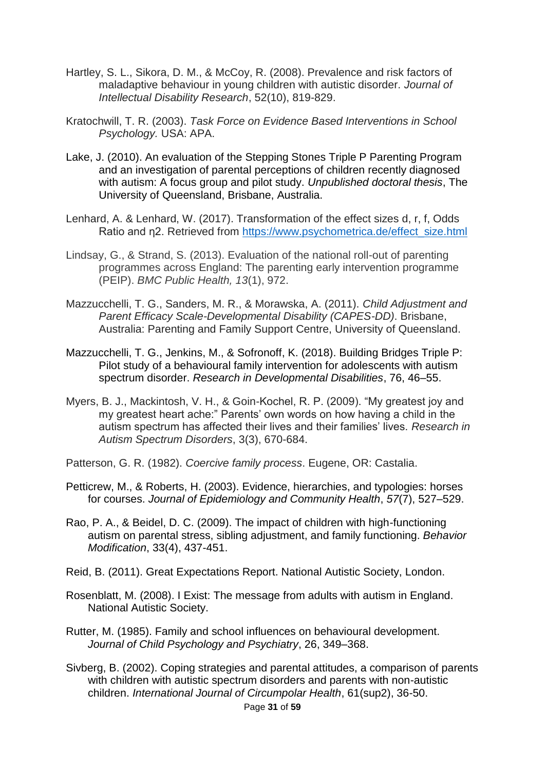Hartley, S. L., Sikora, D. M., & McCoy, R. (2008). Prevalence and risk factors of maladaptive behaviour in young children with autistic disorder. *Journal of Intellectual Disability Research*, 52(10), 819-829.

Kratochwill, T. R. (2003). *Task Force on Evidence Based Interventions in School Psychology.* USA: APA.

Lake, J. (2010). An evaluation of the Stepping Stones Triple P Parenting Program and an investigation of parental perceptions of children recently diagnosed with autism: A focus group and pilot study. *Unpublished doctoral thesis*, The University of Queensland, Brisbane, Australia.

Lenhard, A. & Lenhard, W. (2017). Transformation of the effect sizes d, r, f, Odds Ratio and η2. Retrieved from https://www.psychometrica.de/effect_size.html

Lindsay, G., & Strand, S. (2013). Evaluation of the national roll-out of parenting programmes across England: The parenting early intervention programme (PEIP). *BMC Public Health, 13*(1), 972.

Mazzucchelli, T. G., Sanders, M. R., & Morawska, A. (2011). *Child Adjustment and Parent Efficacy Scale-Developmental Disability (CAPES-DD)*. Brisbane, Australia: Parenting and Family Support Centre, University of Queensland.

Mazzucchelli, T. G., Jenkins, M., & Sofronoff, K. (2018). Building Bridges Triple P: Pilot study of a behavioural family intervention for adolescents with autism spectrum disorder. *Research in Developmental Disabilities*, 76, 46–55.

Myers, B. J., Mackintosh, V. H., & Goin-Kochel, R. P. (2009). "My greatest joy and my greatest heart ache:" Parents' own words on how having a child in the autism spectrum has affected their lives and their families' lives. *Research in Autism Spectrum Disorders*, 3(3), 670-684.

Patterson, G. R. (1982). *Coercive family process*. Eugene, OR: Castalia.

Petticrew, M., & Roberts, H. (2003). Evidence, hierarchies, and typologies: horses for courses. *Journal of Epidemiology and Community Health*, *57*(7), 527–529.

Rao, P. A., & Beidel, D. C. (2009). The impact of children with high-functioning autism on parental stress, sibling adjustment, and family functioning. *Behavior Modification*, 33(4), 437-451.

Reid, B. (2011). Great Expectations Report. National Autistic Society, London.

Rosenblatt, M. (2008). I Exist: The message from adults with autism in England. National Autistic Society.

Rutter, M. (1985). Family and school influences on behavioural development. *Journal of Child Psychology and Psychiatry*, 26, 349–368.

Sivberg, B. (2002). Coping strategies and parental attitudes, a comparison of parents with children with autistic spectrum disorders and parents with non-autistic children. *International Journal of Circumpolar Health*, 61(sup2), 36-50.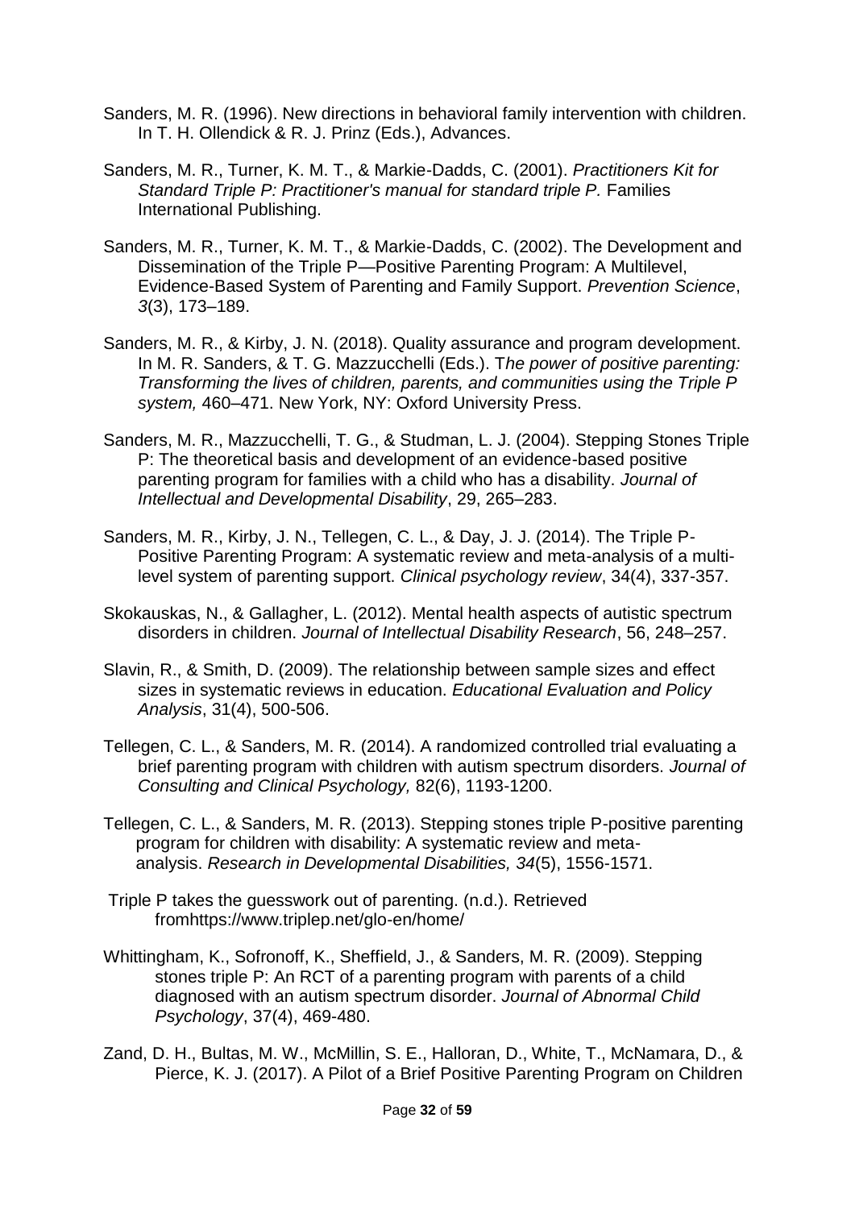Sanders, M. R. (1996). New directions in behavioral family intervention with children. In T. H. Ollendick & R. J. Prinz (Eds.), Advances.

Sanders, M. R., Turner, K. M. T., & Markie-Dadds, C. (2001). *Practitioners Kit for Standard Triple P: Practitioner's manual for standard triple P.* Families International Publishing.

Sanders, M. R., Turner, K. M. T., & Markie-Dadds, C. (2002). The Development and Dissemination of the Triple P—Positive Parenting Program: A Multilevel, Evidence-Based System of Parenting and Family Support. *Prevention Science*, *3*(3), 173–189.

Sanders, M. R., & Kirby, J. N. (2018). Quality assurance and program development. In M. R. Sanders, & T. G. Mazzucchelli (Eds.). T*he power of positive parenting: Transforming the lives of children, parents, and communities using the Triple P system,* 460–471. New York, NY: Oxford University Press.

Sanders, M. R., Mazzucchelli, T. G., & Studman, L. J. (2004). Stepping Stones Triple P: The theoretical basis and development of an evidence-based positive parenting program for families with a child who has a disability. *Journal of Intellectual and Developmental Disability*, 29, 265–283.

Sanders, M. R., Kirby, J. N., Tellegen, C. L., & Day, J. J. (2014). The Triple P-Positive Parenting Program: A systematic review and meta-analysis of a multi-level system of parenting support. *Clinical psychology review*, 34(4), 337-357.

Skokauskas, N., & Gallagher, L. (2012). Mental health aspects of autistic spectrum disorders in children. *Journal of Intellectual Disability Research*, 56, 248–257.

Slavin, R., & Smith, D. (2009). The relationship between sample sizes and effect sizes in systematic reviews in education. *Educational Evaluation and Policy Analysis*, 31(4), 500-506.

Tellegen, C. L., & Sanders, M. R. (2014). A randomized controlled trial evaluating a brief parenting program with children with autism spectrum disorders. *Journal of Consulting and Clinical Psychology,* 82(6), 1193-1200.

Tellegen, C. L., & Sanders, M. R. (2013). Stepping stones triple P-positive parenting program for children with disability: A systematic review and meta-analysis. *Research in Developmental Disabilities, 34*(5), 1556-1571.

Triple P takes the guesswork out of parenting. (n.d.). Retrieved fromhttps://www.triplep.net/glo-en/home/

Whittingham, K., Sofronoff, K., Sheffield, J., & Sanders, M. R. (2009). Stepping stones triple P: An RCT of a parenting program with parents of a child diagnosed with an autism spectrum disorder. *Journal of Abnormal Child Psychology*, 37(4), 469-480.

Zand, D. H., Bultas, M. W., McMillin, S. E., Halloran, D., White, T., McNamara, D., & Pierce, K. J. (2017). A Pilot of a Brief Positive Parenting Program on Children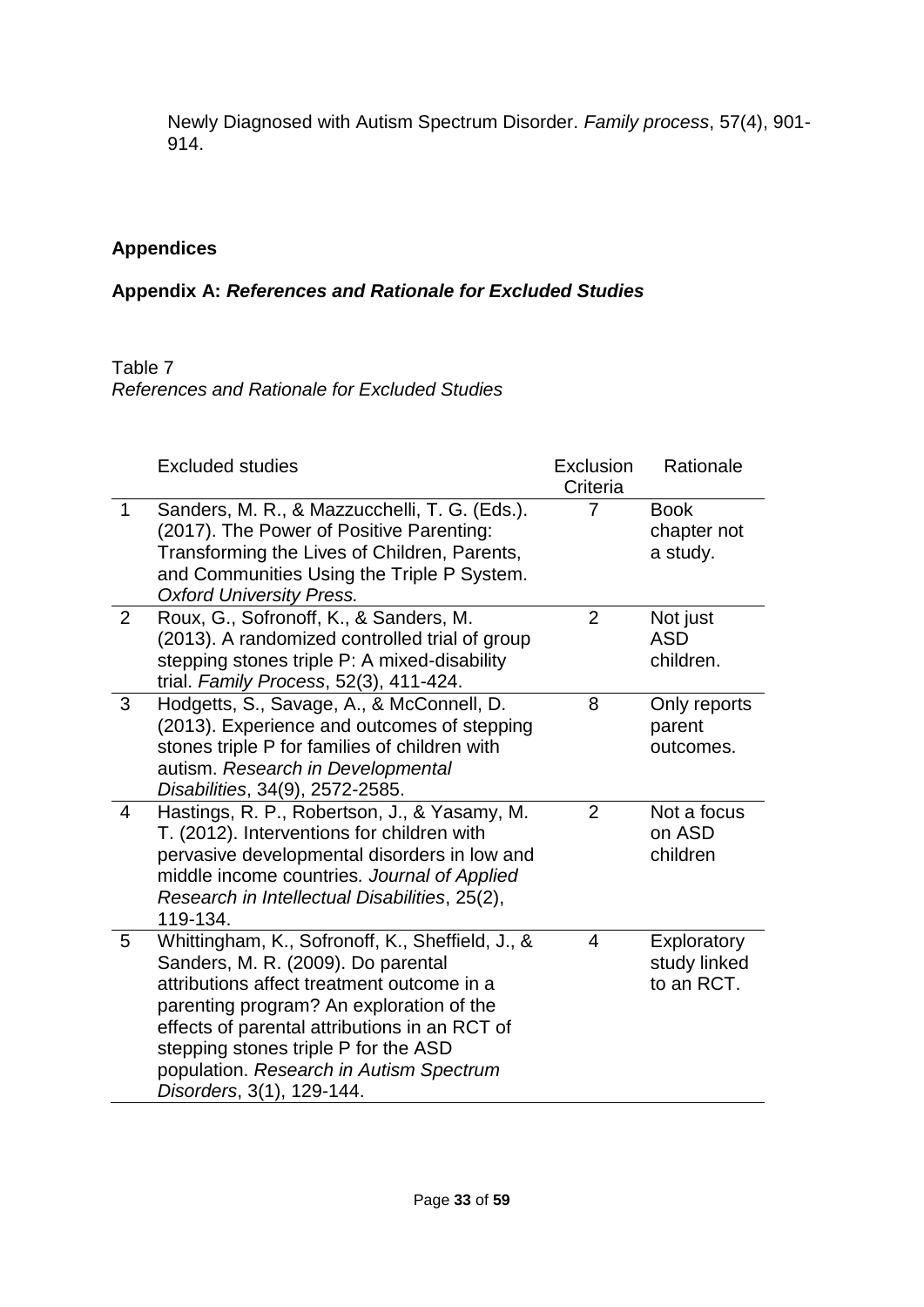Newly Diagnosed with Autism Spectrum Disorder. *Family process*, 57(4), 901-914.

## Appendices

### Appendix A: *References and Rationale for Excluded Studies*

Table 7
*References and Rationale for Excluded Studies*

| | Excluded studies | Exclusion Criteria | Rationale |
|---|---|---|---|
| 1 | Sanders, M. R., & Mazzucchelli, T. G. (Eds.). (2017). The Power of Positive Parenting: Transforming the Lives of Children, Parents, and Communities Using the Triple P System. *Oxford University Press.* | 7 | Book chapter not a study. |
| 2 | Roux, G., Sofronoff, K., & Sanders, M. (2013). A randomized controlled trial of group stepping stones triple P: A mixed-disability trial. *Family Process*, 52(3), 411-424. | 2 | Not just ASD children. |
| 3 | Hodgetts, S., Savage, A., & McConnell, D. (2013). Experience and outcomes of stepping stones triple P for families of children with autism. *Research in Developmental Disabilities*, 34(9), 2572-2585. | 8 | Only reports parent outcomes. |
| 4 | Hastings, R. P., Robertson, J., & Yasamy, M. T. (2012). Interventions for children with pervasive developmental disorders in low and middle income countries*. Journal of Applied Research in Intellectual Disabilities*, 25(2), 119-134. | 2 | Not a focus on ASD children |
| 5 | Whittingham, K., Sofronoff, K., Sheffield, J., & Sanders, M. R. (2009). Do parental attributions affect treatment outcome in a parenting program? An exploration of the effects of parental attributions in an RCT of stepping stones triple P for the ASD population. *Research in Autism Spectrum Disorders*, 3(1), 129-144. | 4 | Exploratory study linked to an RCT. |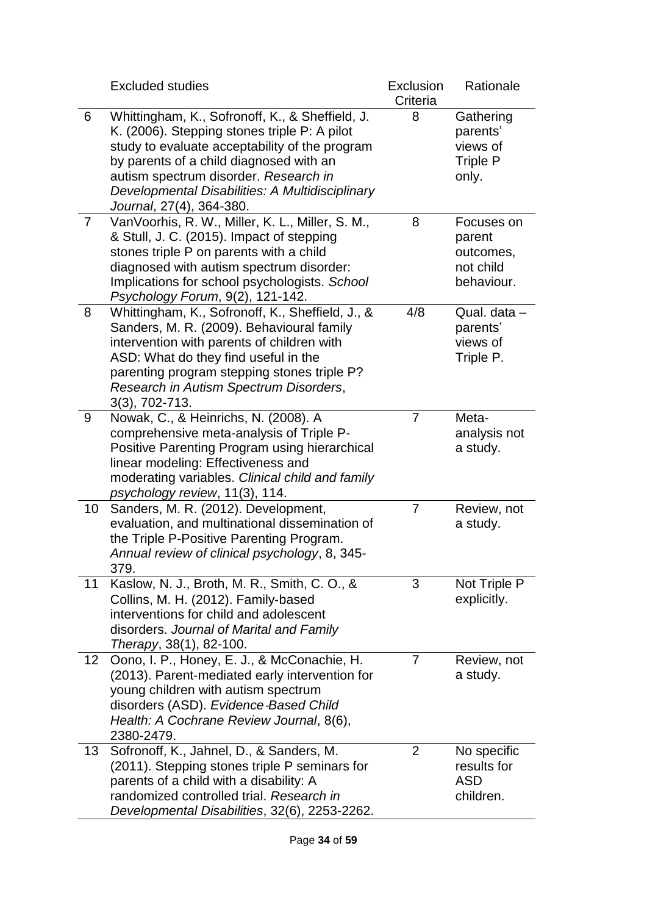| | Excluded studies | Exclusion Criteria | Rationale |
|---|---|---|---|
| 6 | Whittingham, K., Sofronoff, K., & Sheffield, J. K. (2006). Stepping stones triple P: A pilot study to evaluate acceptability of the program by parents of a child diagnosed with an autism spectrum disorder. *Research in Developmental Disabilities: A Multidisciplinary Journal*, 27(4), 364-380. | 8 | Gathering parents' views of Triple P only. |
| 7 | VanVoorhis, R. W., Miller, K. L., Miller, S. M., & Stull, J. C. (2015). Impact of stepping stones triple P on parents with a child diagnosed with autism spectrum disorder: Implications for school psychologists. *School Psychology Forum*, 9(2), 121-142. | 8 | Focuses on parent outcomes, not child behaviour. |
| 8 | Whittingham, K., Sofronoff, K., Sheffield, J., & Sanders, M. R. (2009). Behavioural family intervention with parents of children with ASD: What do they find useful in the parenting program stepping stones triple P? *Research in Autism Spectrum Disorders*, 3(3), 702-713. | 4/8 | Qual. data – parents' views of Triple P. |
| 9 | Nowak, C., & Heinrichs, N. (2008). A comprehensive meta-analysis of Triple P-Positive Parenting Program using hierarchical linear modeling: Effectiveness and moderating variables. *Clinical child and family psychology review*, 11(3), 114. | 7 | Meta-analysis not a study. |
| 10 | Sanders, M. R. (2012). Development, evaluation, and multinational dissemination of the Triple P-Positive Parenting Program. *Annual review of clinical psychology*, 8, 345-379. | 7 | Review, not a study. |
| 11 | Kaslow, N. J., Broth, M. R., Smith, C. O., & Collins, M. H. (2012). Family-based interventions for child and adolescent disorders. *Journal of Marital and Family Therapy*, 38(1), 82-100. | 3 | Not Triple P explicitly. |
| 12 | Oono, I. P., Honey, E. J., & McConachie, H. (2013). Parent-mediated early intervention for young children with autism spectrum disorders (ASD). *Evidence‐Based Child Health: A Cochrane Review Journal*, 8(6), 2380-2479. | 7 | Review, not a study. |
| 13 | Sofronoff, K., Jahnel, D., & Sanders, M. (2011). Stepping stones triple P seminars for parents of a child with a disability: A randomized controlled trial. *Research in Developmental Disabilities*, 32(6), 2253-2262. | 2 | No specific results for ASD children. |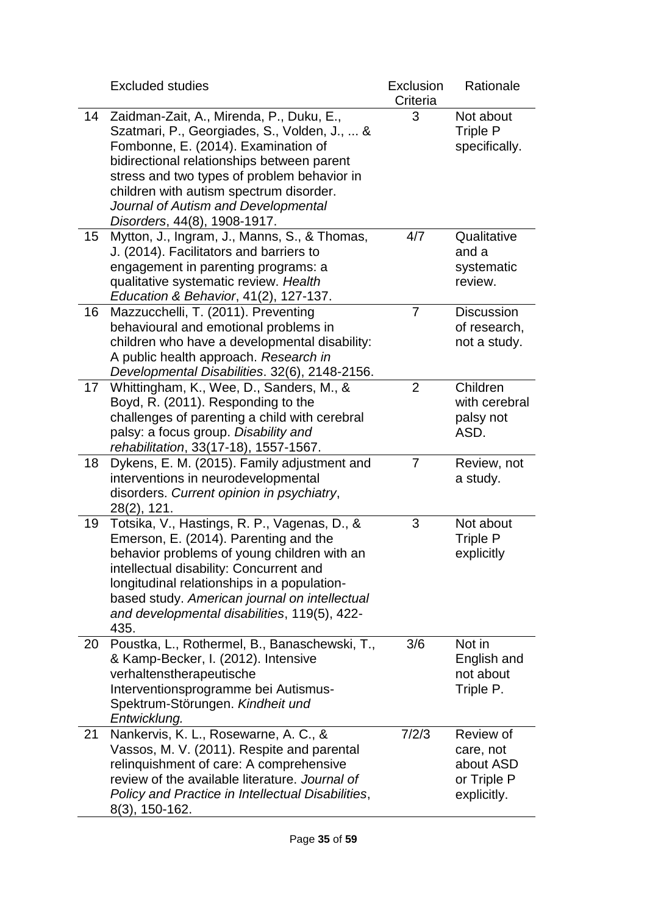| | Excluded studies | Exclusion Criteria | Rationale |
|---|---|---|---|
| 14 | Zaidman-Zait, A., Mirenda, P., Duku, E., Szatmari, P., Georgiades, S., Volden, J., ... & Fombonne, E. (2014). Examination of bidirectional relationships between parent stress and two types of problem behavior in children with autism spectrum disorder. *Journal of Autism and Developmental Disorders*, 44(8), 1908-1917. | 3 | Not about Triple P specifically. |
| 15 | Mytton, J., Ingram, J., Manns, S., & Thomas, J. (2014). Facilitators and barriers to engagement in parenting programs: a qualitative systematic review. *Health Education & Behavior*, 41(2), 127-137. | 4/7 | Qualitative and a systematic review. |
| 16 | Mazzucchelli, T. (2011). Preventing behavioural and emotional problems in children who have a developmental disability: A public health approach. *Research in Developmental Disabilities*. 32(6), 2148-2156. | 7 | Discussion of research, not a study. |
| 17 | Whittingham, K., Wee, D., Sanders, M., & Boyd, R. (2011). Responding to the challenges of parenting a child with cerebral palsy: a focus group. *Disability and rehabilitation*, 33(17-18), 1557-1567. | 2 | Children with cerebral palsy not ASD. |
| 18 | Dykens, E. M. (2015). Family adjustment and interventions in neurodevelopmental disorders. *Current opinion in psychiatry*, 28(2), 121. | 7 | Review, not a study. |
| 19 | Totsika, V., Hastings, R. P., Vagenas, D., & Emerson, E. (2014). Parenting and the behavior problems of young children with an intellectual disability: Concurrent and longitudinal relationships in a population-based study. *American journal on intellectual and developmental disabilities*, 119(5), 422-435. | 3 | Not about Triple P explicitly |
| 20 | Poustka, L., Rothermel, B., Banaschewski, T., & Kamp-Becker, I. (2012). Intensive verhaltenstherapeutische Interventionsprogramme bei Autismus-Spektrum-Störungen. *Kindheit und Entwicklung.* | 3/6 | Not in English and not about Triple P. |
| 21 | Nankervis, K. L., Rosewarne, A. C., & Vassos, M. V. (2011). Respite and parental relinquishment of care: A comprehensive review of the available literature. *Journal of Policy and Practice in Intellectual Disabilities*, 8(3), 150-162. | 7/2/3 | Review of care, not about ASD or Triple P explicitly. |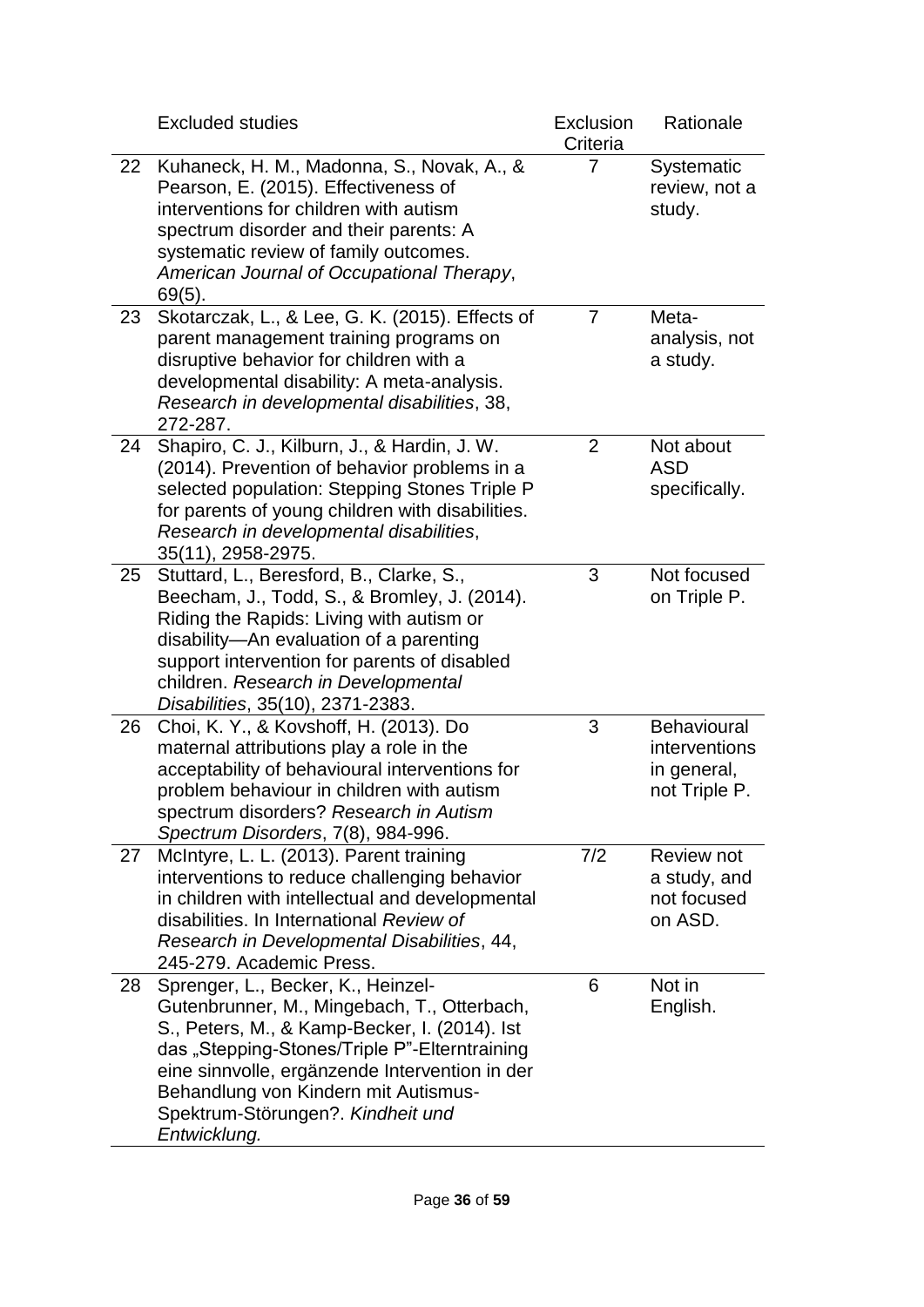| | Excluded studies | Exclusion Criteria | Rationale |
|---|---|---|---|
| 22 | Kuhaneck, H. M., Madonna, S., Novak, A., & Pearson, E. (2015). Effectiveness of interventions for children with autism spectrum disorder and their parents: A systematic review of family outcomes. *American Journal of Occupational Therapy*, 69(5). | 7 | Systematic review, not a study. |
| 23 | Skotarczak, L., & Lee, G. K. (2015). Effects of parent management training programs on disruptive behavior for children with a developmental disability: A meta-analysis. *Research in developmental disabilities*, 38, 272-287. | 7 | Meta-analysis, not a study. |
| 24 | Shapiro, C. J., Kilburn, J., & Hardin, J. W. (2014). Prevention of behavior problems in a selected population: Stepping Stones Triple P for parents of young children with disabilities. *Research in developmental disabilities*, 35(11), 2958-2975. | 2 | Not about ASD specifically. |
| 25 | Stuttard, L., Beresford, B., Clarke, S., Beecham, J., Todd, S., & Bromley, J. (2014). Riding the Rapids: Living with autism or disability—An evaluation of a parenting support intervention for parents of disabled children. *Research in Developmental Disabilities*, 35(10), 2371-2383. | 3 | Not focused on Triple P. |
| 26 | Choi, K. Y., & Kovshoff, H. (2013). Do maternal attributions play a role in the acceptability of behavioural interventions for problem behaviour in children with autism spectrum disorders? *Research in Autism Spectrum Disorders*, 7(8), 984-996. | 3 | Behavioural interventions in general, not Triple P. |
| 27 | McIntyre, L. L. (2013). Parent training interventions to reduce challenging behavior in children with intellectual and developmental disabilities. In International *Review of Research in Developmental Disabilities*, 44, 245-279. Academic Press. | 7/2 | Review not a study, and not focused on ASD. |
| 28 | Sprenger, L., Becker, K., Heinzel-Gutenbrunner, M., Mingebach, T., Otterbach, S., Peters, M., & Kamp-Becker, I. (2014). Ist das „Stepping-Stones/Triple P"-Elterntraining eine sinnvolle, ergänzende Intervention in der Behandlung von Kindern mit Autismus-Spektrum-Störungen?. *Kindheit und Entwicklung.* | 6 | Not in English. |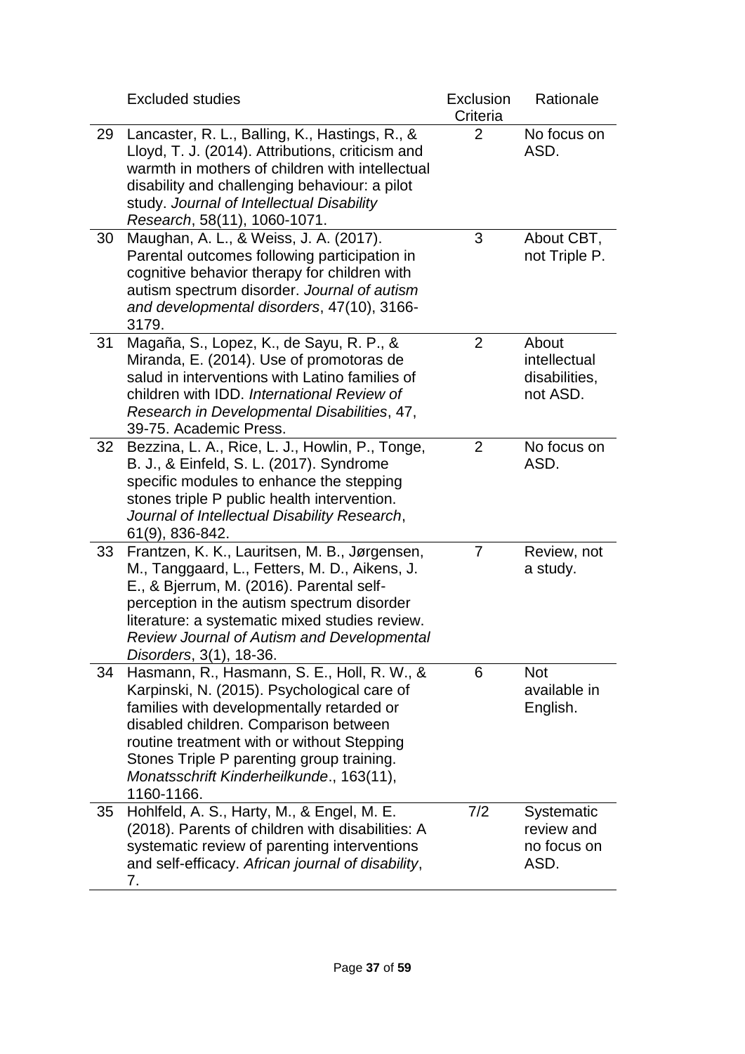| | Excluded studies | Exclusion Criteria | Rationale |
|---|---|---|---|
| 29 | Lancaster, R. L., Balling, K., Hastings, R., & Lloyd, T. J. (2014). Attributions, criticism and warmth in mothers of children with intellectual disability and challenging behaviour: a pilot study. *Journal of Intellectual Disability Research*, 58(11), 1060-1071. | 2 | No focus on ASD. |
| 30 | Maughan, A. L., & Weiss, J. A. (2017). Parental outcomes following participation in cognitive behavior therapy for children with autism spectrum disorder. *Journal of autism and developmental disorders*, 47(10), 3166-3179. | 3 | About CBT, not Triple P. |
| 31 | Magaña, S., Lopez, K., de Sayu, R. P., & Miranda, E. (2014). Use of promotoras de salud in interventions with Latino families of children with IDD. *International Review of Research in Developmental Disabilities*, 47, 39-75. Academic Press. | 2 | About intellectual disabilities, not ASD. |
| 32 | Bezzina, L. A., Rice, L. J., Howlin, P., Tonge, B. J., & Einfeld, S. L. (2017). Syndrome specific modules to enhance the stepping stones triple P public health intervention. *Journal of Intellectual Disability Research*, 61(9), 836-842. | 2 | No focus on ASD. |
| 33 | Frantzen, K. K., Lauritsen, M. B., Jørgensen, M., Tanggaard, L., Fetters, M. D., Aikens, J. E., & Bjerrum, M. (2016). Parental self-perception in the autism spectrum disorder literature: a systematic mixed studies review. *Review Journal of Autism and Developmental Disorders*, 3(1), 18-36. | 7 | Review, not a study. |
| 34 | Hasmann, R., Hasmann, S. E., Holl, R. W., & Karpinski, N. (2015). Psychological care of families with developmentally retarded or disabled children. Comparison between routine treatment with or without Stepping Stones Triple P parenting group training. *Monatsschrift Kinderheilkunde*., 163(11), 1160-1166. | 6 | Not available in English. |
| 35 | Hohlfeld, A. S., Harty, M., & Engel, M. E. (2018). Parents of children with disabilities: A systematic review of parenting interventions and self-efficacy. *African journal of disability*, 7. | 7/2 | Systematic review and no focus on ASD. |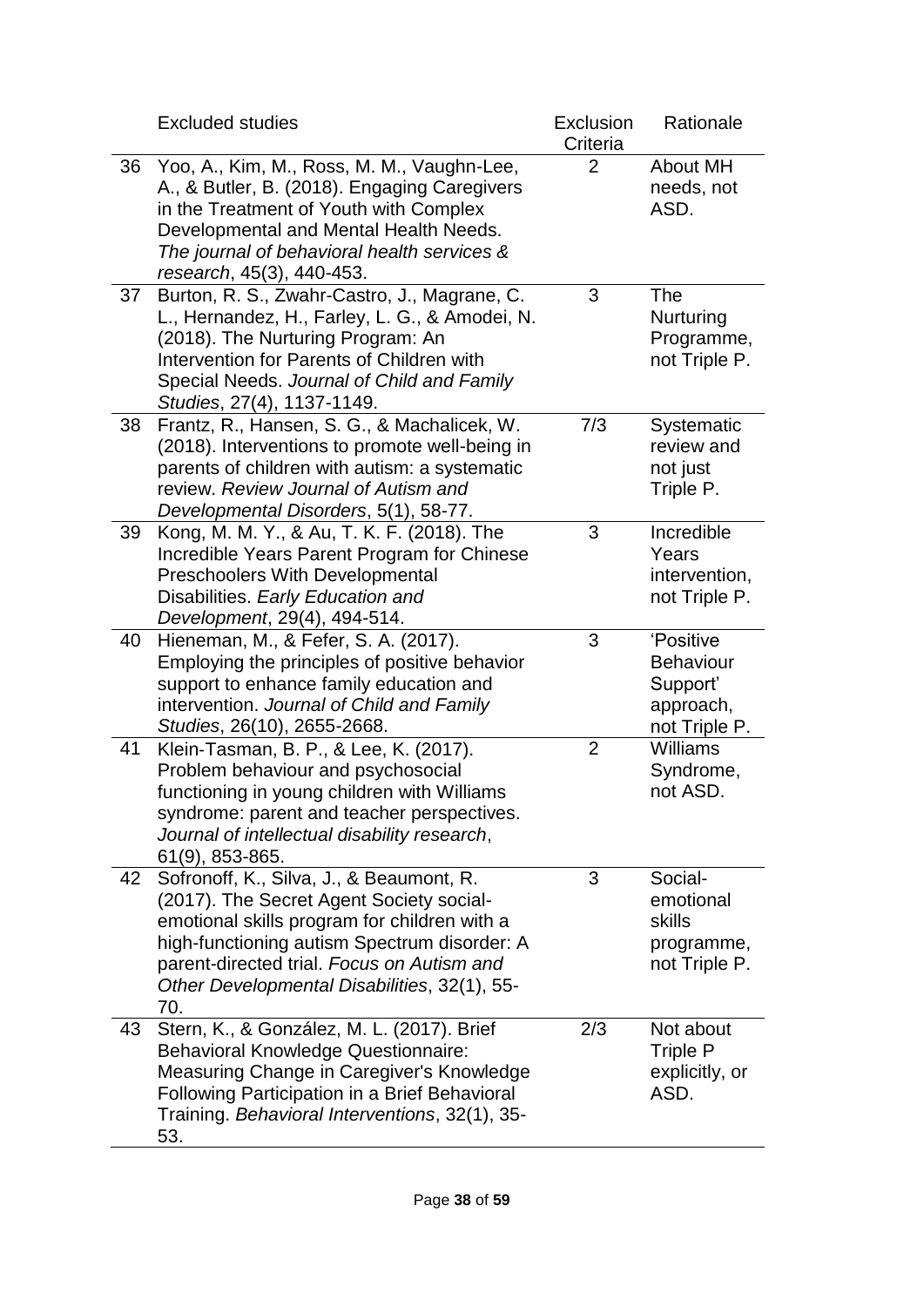| | Excluded studies | Exclusion Criteria | Rationale |
|---|---|---|---|
| 36 | Yoo, A., Kim, M., Ross, M. M., Vaughn-Lee, A., & Butler, B. (2018). Engaging Caregivers in the Treatment of Youth with Complex Developmental and Mental Health Needs. *The journal of behavioral health services & research*, 45(3), 440-453. | 2 | About MH needs, not ASD. |
| 37 | Burton, R. S., Zwahr-Castro, J., Magrane, C. L., Hernandez, H., Farley, L. G., & Amodei, N. (2018). The Nurturing Program: An Intervention for Parents of Children with Special Needs. *Journal of Child and Family Studies*, 27(4), 1137-1149. | 3 | The Nurturing Programme, not Triple P. |
| 38 | Frantz, R., Hansen, S. G., & Machalicek, W. (2018). Interventions to promote well-being in parents of children with autism: a systematic review. *Review Journal of Autism and Developmental Disorders*, 5(1), 58-77. | 7/3 | Systematic review and not just Triple P. |
| 39 | Kong, M. M. Y., & Au, T. K. F. (2018). The Incredible Years Parent Program for Chinese Preschoolers With Developmental Disabilities. *Early Education and Development*, 29(4), 494-514. | 3 | Incredible Years intervention, not Triple P. |
| 40 | Hieneman, M., & Fefer, S. A. (2017). Employing the principles of positive behavior support to enhance family education and intervention. *Journal of Child and Family Studies*, 26(10), 2655-2668. | 3 | 'Positive Behaviour Support' approach, not Triple P. |
| 41 | Klein-Tasman, B. P., & Lee, K. (2017). Problem behaviour and psychosocial functioning in young children with Williams syndrome: parent and teacher perspectives. *Journal of intellectual disability research*, 61(9), 853-865. | 2 | Williams Syndrome, not ASD. |
| 42 | Sofronoff, K., Silva, J., & Beaumont, R. (2017). The Secret Agent Society social-emotional skills program for children with a high-functioning autism Spectrum disorder: A parent-directed trial. *Focus on Autism and Other Developmental Disabilities*, 32(1), 55-70. | 3 | Social-emotional skills programme, not Triple P. |
| 43 | Stern, K., & González, M. L. (2017). Brief Behavioral Knowledge Questionnaire: Measuring Change in Caregiver's Knowledge Following Participation in a Brief Behavioral Training. *Behavioral Interventions*, 32(1), 35-53. | 2/3 | Not about Triple P explicitly, or ASD. |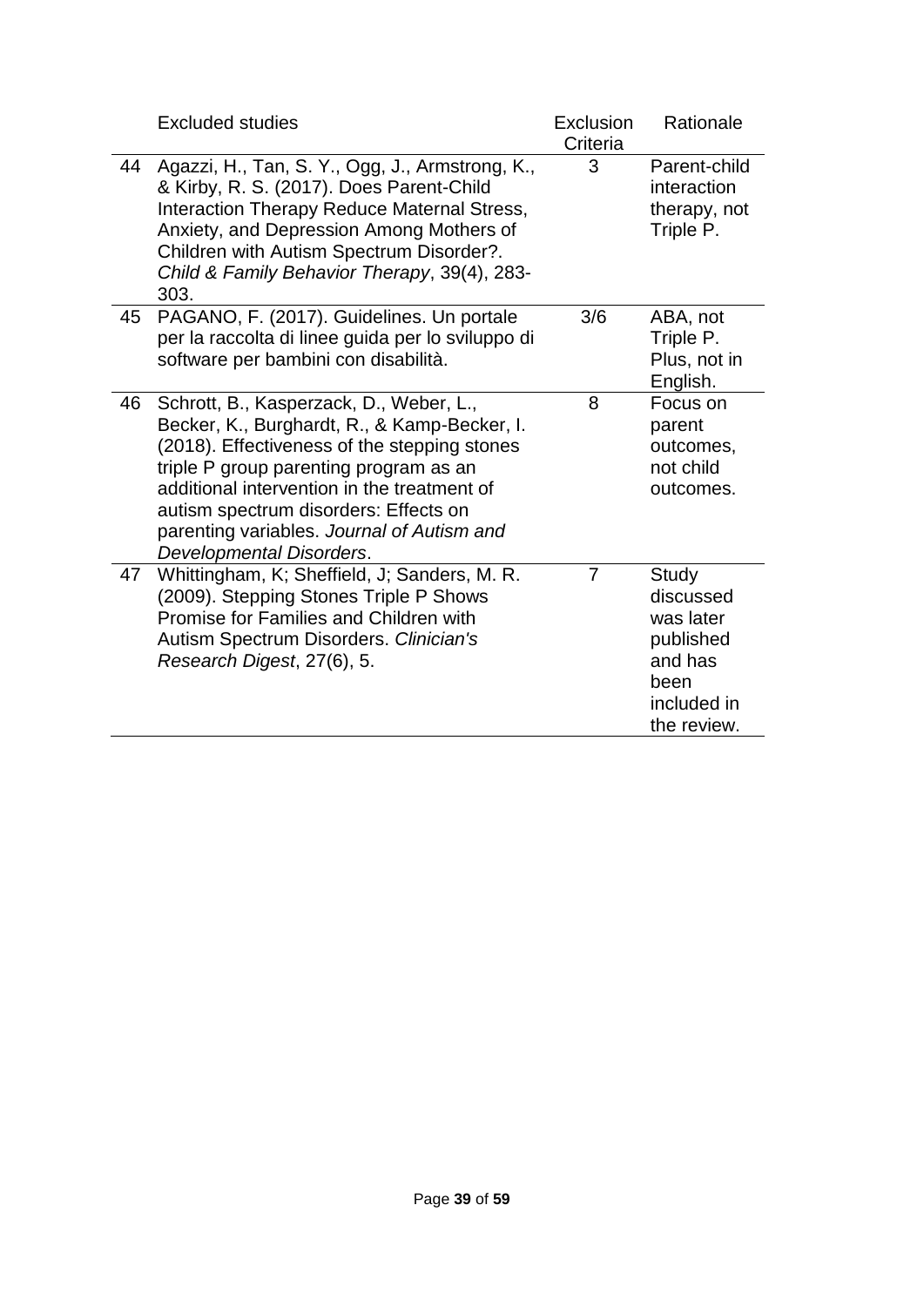|  | Excluded studies | Exclusion Criteria | Rationale |
|---|---|---|---|
| 44 | Agazzi, H., Tan, S. Y., Ogg, J., Armstrong, K., & Kirby, R. S. (2017). Does Parent-Child Interaction Therapy Reduce Maternal Stress, Anxiety, and Depression Among Mothers of Children with Autism Spectrum Disorder?. *Child & Family Behavior Therapy*, 39(4), 283-303. | 3 | Parent-child interaction therapy, not Triple P. |
| 45 | PAGANO, F. (2017). Guidelines. Un portale per la raccolta di linee guida per lo sviluppo di software per bambini con disabilità. | 3/6 | ABA, not Triple P. Plus, not in English. |
| 46 | Schrott, B., Kasperzack, D., Weber, L., Becker, K., Burghardt, R., & Kamp-Becker, I. (2018). Effectiveness of the stepping stones triple P group parenting program as an additional intervention in the treatment of autism spectrum disorders: Effects on parenting variables. *Journal of Autism and Developmental Disorders*. | 8 | Focus on parent outcomes, not child outcomes. |
| 47 | Whittingham, K; Sheffield, J; Sanders, M. R. (2009). Stepping Stones Triple P Shows Promise for Families and Children with Autism Spectrum Disorders. *Clinician's Research Digest*, 27(6), 5. | 7 | Study discussed was later published and has been included in the review. |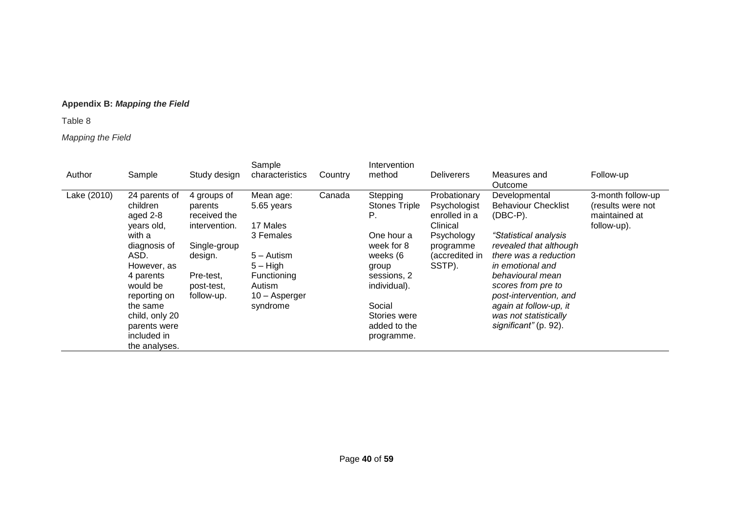**Appendix B: *Mapping the Field***

Table 8

*Mapping the Field*

| Author | Sample | Study design | Sample characteristics | Country | Intervention method | Deliverers | Measures and Outcome | Follow-up |
|---|---|---|---|---|---|---|---|---|
| Lake (2010) | 24 parents of children aged 2-8 years old, with a diagnosis of ASD. However, as 4 parents would be reporting on the same child, only 20 parents were included in the analyses. | 4 groups of parents received the intervention.<br><br>Single-group design.<br><br>Pre-test, post-test, follow-up. | Mean age: 5.65 years<br><br>17 Males<br>3 Females<br><br>5 – Autism<br>5 – High Functioning Autism<br>10 – Asperger syndrome | Canada | Stepping Stones Triple P.<br><br>One hour a week for 8 weeks (6 group sessions, 2 individual).<br><br>Social Stories were added to the programme. | Probationary Psychologist enrolled in a Clinical Psychology programme (accredited in SSTP). | Developmental Behaviour Checklist (DBC-P).<br><br>*"Statistical analysis revealed that although there was a reduction in emotional and behavioural mean scores from pre to post-intervention, and again at follow-up, it was not statistically significant"* (p. 92). | 3-month follow-up (results were not maintained at follow-up). |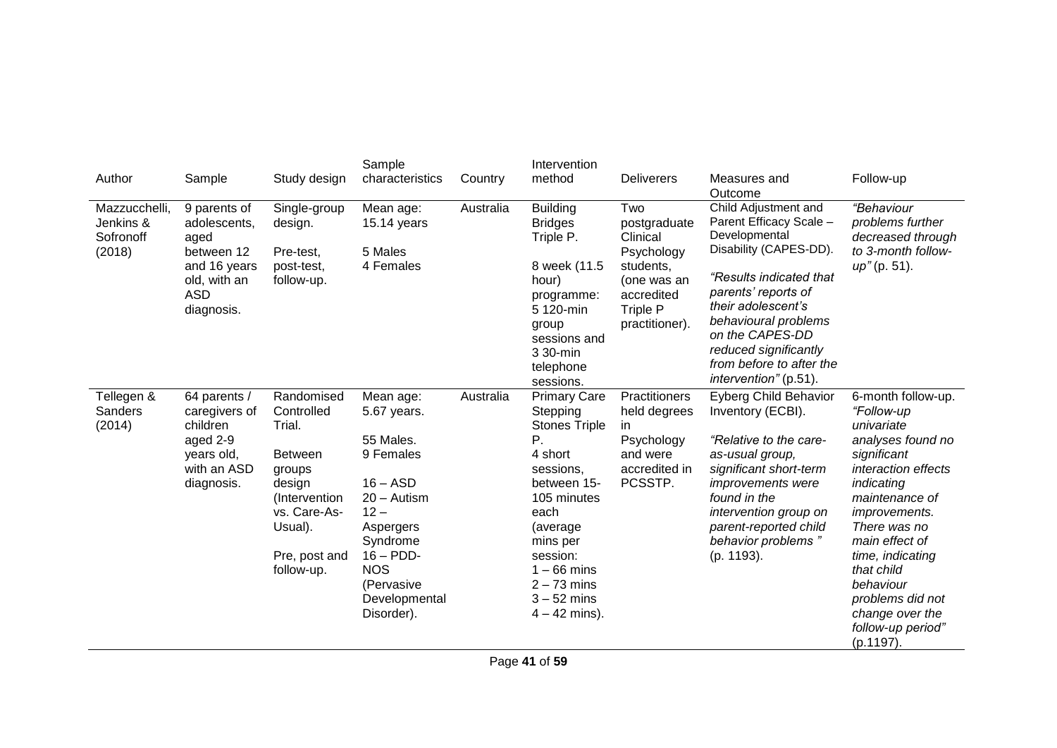| Author | Sample | Study design | Sample characteristics | Country | Intervention method | Deliverers | Measures and Outcome | Follow-up |
|---|---|---|---|---|---|---|---|---|
| Mazzucchelli, Jenkins & Sofronoff (2018) | 9 parents of adolescents, aged between 12 and 16 years old, with an ASD diagnosis. | Single-group design.<br><br>Pre-test, post-test, follow-up. | Mean age: 15.14 years<br><br>5 Males<br>4 Females | Australia | Building Bridges Triple P.<br><br>8 week (11.5 hour) programme: 5 120-min group sessions and 3 30-min telephone sessions. | Two postgraduate Clinical Psychology students, (one was an accredited Triple P practitioner). | Child Adjustment and Parent Efficacy Scale – Developmental Disability (CAPES-DD).<br><br>*"Results indicated that parents' reports of their adolescent's behavioural problems on the CAPES-DD reduced significantly from before to after the intervention"* (p.51). | *"Behaviour problems further decreased through to 3-month follow-up"* (p. 51). |
| Tellegen & Sanders (2014) | 64 parents / caregivers of children aged 2-9 years old, with an ASD diagnosis. | Randomised Controlled Trial.<br><br>Between groups design (Intervention vs. Care-As-Usual).<br><br>Pre, post and follow-up. | Mean age: 5.67 years.<br><br>55 Males.<br>9 Females<br><br>16 – ASD<br>20 – Autism<br>12 – Aspergers Syndrome<br>16 – PDD-NOS (Pervasive Developmental Disorder). | Australia | Primary Care Stepping Stones Triple P.<br>4 short sessions, between 15-105 minutes each (average mins per session:<br>1 – 66 mins<br>2 – 73 mins<br>3 – 52 mins<br>4 – 42 mins). | Practitioners held degrees in Psychology and were accredited in PCSSTP. | Eyberg Child Behavior Inventory (ECBI).<br><br>*"Relative to the care-as-usual group, significant short-term improvements were found in the intervention group on parent-reported child behavior problems "* (p. 1193). | 6-month follow-up. *"Follow-up univariate analyses found no significant interaction effects indicating maintenance of improvements. There was no main effect of time, indicating that child behaviour problems did not change over the follow-up period"* (p.1197). |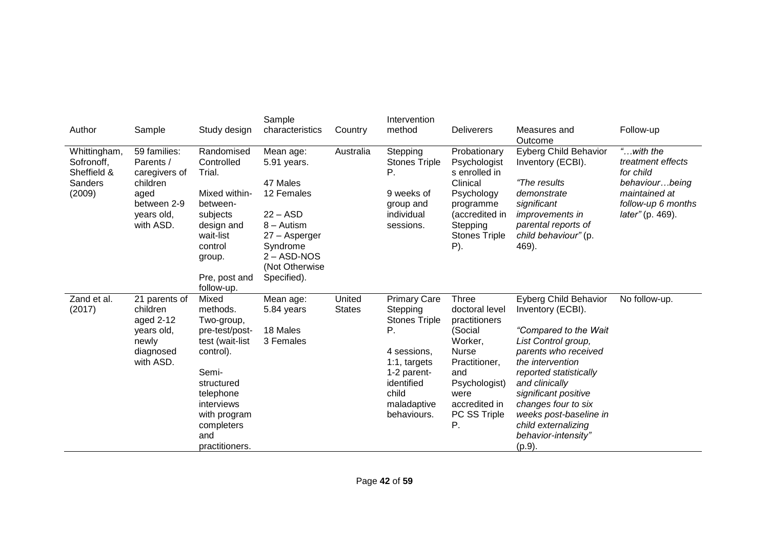| Author | Sample | Study design | Sample characteristics | Country | Intervention method | Deliverers | Measures and Outcome | Follow-up |
|---|---|---|---|---|---|---|---|---|
| Whittingham, Sofronoff, Sheffield & Sanders (2009) | 59 families: Parents / caregivers of children aged between 2-9 years old, with ASD. | Randomised Controlled Trial.<br><br>Mixed within-between-subjects design and wait-list control group.<br><br>Pre, post and follow-up. | Mean age: 5.91 years.<br><br>47 Males<br>12 Females<br><br>22 – ASD<br>8 – Autism<br>27 – Asperger Syndrome<br>2 – ASD-NOS (Not Otherwise Specified). | Australia | Stepping Stones Triple P.<br><br>9 weeks of group and individual sessions. | Probationary Psychologists enrolled in Clinical Psychology programme (accredited in Stepping Stones Triple P). | Eyberg Child Behavior Inventory (ECBI).<br><br>*"The results demonstrate significant improvements in parental reports of child behaviour"* (p. 469). | *"…with the treatment effects for child behaviour…being maintained at follow-up 6 months later"* (p. 469). |
| Zand et al. (2017) | 21 parents of children aged 2-12 years old, newly diagnosed with ASD. | Mixed methods. Two-group, pre-test/post-test (wait-list control).<br><br>Semi-structured telephone interviews with program completers and practitioners. | Mean age: 5.84 years<br><br>18 Males<br>3 Females | United States | Primary Care Stepping Stones Triple P.<br><br>4 sessions, 1:1, targets 1-2 parent-identified child maladaptive behaviours. | Three doctoral level practitioners (Social Worker, Nurse Practitioner, and Psychologist) were accredited in PC SS Triple P. | Eyberg Child Behavior Inventory (ECBI).<br><br>*"Compared to the Wait List Control group, parents who received the intervention reported statistically and clinically significant positive changes four to six weeks post-baseline in child externalizing behavior-intensity"* (p.9). | No follow-up. |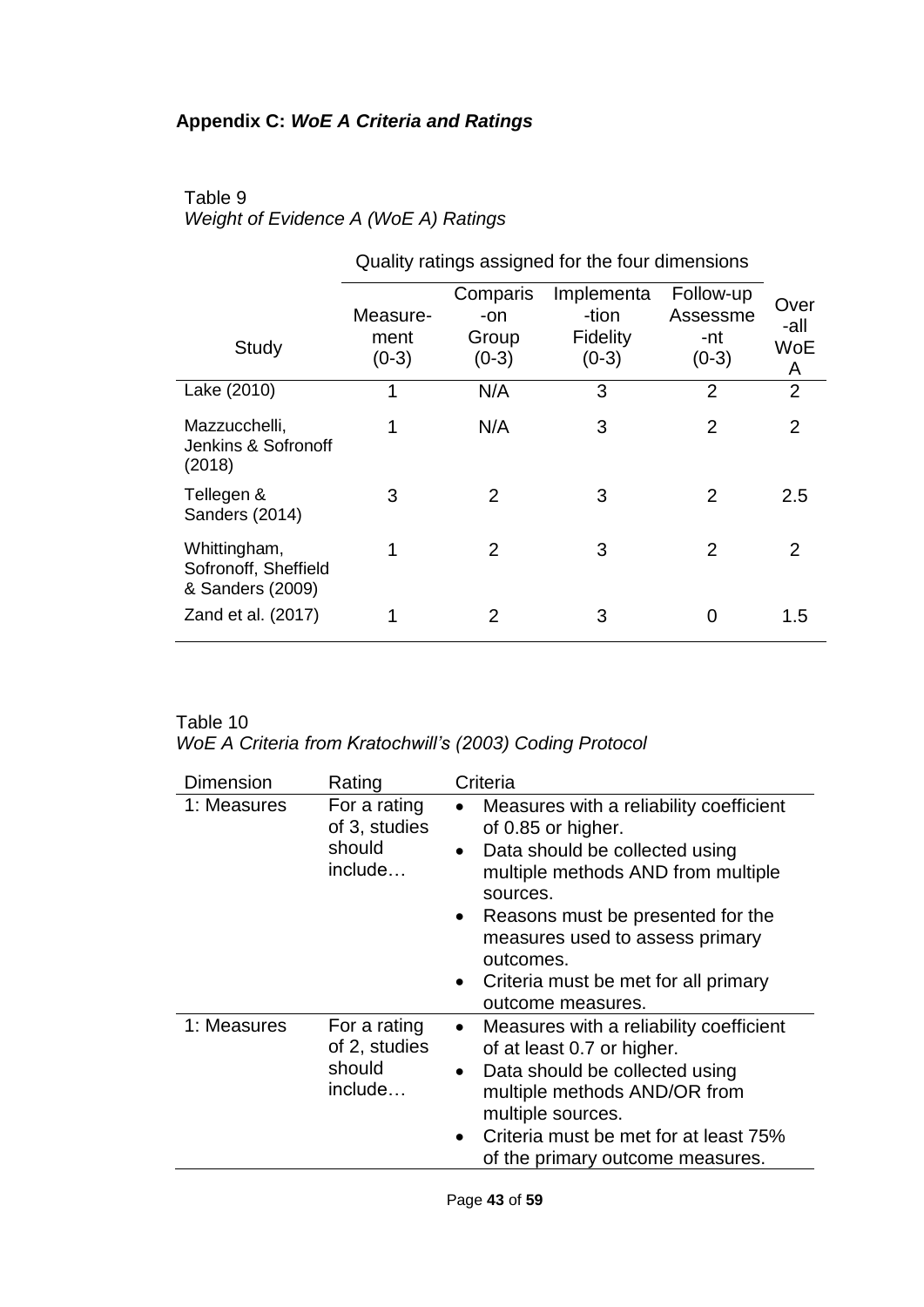## Appendix C: *WoE A Criteria and Ratings*

Table 9
*Weight of Evidence A (WoE A) Ratings*

| | Quality ratings assigned for the four dimensions | | | | |
|---|---|---|---|---|---|
| Study | Measure-ment (0-3) | Comparis-on Group (0-3) | Implementa-tion Fidelity (0-3) | Follow-up Assessme-nt (0-3) | Over-all WoE A |
| Lake (2010) | 1 | N/A | 3 | 2 | 2 |
| Mazzucchelli, Jenkins & Sofronoff (2018) | 1 | N/A | 3 | 2 | 2 |
| Tellegen & Sanders (2014) | 3 | 2 | 3 | 2 | 2.5 |
| Whittingham, Sofronoff, Sheffield & Sanders (2009) | 1 | 2 | 3 | 2 | 2 |
| Zand et al. (2017) | 1 | 2 | 3 | 0 | 1.5 |

Table 10
*WoE A Criteria from Kratochwill's (2003) Coding Protocol*

| Dimension | Rating | Criteria |
|---|---|---|
| 1: Measures | For a rating of 3, studies should include… | • Measures with a reliability coefficient of 0.85 or higher.<br>• Data should be collected using multiple methods AND from multiple sources.<br>• Reasons must be presented for the measures used to assess primary outcomes.<br>• Criteria must be met for all primary outcome measures. |
| 1: Measures | For a rating of 2, studies should include… | • Measures with a reliability coefficient of at least 0.7 or higher.<br>• Data should be collected using multiple methods AND/OR from multiple sources.<br>• Criteria must be met for at least 75% of the primary outcome measures. |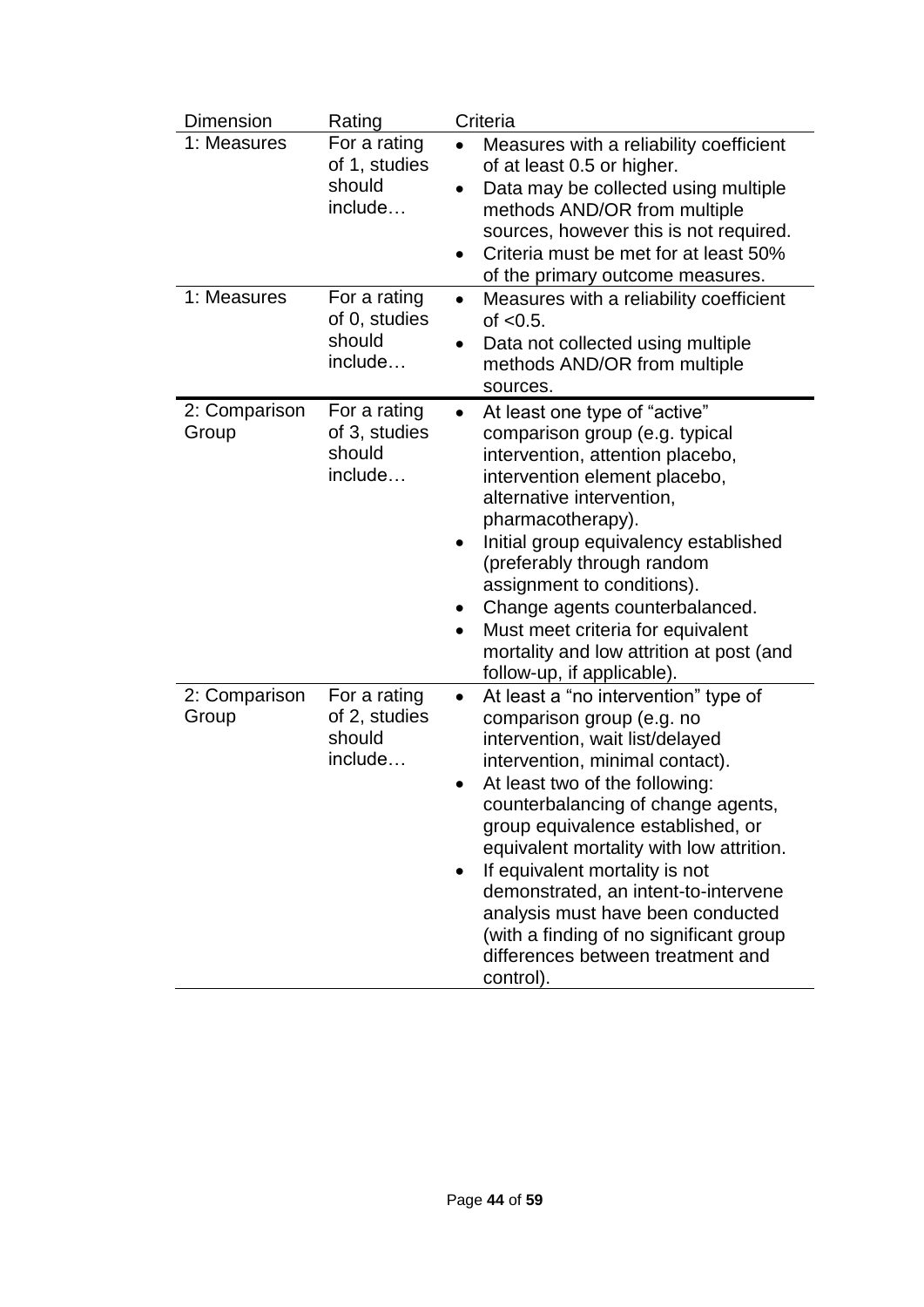| Dimension | Rating | Criteria |
|---|---|---|
| 1: Measures | For a rating of 1, studies should include… | • Measures with a reliability coefficient of at least 0.5 or higher. <br> • Data may be collected using multiple methods AND/OR from multiple sources, however this is not required. <br> • Criteria must be met for at least 50% of the primary outcome measures. |
| 1: Measures | For a rating of 0, studies should include… | • Measures with a reliability coefficient of <0.5. <br> • Data not collected using multiple methods AND/OR from multiple sources. |
| 2: Comparison Group | For a rating of 3, studies should include… | • At least one type of "active" comparison group (e.g. typical intervention, attention placebo, intervention element placebo, alternative intervention, pharmacotherapy). <br> • Initial group equivalency established (preferably through random assignment to conditions). <br> • Change agents counterbalanced. <br> • Must meet criteria for equivalent mortality and low attrition at post (and follow-up, if applicable). |
| 2: Comparison Group | For a rating of 2, studies should include… | • At least a "no intervention" type of comparison group (e.g. no intervention, wait list/delayed intervention, minimal contact). <br> • At least two of the following: counterbalancing of change agents, group equivalence established, or equivalent mortality with low attrition. <br> • If equivalent mortality is not demonstrated, an intent-to-intervene analysis must have been conducted (with a finding of no significant group differences between treatment and control). |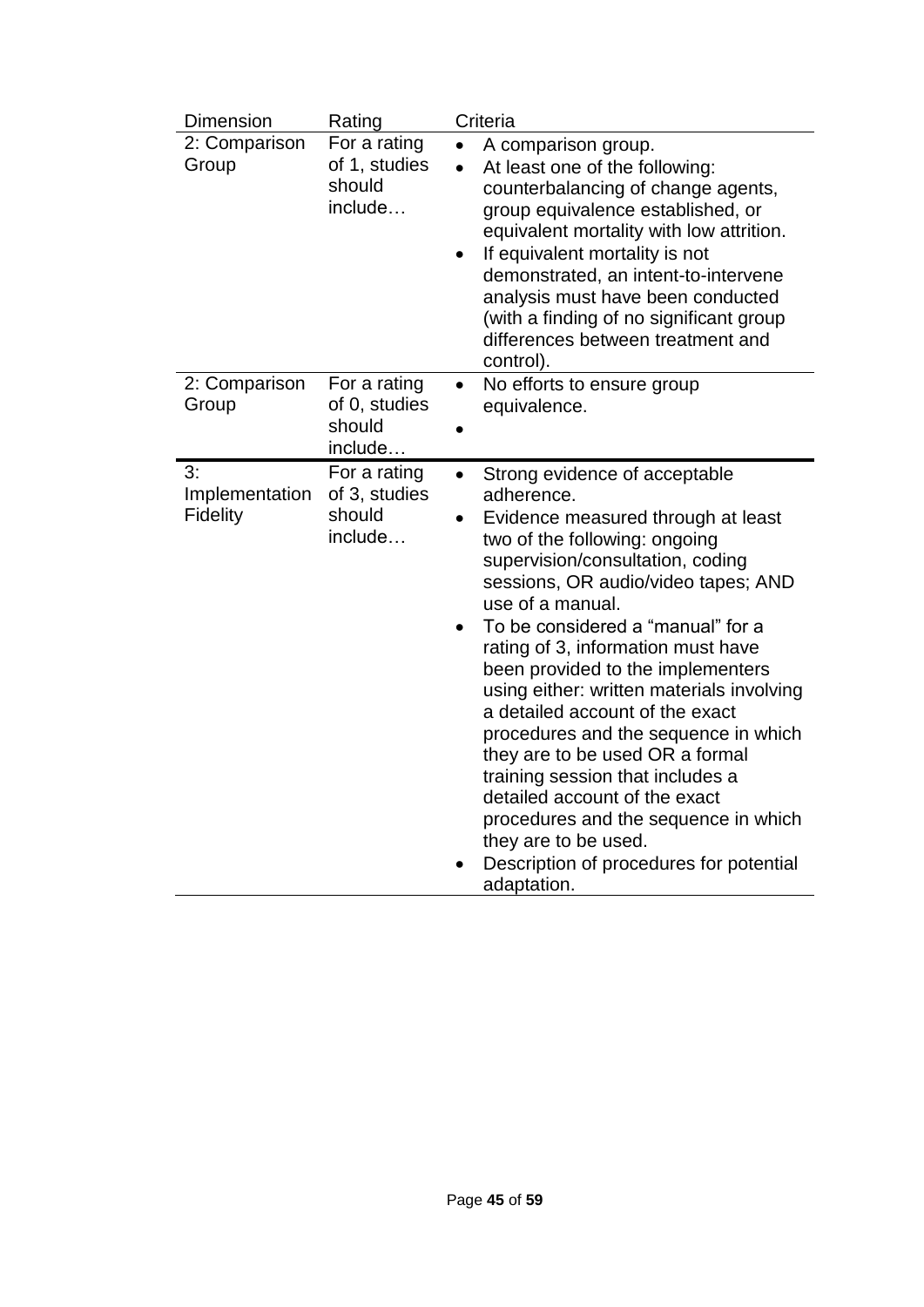| Dimension | Rating | Criteria |
|---|---|---|
| 2: Comparison Group | For a rating of 1, studies should include… | • A comparison group.<br>• At least one of the following: counterbalancing of change agents, group equivalence established, or equivalent mortality with low attrition.<br>• If equivalent mortality is not demonstrated, an intent-to-intervene analysis must have been conducted (with a finding of no significant group differences between treatment and control). |
| 2: Comparison Group | For a rating of 0, studies should include… | • No efforts to ensure group equivalence.<br>• |
| 3: Implementation Fidelity | For a rating of 3, studies should include… | • Strong evidence of acceptable adherence.<br>• Evidence measured through at least two of the following: ongoing supervision/consultation, coding sessions, OR audio/video tapes; AND use of a manual.<br>• To be considered a “manual” for a rating of 3, information must have been provided to the implementers using either: written materials involving a detailed account of the exact procedures and the sequence in which they are to be used OR a formal training session that includes a detailed account of the exact procedures and the sequence in which they are to be used.<br>• Description of procedures for potential adaptation. |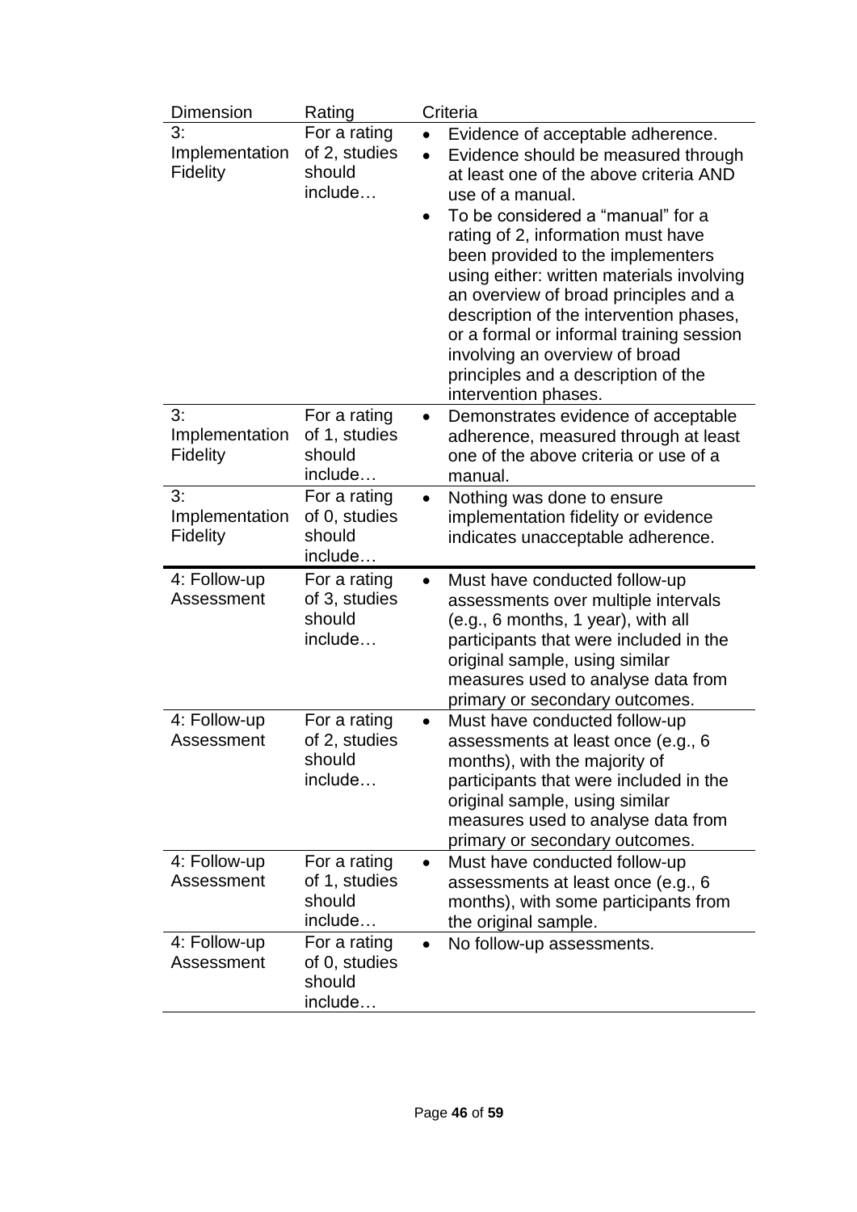| Dimension | Rating | Criteria |
|---|---|---|
| 3: Implementation Fidelity | For a rating of 2, studies should include… | • Evidence of acceptable adherence.<br>• Evidence should be measured through at least one of the above criteria AND use of a manual.<br>• To be considered a "manual" for a rating of 2, information must have been provided to the implementers using either: written materials involving an overview of broad principles and a description of the intervention phases, or a formal or informal training session involving an overview of broad principles and a description of the intervention phases. |
| 3: Implementation Fidelity | For a rating of 1, studies should include… | • Demonstrates evidence of acceptable adherence, measured through at least one of the above criteria or use of a manual. |
| 3: Implementation Fidelity | For a rating of 0, studies should include… | • Nothing was done to ensure implementation fidelity or evidence indicates unacceptable adherence. |
| 4: Follow-up Assessment | For a rating of 3, studies should include… | • Must have conducted follow-up assessments over multiple intervals (e.g., 6 months, 1 year), with all participants that were included in the original sample, using similar measures used to analyse data from primary or secondary outcomes. |
| 4: Follow-up Assessment | For a rating of 2, studies should include… | • Must have conducted follow-up assessments at least once (e.g., 6 months), with the majority of participants that were included in the original sample, using similar measures used to analyse data from primary or secondary outcomes. |
| 4: Follow-up Assessment | For a rating of 1, studies should include… | • Must have conducted follow-up assessments at least once (e.g., 6 months), with some participants from the original sample. |
| 4: Follow-up Assessment | For a rating of 0, studies should include… | • No follow-up assessments. |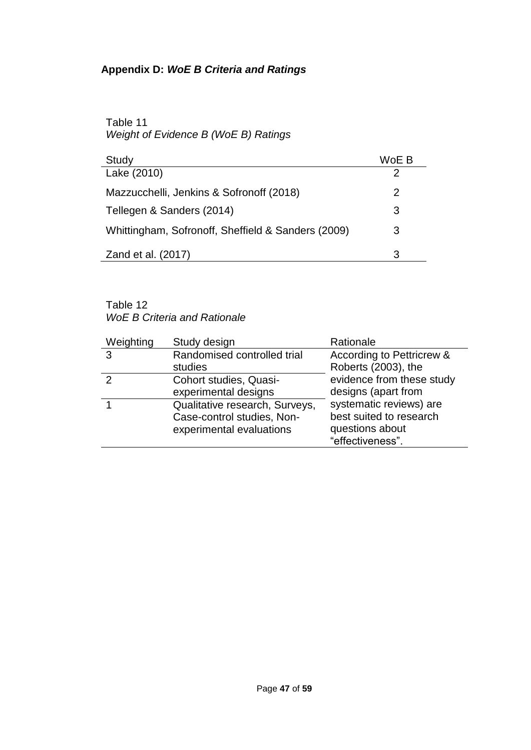**Appendix D: *WoE B Criteria and Ratings***

Table 11
*Weight of Evidence B (WoE B) Ratings*

| Study | WoE B |
|---|---|
| Lake (2010) | 2 |
| Mazzucchelli, Jenkins & Sofronoff (2018) | 2 |
| Tellegen & Sanders (2014) | 3 |
| Whittingham, Sofronoff, Sheffield & Sanders (2009) | 3 |
| Zand et al. (2017) | 3 |

Table 12
*WoE B Criteria and Rationale*

| Weighting | Study design | Rationale |
|---|---|---|
| 3 | Randomised controlled trial studies | According to Pettricrew & Roberts (2003), the evidence from these study designs (apart from systematic reviews) are best suited to research questions about "effectiveness". |
| 2 | Cohort studies, Quasi-experimental designs | |
| 1 | Qualitative research, Surveys, Case-control studies, Non-experimental evaluations | |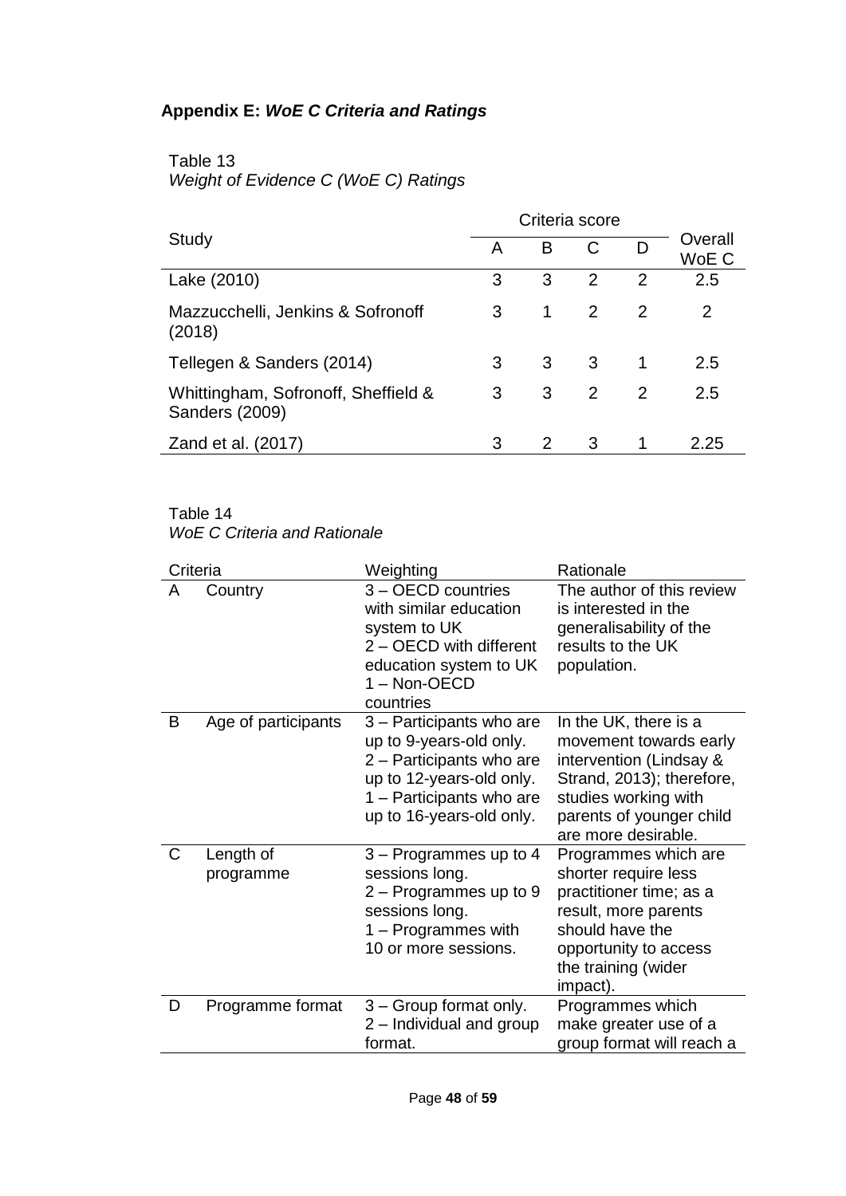## Appendix E: *WoE C Criteria and Ratings*

Table 13
*Weight of Evidence C (WoE C) Ratings*

| Study | Criteria score | | | | Overall WoE C |
|---|---|---|---|---|---|
| | A | B | C | D | |
| Lake (2010) | 3 | 3 | 2 | 2 | 2.5 |
| Mazzucchelli, Jenkins & Sofronoff (2018) | 3 | 1 | 2 | 2 | 2 |
| Tellegen & Sanders (2014) | 3 | 3 | 3 | 1 | 2.5 |
| Whittingham, Sofronoff, Sheffield & Sanders (2009) | 3 | 3 | 2 | 2 | 2.5 |
| Zand et al. (2017) | 3 | 2 | 3 | 1 | 2.25 |

Table 14
*WoE C Criteria and Rationale*

| Criteria | | Weighting | Rationale |
|---|---|---|---|
| A | Country | 3 – OECD countries with similar education system to UK<br>2 – OECD with different education system to UK<br>1 – Non-OECD countries | The author of this review is interested in the generalisability of the results to the UK population. |
| B | Age of participants | 3 – Participants who are up to 9-years-old only.<br>2 – Participants who are up to 12-years-old only.<br>1 – Participants who are up to 16-years-old only. | In the UK, there is a movement towards early intervention (Lindsay & Strand, 2013); therefore, studies working with parents of younger child are more desirable. |
| C | Length of programme | 3 – Programmes up to 4 sessions long.<br>2 – Programmes up to 9 sessions long.<br>1 – Programmes with 10 or more sessions. | Programmes which are shorter require less practitioner time; as a result, more parents should have the opportunity to access the training (wider impact). |
| D | Programme format | 3 – Group format only.<br>2 – Individual and group format. | Programmes which make greater use of a group format will reach a |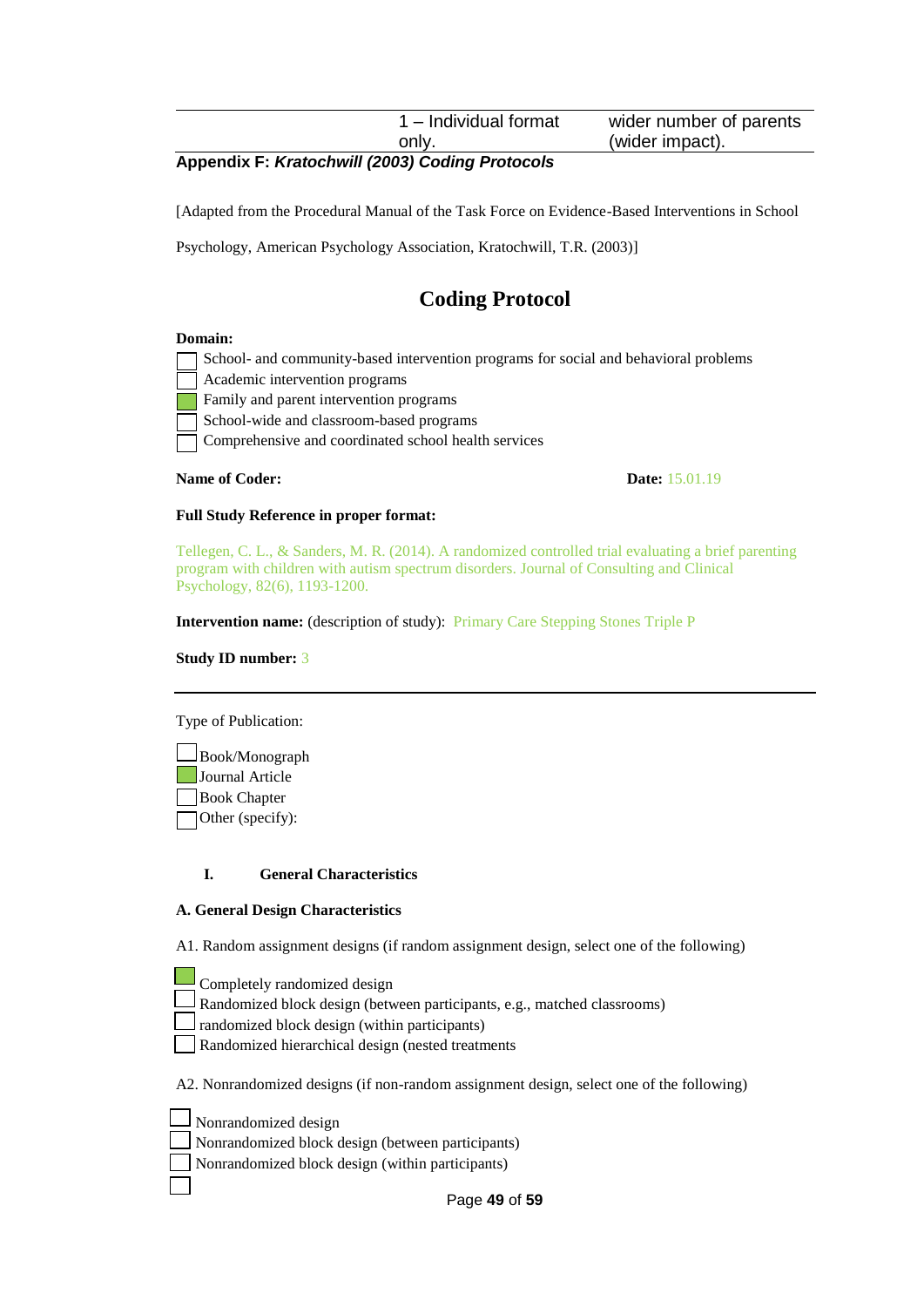| | 1 – Individual format only. | wider number of parents (wider impact). |
|---|---|---|

**Appendix F: *Kratochwill (2003) Coding Protocols***

[Adapted from the Procedural Manual of the Task Force on Evidence-Based Interventions in School Psychology, American Psychology Association, Kratochwill, T.R. (2003)]

# Coding Protocol

**Domain:**

- [ ] School- and community-based intervention programs for social and behavioral problems
- [ ] Academic intervention programs
- [x] Family and parent intervention programs
- [ ] School-wide and classroom-based programs
- [ ] Comprehensive and coordinated school health services

**Name of Coder:** **Date:** 15.01.19

**Full Study Reference in proper format:**

Tellegen, C. L., & Sanders, M. R. (2014). A randomized controlled trial evaluating a brief parenting program with children with autism spectrum disorders. Journal of Consulting and Clinical Psychology, 82(6), 1193-1200.

**Intervention name:** (description of study): Primary Care Stepping Stones Triple P

**Study ID number:** 3

---

Type of Publication:

- [ ] Book/Monograph
- [x] Journal Article
- [ ] Book Chapter
- [ ] Other (specify):

## I. General Characteristics

**A. General Design Characteristics**

A1. Random assignment designs (if random assignment design, select one of the following)

- [x] Completely randomized design
- [ ] Randomized block design (between participants, e.g., matched classrooms)
- [ ] randomized block design (within participants)
- [ ] Randomized hierarchical design (nested treatments

A2. Nonrandomized designs (if non-random assignment design, select one of the following)

- [ ] Nonrandomized design
- [ ] Nonrandomized block design (between participants)
- [ ] Nonrandomized block design (within participants)
- [ ]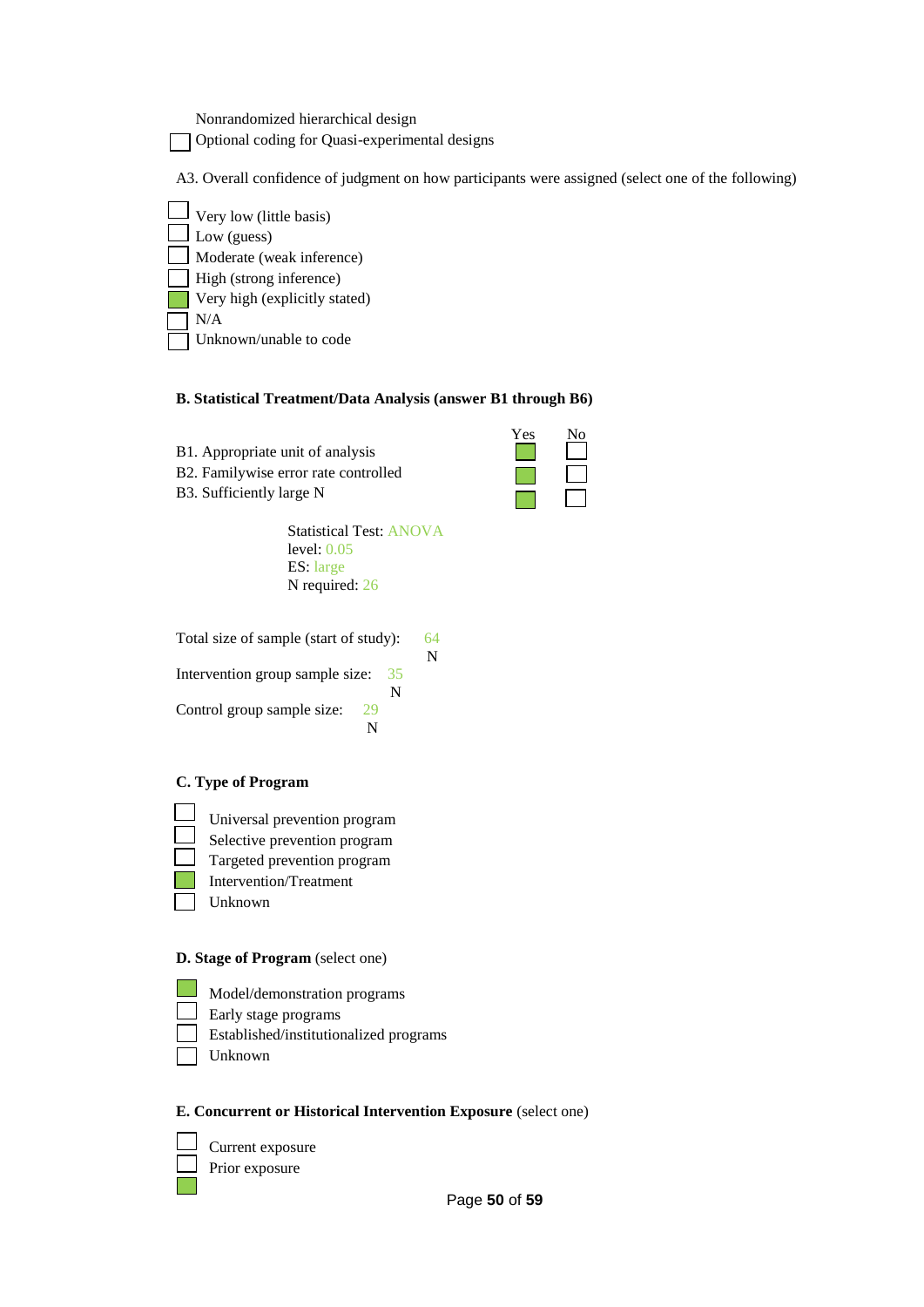Nonrandomized hierarchical design

- [ ] Optional coding for Quasi-experimental designs

A3. Overall confidence of judgment on how participants were assigned (select one of the following)

- [ ] Very low (little basis)
- [ ] Low (guess)
- [ ] Moderate (weak inference)
- [ ] High (strong inference)
- [x] Very high (explicitly stated)
- [ ] N/A
- [ ] Unknown/unable to code

**B. Statistical Treatment/Data Analysis (answer B1 through B6)**

| | Yes | No |
|---|---|---|
| B1. Appropriate unit of analysis | [x] | [ ] |
| B2. Familywise error rate controlled | [x] | [ ] |
| B3. Sufficiently large N | [x] | [ ] |

Statistical Test: ANOVA
level: 0.05
ES: large
N required: 26

Total size of sample (start of study): 64 N

Intervention group sample size: 35 N

Control group sample size: 29 N

**C. Type of Program**

- [ ] Universal prevention program
- [ ] Selective prevention program
- [ ] Targeted prevention program
- [x] Intervention/Treatment
- [ ] Unknown

**D. Stage of Program** (select one)

- [x] Model/demonstration programs
- [ ] Early stage programs
- [ ] Established/institutionalized programs
- [ ] Unknown

**E. Concurrent or Historical Intervention Exposure** (select one)

- [ ] Current exposure
- [ ] Prior exposure
- [x]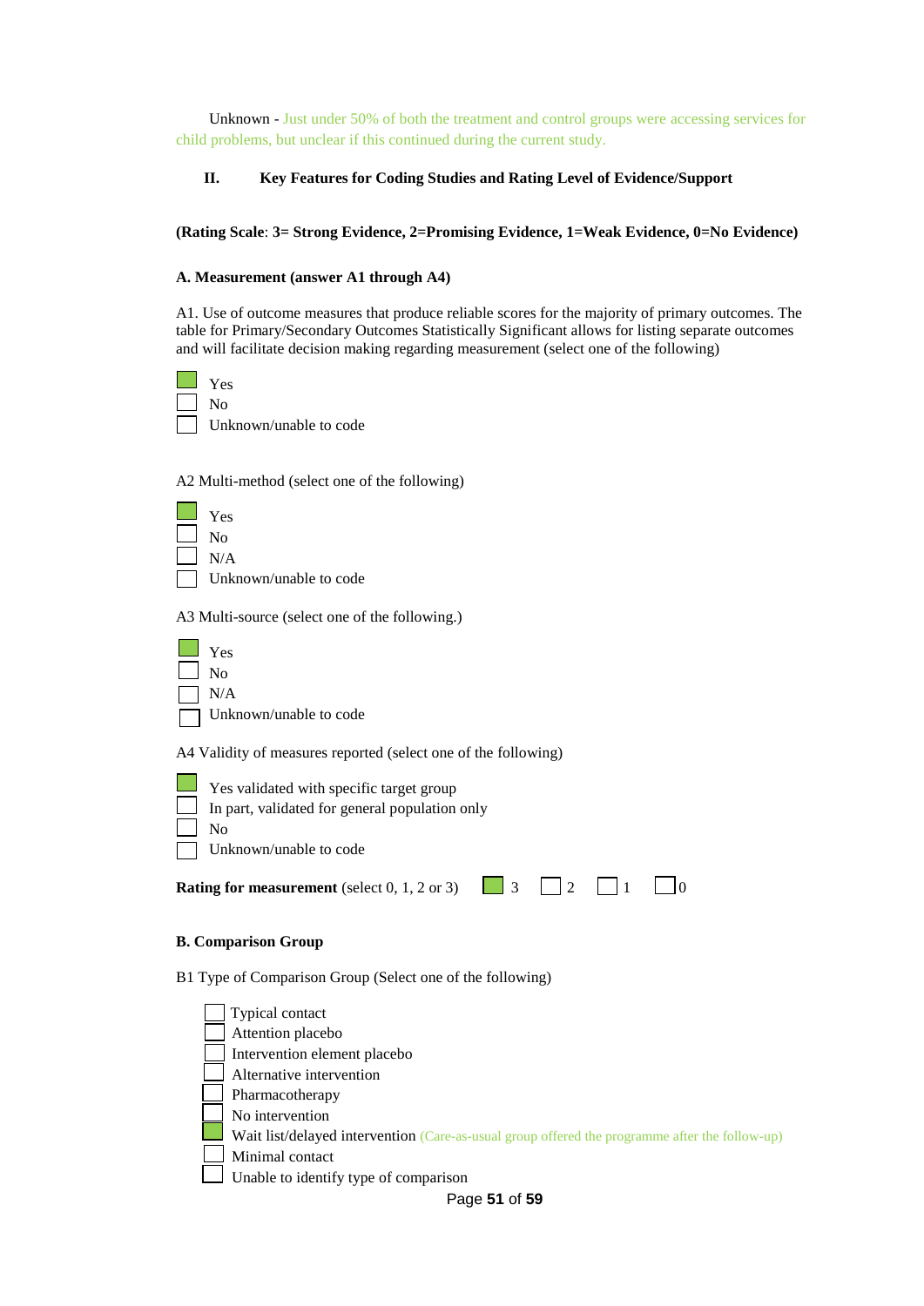Unknown - Just under 50% of both the treatment and control groups were accessing services for child problems, but unclear if this continued during the current study.

## II. Key Features for Coding Studies and Rating Level of Evidence/Support

**(Rating Scale: 3= Strong Evidence, 2=Promising Evidence, 1=Weak Evidence, 0=No Evidence)**

### A. Measurement (answer A1 through A4)

A1. Use of outcome measures that produce reliable scores for the majority of primary outcomes. The table for Primary/Secondary Outcomes Statistically Significant allows for listing separate outcomes and will facilitate decision making regarding measurement (select one of the following)

- [x] Yes
- [ ] No
- [ ] Unknown/unable to code

A2 Multi-method (select one of the following)

- [x] Yes
- [ ] No
- [ ] N/A
- [ ] Unknown/unable to code

A3 Multi-source (select one of the following.)

- [x] Yes
- [ ] No
- [ ] N/A
- [ ] Unknown/unable to code

A4 Validity of measures reported (select one of the following)

- [x] Yes validated with specific target group
- [ ] In part, validated for general population only
- [ ] No
- [ ] Unknown/unable to code

**Rating for measurement** (select 0, 1, 2 or 3) [x] 3 [ ] 2 [ ] 1 [ ] 0

### B. Comparison Group

B1 Type of Comparison Group (Select one of the following)

- [ ] Typical contact
- [ ] Attention placebo
- [ ] Intervention element placebo
- [ ] Alternative intervention
- [ ] Pharmacotherapy
- [ ] No intervention
- [x] Wait list/delayed intervention (Care-as-usual group offered the programme after the follow-up)
- [ ] Minimal contact
- [ ] Unable to identify type of comparison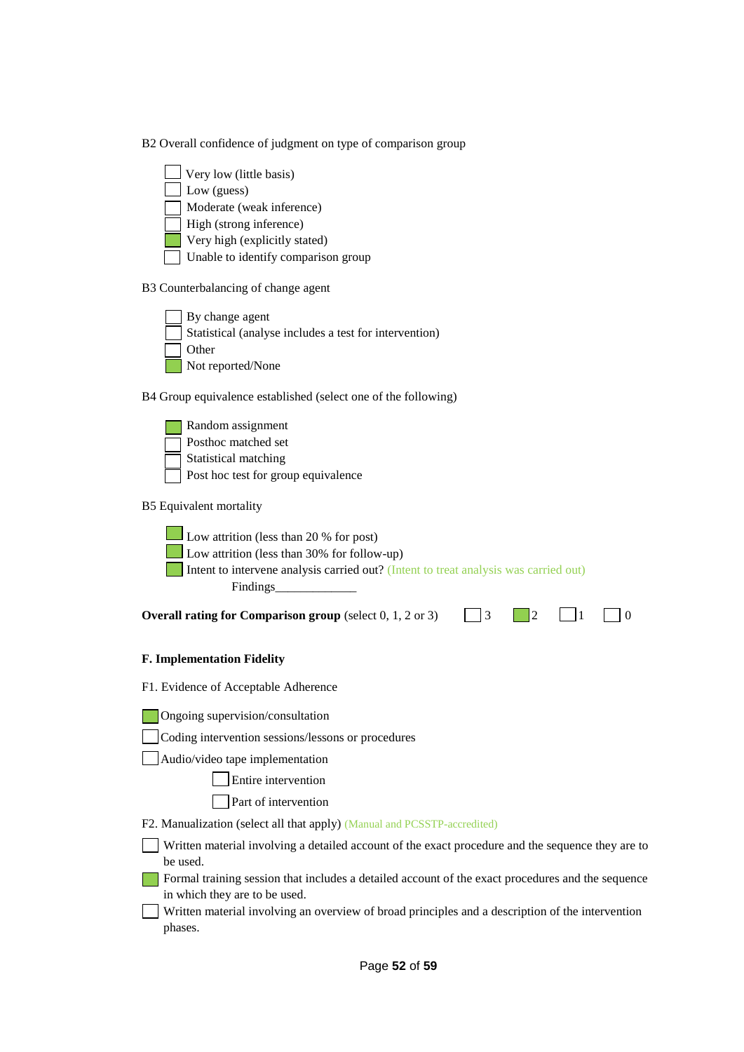B2 Overall confidence of judgment on type of comparison group

- [ ] Very low (little basis)
- [ ] Low (guess)
- [ ] Moderate (weak inference)
- [ ] High (strong inference)
- [x] Very high (explicitly stated)
- [ ] Unable to identify comparison group

B3 Counterbalancing of change agent

- [ ] By change agent
- [ ] Statistical (analyse includes a test for intervention)
- [ ] Other
- [x] Not reported/None

B4 Group equivalence established (select one of the following)

- [x] Random assignment
- [ ] Posthoc matched set
- [ ] Statistical matching
- [ ] Post hoc test for group equivalence

B5 Equivalent mortality

- [x] Low attrition (less than 20 % for post)
- [x] Low attrition (less than 30% for follow-up)
- [x] Intent to intervene analysis carried out? (Intent to treat analysis was carried out)

  Findings_____________

**Overall rating for Comparison group** (select 0, 1, 2 or 3) [ ] 3 [x] 2 [ ] 1 [ ] 0

**F. Implementation Fidelity**

F1. Evidence of Acceptable Adherence

- [x] Ongoing supervision/consultation
- [ ] Coding intervention sessions/lessons or procedures
- [ ] Audio/video tape implementation
  - [ ] Entire intervention
  - [ ] Part of intervention

F2. Manualization (select all that apply) (Manual and PCSSTP-accredited)

- [ ] Written material involving a detailed account of the exact procedure and the sequence they are to be used.
- [x] Formal training session that includes a detailed account of the exact procedures and the sequence in which they are to be used.
- [ ] Written material involving an overview of broad principles and a description of the intervention phases.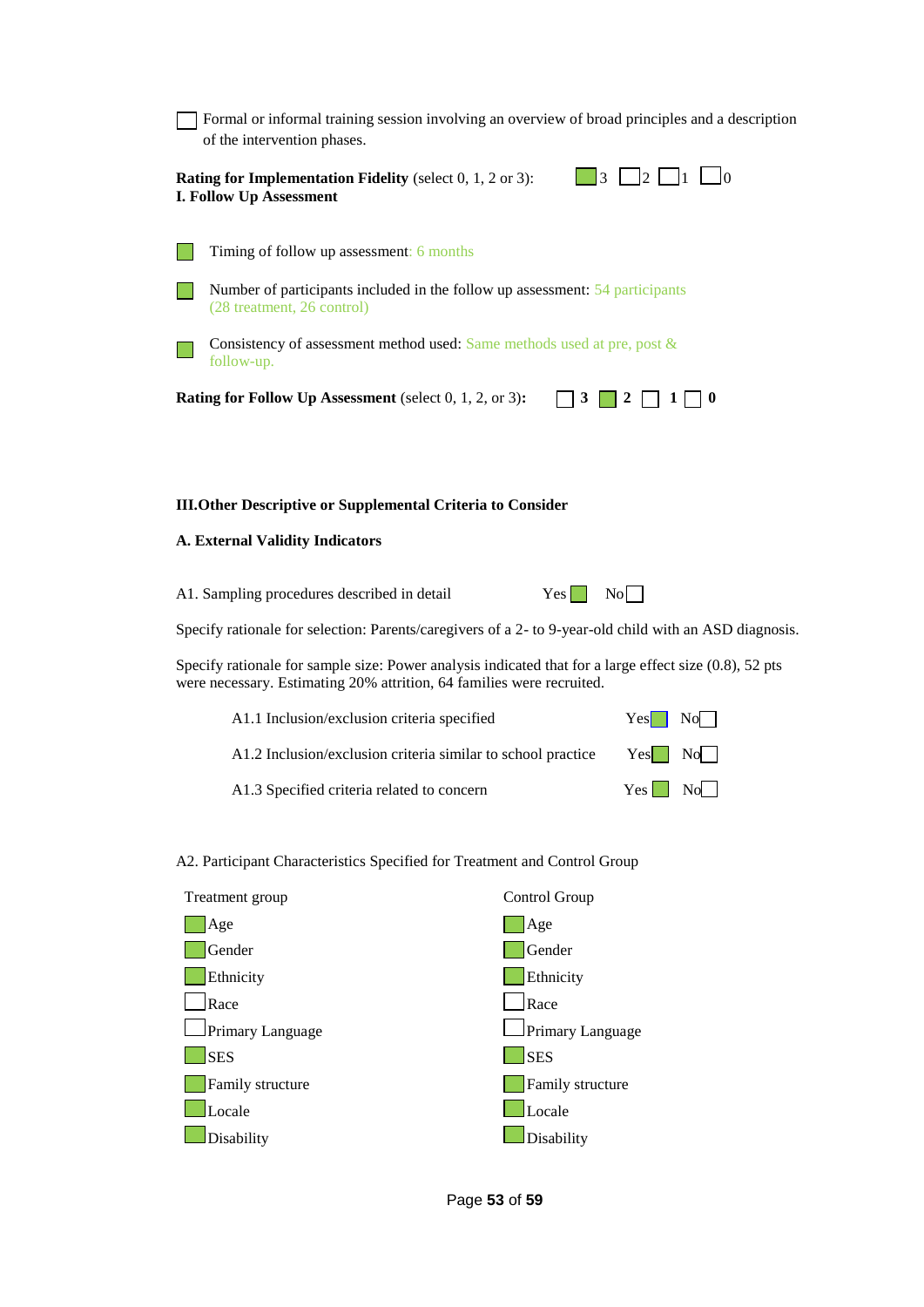☐ Formal or informal training session involving an overview of broad principles and a description of the intervention phases.

**Rating for Implementation Fidelity** (select 0, 1, 2 or 3): ☒ 3 ☐ 2 ☐ 1 ☐ 0

**I. Follow Up Assessment**

☒ Timing of follow up assessment: 6 months

☒ Number of participants included in the follow up assessment: 54 participants (28 treatment, 26 control)

☒ Consistency of assessment method used: Same methods used at pre, post & follow-up.

**Rating for Follow Up Assessment** (select 0, 1, 2, or 3)**:** ☐ **3** ☒ **2** ☐ **1** ☐ **0**

**III.Other Descriptive or Supplemental Criteria to Consider**

**A. External Validity Indicators**

A1. Sampling procedures described in detail Yes ☒ No ☐

Specify rationale for selection: Parents/caregivers of a 2- to 9-year-old child with an ASD diagnosis.

Specify rationale for sample size: Power analysis indicated that for a large effect size (0.8), 52 pts were necessary. Estimating 20% attrition, 64 families were recruited.

A1.1 Inclusion/exclusion criteria specified Yes ☒ No ☐

A1.2 Inclusion/exclusion criteria similar to school practice Yes ☒ No ☐

A1.3 Specified criteria related to concern Yes ☒ No ☐

A2. Participant Characteristics Specified for Treatment and Control Group

| Treatment group | Control Group |
|---|---|
| ☒ Age | ☒ Age |
| ☒ Gender | ☒ Gender |
| ☒ Ethnicity | ☒ Ethnicity |
| ☐ Race | ☐ Race |
| ☐ Primary Language | ☐ Primary Language |
| ☒ SES | ☒ SES |
| ☒ Family structure | ☒ Family structure |
| ☒ Locale | ☒ Locale |
| ☒ Disability | ☒ Disability |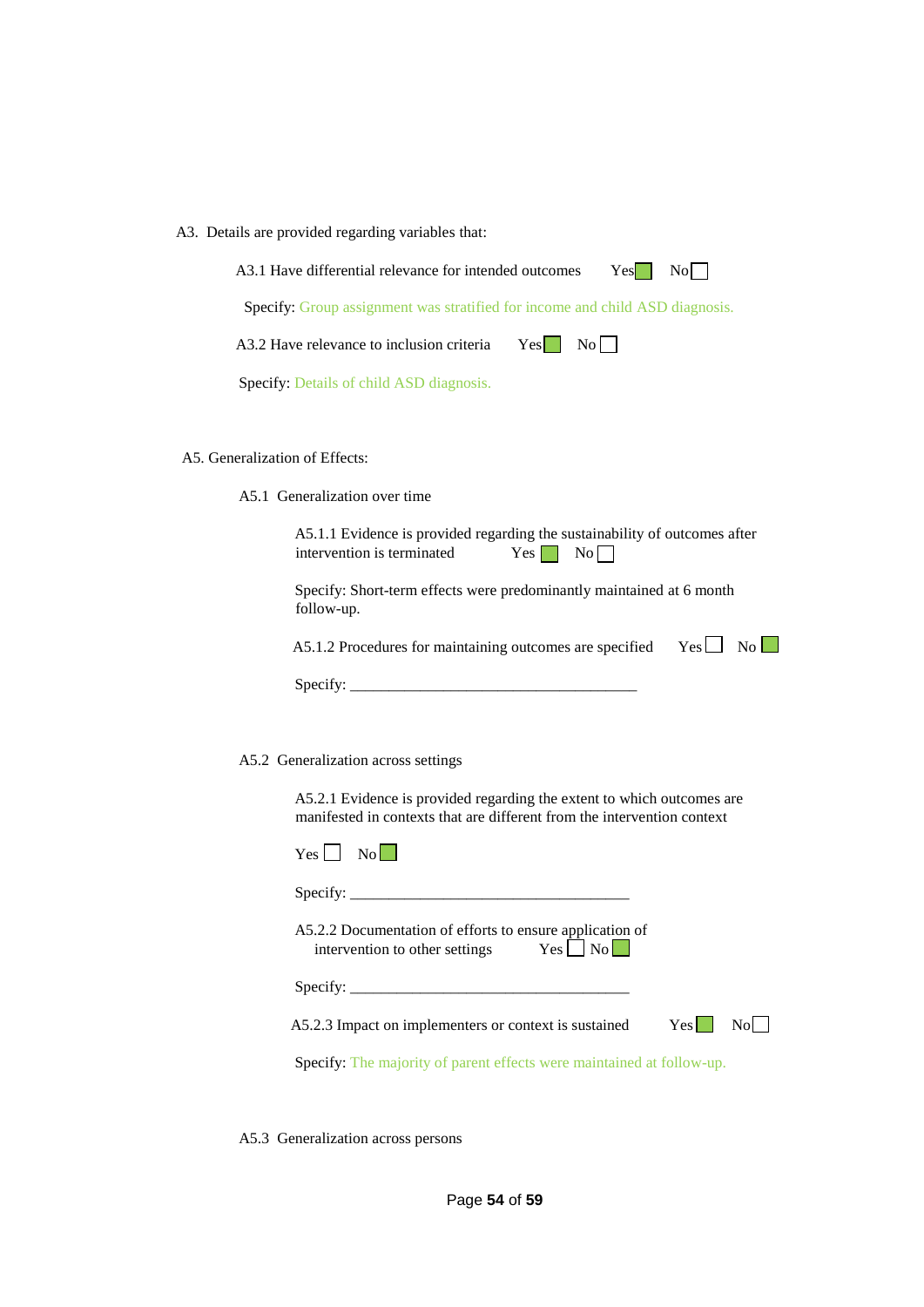A3. Details are provided regarding variables that:

A3.1 Have differential relevance for intended outcomes Yes ☑ No ☐

Specify: Group assignment was stratified for income and child ASD diagnosis.

A3.2 Have relevance to inclusion criteria Yes ☑ No ☐

Specify: Details of child ASD diagnosis.

A5. Generalization of Effects:

A5.1 Generalization over time

A5.1.1 Evidence is provided regarding the sustainability of outcomes after intervention is terminated Yes ☑ No ☐

Specify: Short-term effects were predominantly maintained at 6 month follow-up.

A5.1.2 Procedures for maintaining outcomes are specified Yes ☐ No ☑

Specify: ____________________________________

A5.2 Generalization across settings

A5.2.1 Evidence is provided regarding the extent to which outcomes are manifested in contexts that are different from the intervention context

Yes ☐ No ☑

Specify: ____________________________________

A5.2.2 Documentation of efforts to ensure application of intervention to other settings Yes ☐ No ☑

Specify: ____________________________________

A5.2.3 Impact on implementers or context is sustained Yes ☑ No ☐

Specify: The majority of parent effects were maintained at follow-up.

A5.3 Generalization across persons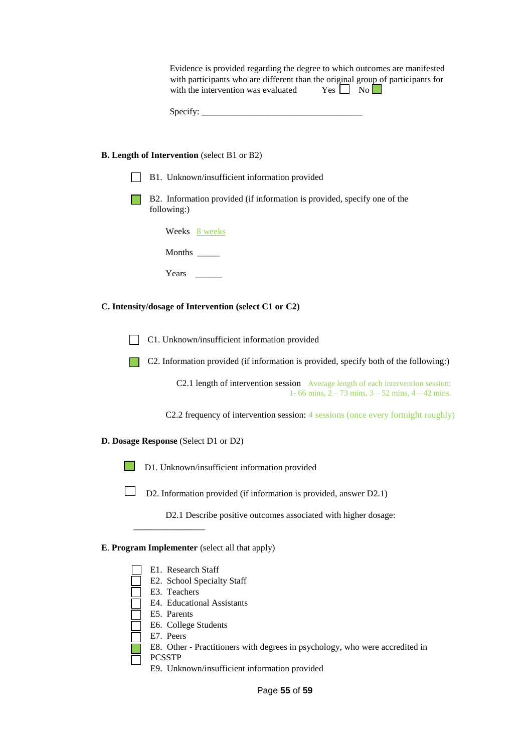Evidence is provided regarding the degree to which outcomes are manifested with participants who are different than the original group of participants for with the intervention was evaluated Yes ☐ No ☒

Specify: ___________________________________

**B. Length of Intervention** (select B1 or B2)

☐ B1. Unknown/insufficient information provided

☒ B2. Information provided (if information is provided, specify one of the following:)

Weeks 8 weeks

Months _____

Years ______

**C. Intensity/dosage of Intervention (select C1 or C2)**

☐ C1. Unknown/insufficient information provided

☒ C2. Information provided (if information is provided, specify both of the following:)

C2.1 length of intervention session Average length of each intervention session: 1- 66 mins, 2 – 73 mins, 3 – 52 mins, 4 – 42 mins.

C2.2 frequency of intervention session: 4 sessions (once every fortnight roughly)

**D. Dosage Response** (Select D1 or D2)

☒ D1. Unknown/insufficient information provided

☐ D2. Information provided (if information is provided, answer D2.1)

D2.1 Describe positive outcomes associated with higher dosage: ________________

**E. Program Implementer** (select all that apply)

☐ E1. Research Staff
☐ E2. School Specialty Staff
☐ E3. Teachers
☐ E4. Educational Assistants
☐ E5. Parents
☐ E6. College Students
☐ E7. Peers
☒ E8. Other - Practitioners with degrees in psychology, who were accredited in PCSSTP
☐ E9. Unknown/insufficient information provided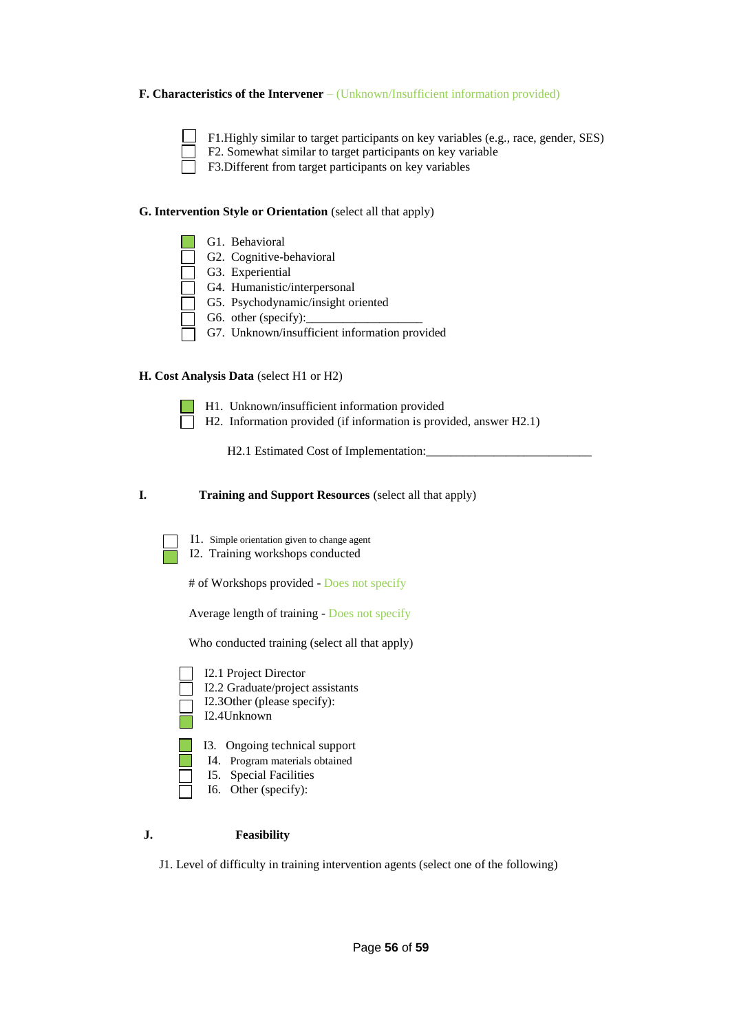**F. Characteristics of the Intervener** – (Unknown/Insufficient information provided)

- [ ] F1.Highly similar to target participants on key variables (e.g., race, gender, SES)
- [ ] F2. Somewhat similar to target participants on key variable
- [ ] F3.Different from target participants on key variables

**G. Intervention Style or Orientation** (select all that apply)

- [x] G1. Behavioral
- [ ] G2. Cognitive-behavioral
- [ ] G3. Experiential
- [ ] G4. Humanistic/interpersonal
- [ ] G5. Psychodynamic/insight oriented
- [ ] G6. other (specify):___________________
- [ ] G7. Unknown/insufficient information provided

**H. Cost Analysis Data** (select H1 or H2)

- [x] H1. Unknown/insufficient information provided
- [ ] H2. Information provided (if information is provided, answer H2.1)

H2.1 Estimated Cost of Implementation:___________________________

**I. Training and Support Resources** (select all that apply)

- [ ] I1. Simple orientation given to change agent
- [x] I2. Training workshops conducted

\# of Workshops provided - Does not specify

Average length of training - Does not specify

Who conducted training (select all that apply)

- [ ] I2.1 Project Director
- [ ] I2.2 Graduate/project assistants
- [ ] I2.3Other (please specify):
- [x] I2.4Unknown

- [x] I3. Ongoing technical support
- [x] I4. Program materials obtained
- [ ] I5. Special Facilities
- [ ] I6. Other (specify):

**J. Feasibility**

J1. Level of difficulty in training intervention agents (select one of the following)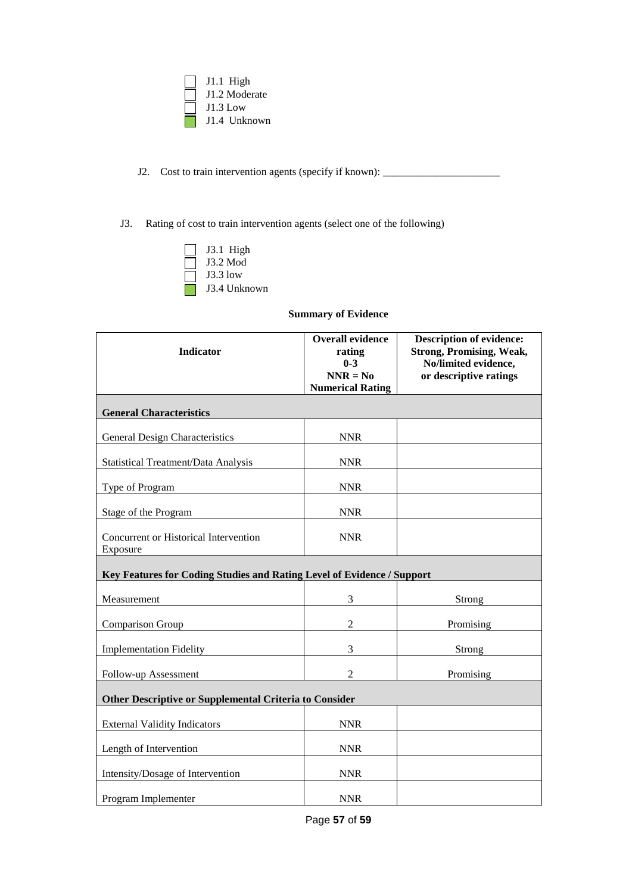- [ ] J1.1 High
- [ ] J1.2 Moderate
- [ ] J1.3 Low
- [x] J1.4 Unknown

J2. Cost to train intervention agents (specify if known): ______________________

J3. Rating of cost to train intervention agents (select one of the following)

- [ ] J3.1 High
- [ ] J3.2 Mod
- [ ] J3.3 low
- [x] J3.4 Unknown

**Summary of Evidence**

| **Indicator** | **Overall evidence rating 0-3 NNR = No Numerical Rating** | **Description of evidence: Strong, Promising, Weak, No/limited evidence, or descriptive ratings** |
|---|---|---|
| **General Characteristics** | | |
| General Design Characteristics | NNR | |
| Statistical Treatment/Data Analysis | NNR | |
| Type of Program | NNR | |
| Stage of the Program | NNR | |
| Concurrent or Historical Intervention Exposure | NNR | |
| **Key Features for Coding Studies and Rating Level of Evidence / Support** | | |
| Measurement | 3 | Strong |
| Comparison Group | 2 | Promising |
| Implementation Fidelity | 3 | Strong |
| Follow-up Assessment | 2 | Promising |
| **Other Descriptive or Supplemental Criteria to Consider** | | |
| External Validity Indicators | NNR | |
| Length of Intervention | NNR | |
| Intensity/Dosage of Intervention | NNR | |
| Program Implementer | NNR | |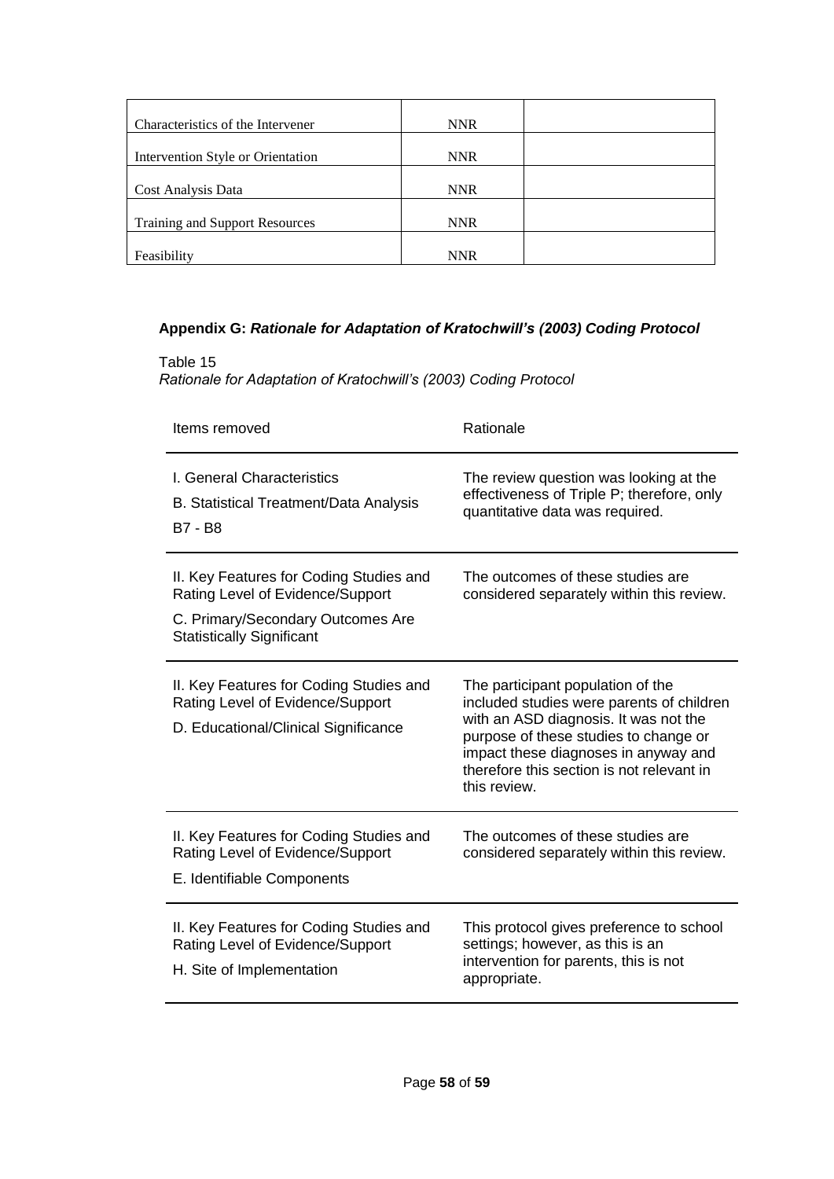| | | |
|---|---|---|
| Characteristics of the Intervener | NNR | |
| Intervention Style or Orientation | NNR | |
| Cost Analysis Data | NNR | |
| Training and Support Resources | NNR | |
| Feasibility | NNR | |

## Appendix G: *Rationale for Adaptation of Kratochwill's (2003) Coding Protocol*

Table 15

*Rationale for Adaptation of Kratochwill's (2003) Coding Protocol*

| Items removed | Rationale |
|---|---|
| I. General Characteristics<br>B. Statistical Treatment/Data Analysis<br>B7 - B8 | The review question was looking at the effectiveness of Triple P; therefore, only quantitative data was required. |
| II. Key Features for Coding Studies and Rating Level of Evidence/Support<br>C. Primary/Secondary Outcomes Are Statistically Significant | The outcomes of these studies are considered separately within this review. |
| II. Key Features for Coding Studies and Rating Level of Evidence/Support<br>D. Educational/Clinical Significance | The participant population of the included studies were parents of children with an ASD diagnosis. It was not the purpose of these studies to change or impact these diagnoses in anyway and therefore this section is not relevant in this review. |
| II. Key Features for Coding Studies and Rating Level of Evidence/Support<br>E. Identifiable Components | The outcomes of these studies are considered separately within this review. |
| II. Key Features for Coding Studies and Rating Level of Evidence/Support<br>H. Site of Implementation | This protocol gives preference to school settings; however, as this is an intervention for parents, this is not appropriate. |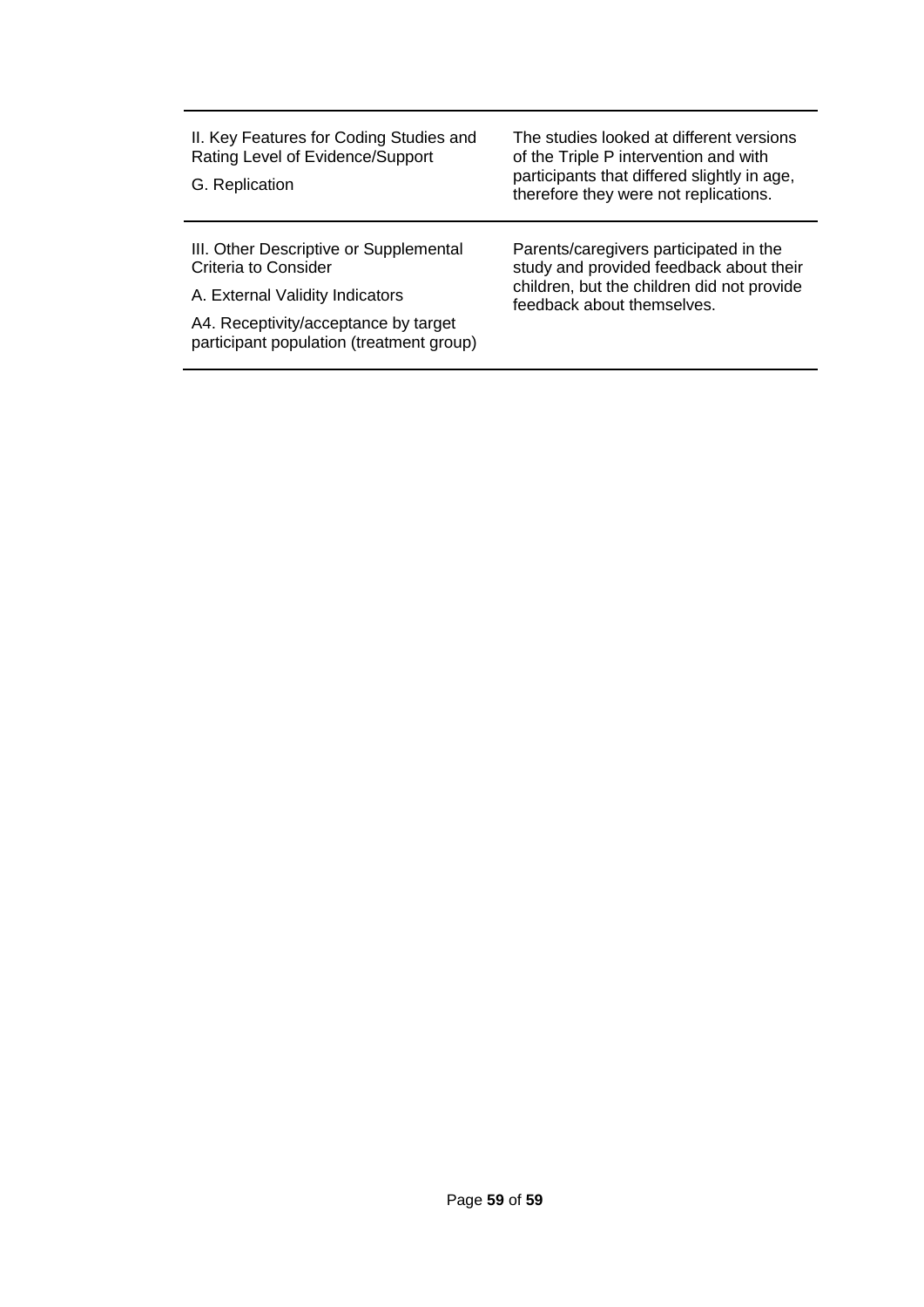| | |
|---|---|
| II. Key Features for Coding Studies and Rating Level of Evidence/Support<br><br>G. Replication | The studies looked at different versions of the Triple P intervention and with participants that differed slightly in age, therefore they were not replications. |
| III. Other Descriptive or Supplemental Criteria to Consider<br><br>A. External Validity Indicators<br><br>A4. Receptivity/acceptance by target participant population (treatment group) | Parents/caregivers participated in the study and provided feedback about their children, but the children did not provide feedback about themselves. |